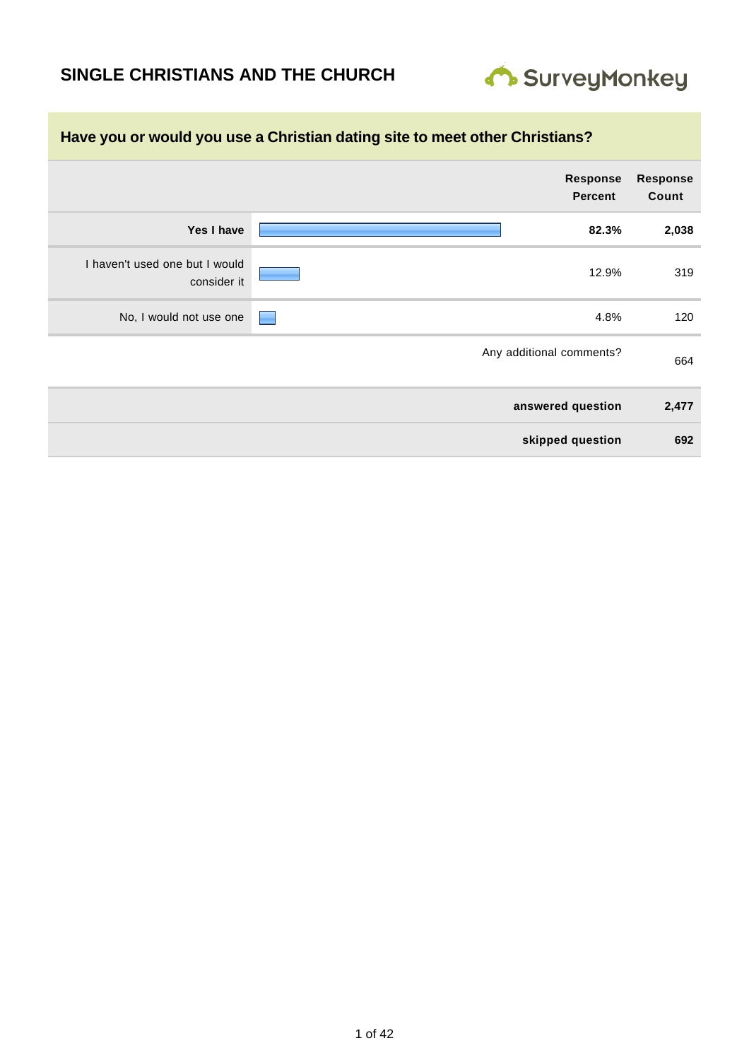# SINGLE CHRISTIANS AND THE CHURCH

SurveyMonkey

## Have you or would you use a Christian dating site to meet other Christians?

| | Response Percent | Response Count |
|---|---|---|
| **Yes I have** | **82.3%** | **2,038** |
| I haven't used one but I would consider it | 12.9% | 319 |
| No, I would not use one | 4.8% | 120 |
| Any additional comments? | | 664 |
| **answered question** | | **2,477** |
| **skipped question** | | **692** |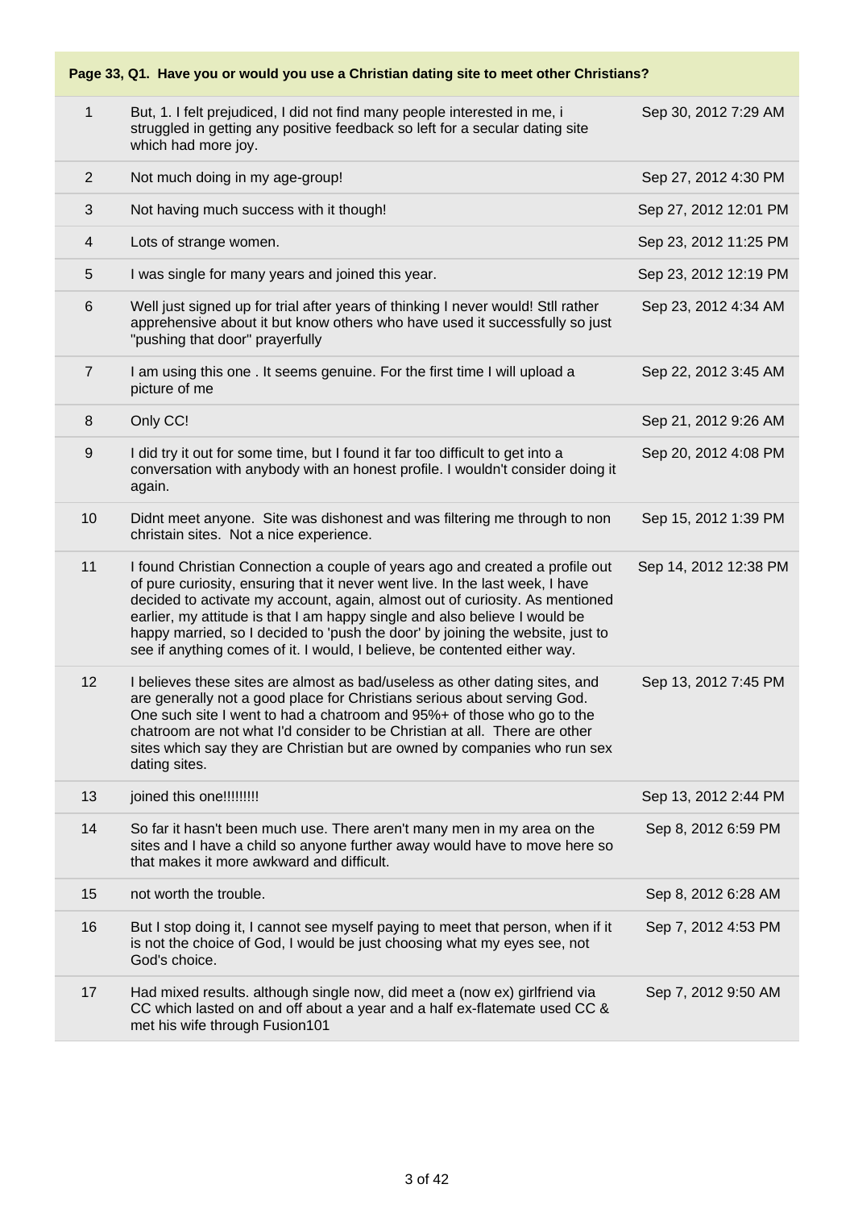**Page 33, Q1. Have you or would you use a Christian dating site to meet other Christians?**

| # | Response | Date |
|---|---|---|
| 1 | But, 1. I felt prejudiced, I did not find many people interested in me, i struggled in getting any positive feedback so left for a secular dating site which had more joy. | Sep 30, 2012 7:29 AM |
| 2 | Not much doing in my age-group! | Sep 27, 2012 4:30 PM |
| 3 | Not having much success with it though! | Sep 27, 2012 12:01 PM |
| 4 | Lots of strange women. | Sep 23, 2012 11:25 PM |
| 5 | I was single for many years and joined this year. | Sep 23, 2012 12:19 PM |
| 6 | Well just signed up for trial after years of thinking I never would! Stll rather apprehensive about it but know others who have used it successfully so just "pushing that door" prayerfully | Sep 23, 2012 4:34 AM |
| 7 | I am using this one . It seems genuine. For the first time I will upload a picture of me | Sep 22, 2012 3:45 AM |
| 8 | Only CC! | Sep 21, 2012 9:26 AM |
| 9 | I did try it out for some time, but I found it far too difficult to get into a conversation with anybody with an honest profile. I wouldn't consider doing it again. | Sep 20, 2012 4:08 PM |
| 10 | Didnt meet anyone. Site was dishonest and was filtering me through to non christain sites. Not a nice experience. | Sep 15, 2012 1:39 PM |
| 11 | I found Christian Connection a couple of years ago and created a profile out of pure curiosity, ensuring that it never went live. In the last week, I have decided to activate my account, again, almost out of curiosity. As mentioned earlier, my attitude is that I am happy single and also believe I would be happy married, so I decided to 'push the door' by joining the website, just to see if anything comes of it. I would, I believe, be contented either way. | Sep 14, 2012 12:38 PM |
| 12 | I believes these sites are almost as bad/useless as other dating sites, and are generally not a good place for Christians serious about serving God. One such site I went to had a chatroom and 95%+ of those who go to the chatroom are not what I'd consider to be Christian at all. There are other sites which say they are Christian but are owned by companies who run sex dating sites. | Sep 13, 2012 7:45 PM |
| 13 | joined this one!!!!!!!!! | Sep 13, 2012 2:44 PM |
| 14 | So far it hasn't been much use. There aren't many men in my area on the sites and I have a child so anyone further away would have to move here so that makes it more awkward and difficult. | Sep 8, 2012 6:59 PM |
| 15 | not worth the trouble. | Sep 8, 2012 6:28 AM |
| 16 | But I stop doing it, I cannot see myself paying to meet that person, when if it is not the choice of God, I would be just choosing what my eyes see, not God's choice. | Sep 7, 2012 4:53 PM |
| 17 | Had mixed results. although single now, did meet a (now ex) girlfriend via CC which lasted on and off about a year and a half ex-flatemate used CC & met his wife through Fusion101 | Sep 7, 2012 9:50 AM |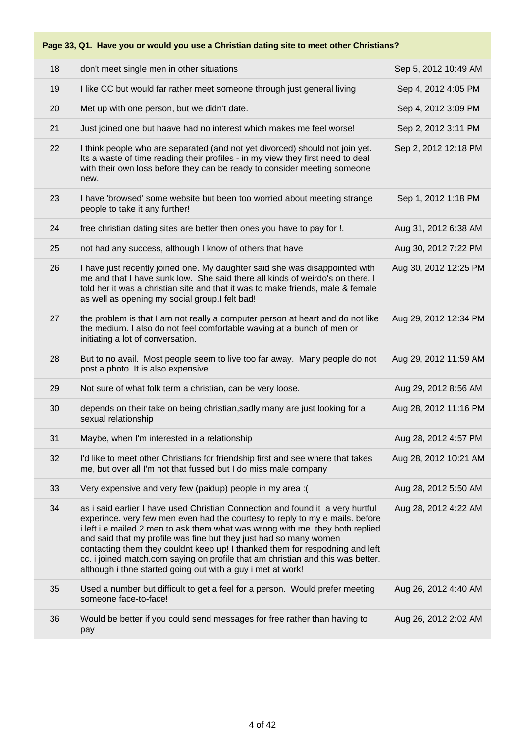**Page 33, Q1. Have you or would you use a Christian dating site to meet other Christians?**

| | | |
|---|---|---|
| 18 | don't meet single men in other situations | Sep 5, 2012 10:49 AM |
| 19 | I like CC but would far rather meet someone through just general living | Sep 4, 2012 4:05 PM |
| 20 | Met up with one person, but we didn't date. | Sep 4, 2012 3:09 PM |
| 21 | Just joined one but haave had no interest which makes me feel worse! | Sep 2, 2012 3:11 PM |
| 22 | I think people who are separated (and not yet divorced) should not join yet. Its a waste of time reading their profiles - in my view they first need to deal with their own loss before they can be ready to consider meeting someone new. | Sep 2, 2012 12:18 PM |
| 23 | I have 'browsed' some website but been too worried about meeting strange people to take it any further! | Sep 1, 2012 1:18 PM |
| 24 | free christian dating sites are better then ones you have to pay for !. | Aug 31, 2012 6:38 AM |
| 25 | not had any success, although I know of others that have | Aug 30, 2012 7:22 PM |
| 26 | I have just recently joined one. My daughter said she was disappointed with me and that I have sunk low. She said there all kinds of weirdo's on there. I told her it was a christian site and that it was to make friends, male & female as well as opening my social group.I felt bad! | Aug 30, 2012 12:25 PM |
| 27 | the problem is that I am not really a computer person at heart and do not like the medium. I also do not feel comfortable waving at a bunch of men or initiating a lot of conversation. | Aug 29, 2012 12:34 PM |
| 28 | But to no avail. Most people seem to live too far away. Many people do not post a photo. It is also expensive. | Aug 29, 2012 11:59 AM |
| 29 | Not sure of what folk term a christian, can be very loose. | Aug 29, 2012 8:56 AM |
| 30 | depends on their take on being christian,sadly many are just looking for a sexual relationship | Aug 28, 2012 11:16 PM |
| 31 | Maybe, when I'm interested in a relationship | Aug 28, 2012 4:57 PM |
| 32 | I'd like to meet other Christians for friendship first and see where that takes me, but over all I'm not that fussed but I do miss male company | Aug 28, 2012 10:21 AM |
| 33 | Very expensive and very few (paidup) people in my area :( | Aug 28, 2012 5:50 AM |
| 34 | as i said earlier I have used Christian Connection and found it a very hurtful experince. very few men even had the courtesy to reply to my e mails. before i left i e mailed 2 men to ask them what was wrong with me. they both replied and said that my profile was fine but they just had so many women contacting them they couldnt keep up! I thanked them for respodning and left cc. i joined match.com saying on profile that am christian and this was better. although i thne started going out with a guy i met at work! | Aug 28, 2012 4:22 AM |
| 35 | Used a number but difficult to get a feel for a person. Would prefer meeting someone face-to-face! | Aug 26, 2012 4:40 AM |
| 36 | Would be better if you could send messages for free rather than having to pay | Aug 26, 2012 2:02 AM |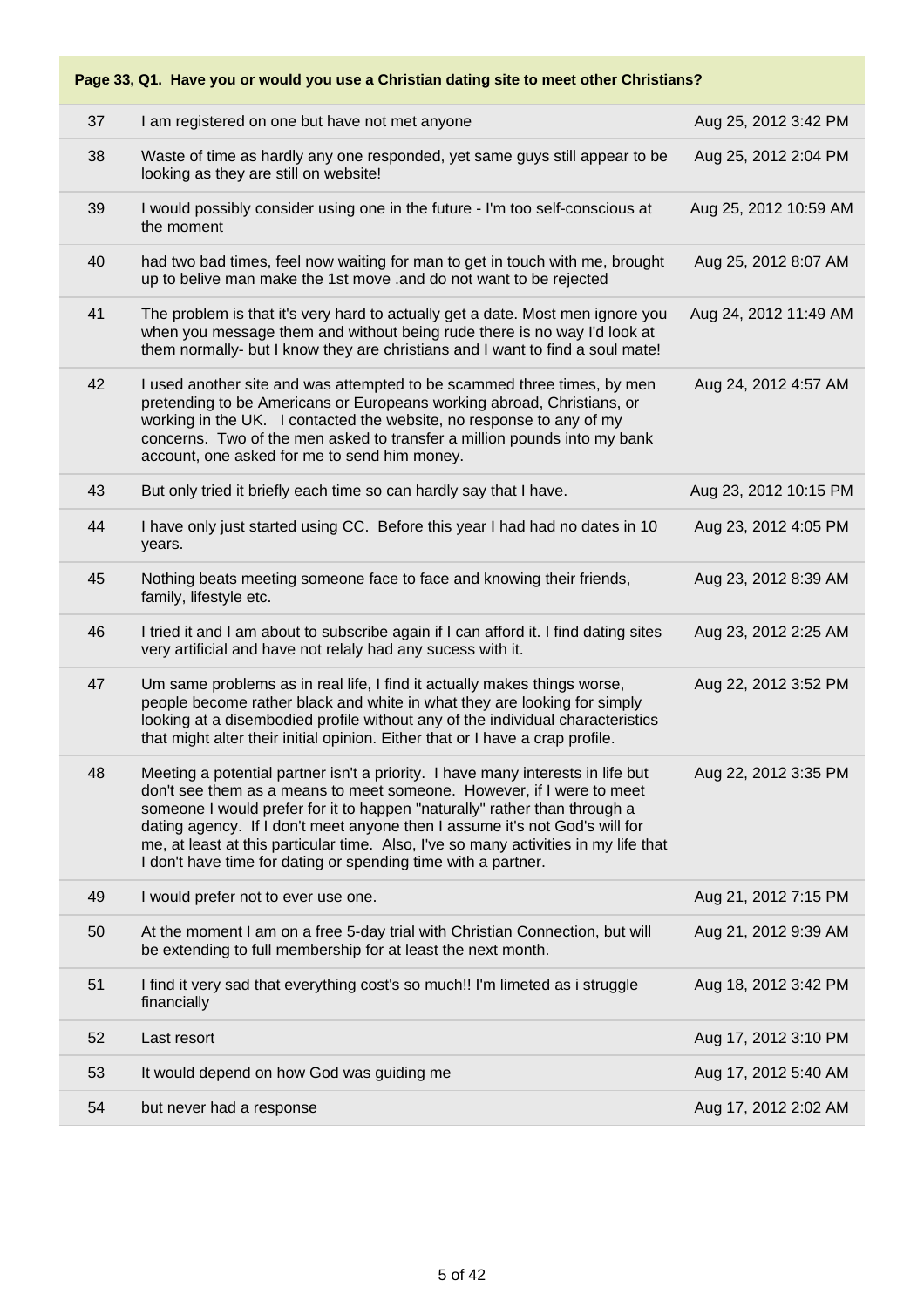**Page 33, Q1. Have you or would you use a Christian dating site to meet other Christians?**

| | | |
|---|---|---|
| 37 | I am registered on one but have not met anyone | Aug 25, 2012 3:42 PM |
| 38 | Waste of time as hardly any one responded, yet same guys still appear to be looking as they are still on website! | Aug 25, 2012 2:04 PM |
| 39 | I would possibly consider using one in the future - I'm too self-conscious at the moment | Aug 25, 2012 10:59 AM |
| 40 | had two bad times, feel now waiting for man to get in touch with me, brought up to belive man make the 1st move .and do not want to be rejected | Aug 25, 2012 8:07 AM |
| 41 | The problem is that it's very hard to actually get a date. Most men ignore you when you message them and without being rude there is no way I'd look at them normally- but I know they are christians and I want to find a soul mate! | Aug 24, 2012 11:49 AM |
| 42 | I used another site and was attempted to be scammed three times, by men pretending to be Americans or Europeans working abroad, Christians, or working in the UK. I contacted the website, no response to any of my concerns. Two of the men asked to transfer a million pounds into my bank account, one asked for me to send him money. | Aug 24, 2012 4:57 AM |
| 43 | But only tried it briefly each time so can hardly say that I have. | Aug 23, 2012 10:15 PM |
| 44 | I have only just started using CC. Before this year I had had no dates in 10 years. | Aug 23, 2012 4:05 PM |
| 45 | Nothing beats meeting someone face to face and knowing their friends, family, lifestyle etc. | Aug 23, 2012 8:39 AM |
| 46 | I tried it and I am about to subscribe again if I can afford it. I find dating sites very artificial and have not relaly had any sucess with it. | Aug 23, 2012 2:25 AM |
| 47 | Um same problems as in real life, I find it actually makes things worse, people become rather black and white in what they are looking for simply looking at a disembodied profile without any of the individual characteristics that might alter their initial opinion. Either that or I have a crap profile. | Aug 22, 2012 3:52 PM |
| 48 | Meeting a potential partner isn't a priority. I have many interests in life but don't see them as a means to meet someone. However, if I were to meet someone I would prefer for it to happen "naturally" rather than through a dating agency. If I don't meet anyone then I assume it's not God's will for me, at least at this particular time. Also, I've so many activities in my life that I don't have time for dating or spending time with a partner. | Aug 22, 2012 3:35 PM |
| 49 | I would prefer not to ever use one. | Aug 21, 2012 7:15 PM |
| 50 | At the moment I am on a free 5-day trial with Christian Connection, but will be extending to full membership for at least the next month. | Aug 21, 2012 9:39 AM |
| 51 | I find it very sad that everything cost's so much!! I'm limeted as i struggle financially | Aug 18, 2012 3:42 PM |
| 52 | Last resort | Aug 17, 2012 3:10 PM |
| 53 | It would depend on how God was guiding me | Aug 17, 2012 5:40 AM |
| 54 | but never had a response | Aug 17, 2012 2:02 AM |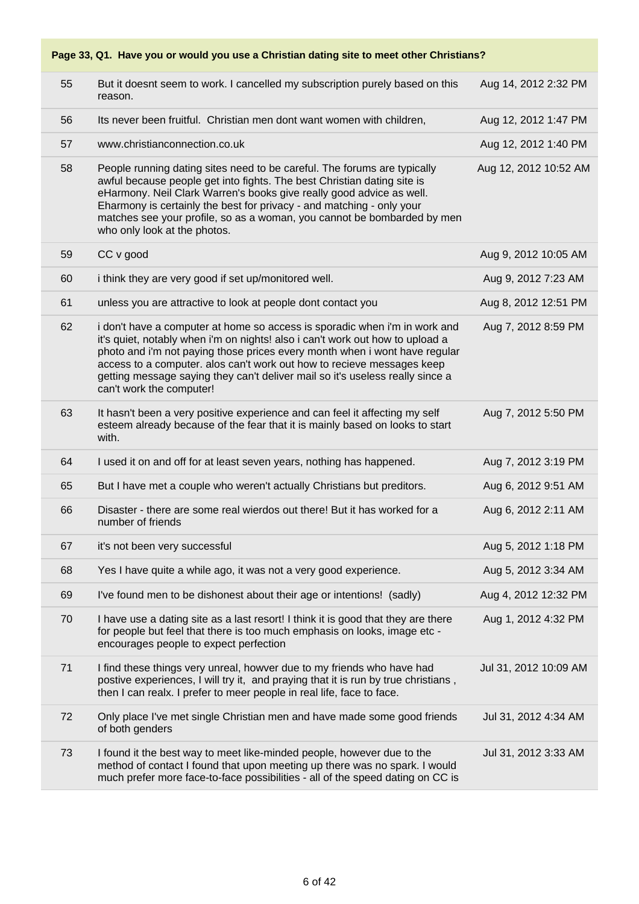**Page 33, Q1. Have you or would you use a Christian dating site to meet other Christians?**

| | | |
|---|---|---|
| 55 | But it doesnt seem to work. I cancelled my subscription purely based on this reason. | Aug 14, 2012 2:32 PM |
| 56 | Its never been fruitful. Christian men dont want women with children, | Aug 12, 2012 1:47 PM |
| 57 | www.christianconnection.co.uk | Aug 12, 2012 1:40 PM |
| 58 | People running dating sites need to be careful. The forums are typically awful because people get into fights. The best Christian dating site is eHarmony. Neil Clark Warren's books give really good advice as well. Eharmony is certainly the best for privacy - and matching - only your matches see your profile, so as a woman, you cannot be bombarded by men who only look at the photos. | Aug 12, 2012 10:52 AM |
| 59 | CC v good | Aug 9, 2012 10:05 AM |
| 60 | i think they are very good if set up/monitored well. | Aug 9, 2012 7:23 AM |
| 61 | unless you are attractive to look at people dont contact you | Aug 8, 2012 12:51 PM |
| 62 | i don't have a computer at home so access is sporadic when i'm in work and it's quiet, notably when i'm on nights! also i can't work out how to upload a photo and i'm not paying those prices every month when i wont have regular access to a computer. alos can't work out how to recieve messages keep getting message saying they can't deliver mail so it's useless really since a can't work the computer! | Aug 7, 2012 8:59 PM |
| 63 | It hasn't been a very positive experience and can feel it affecting my self esteem already because of the fear that it is mainly based on looks to start with. | Aug 7, 2012 5:50 PM |
| 64 | I used it on and off for at least seven years, nothing has happened. | Aug 7, 2012 3:19 PM |
| 65 | But I have met a couple who weren't actually Christians but preditors. | Aug 6, 2012 9:51 AM |
| 66 | Disaster - there are some real wierdos out there! But it has worked for a number of friends | Aug 6, 2012 2:11 AM |
| 67 | it's not been very successful | Aug 5, 2012 1:18 PM |
| 68 | Yes I have quite a while ago, it was not a very good experience. | Aug 5, 2012 3:34 AM |
| 69 | I've found men to be dishonest about their age or intentions! (sadly) | Aug 4, 2012 12:32 PM |
| 70 | I have use a dating site as a last resort! I think it is good that they are there for people but feel that there is too much emphasis on looks, image etc - encourages people to expect perfection | Aug 1, 2012 4:32 PM |
| 71 | I find these things very unreal, howver due to my friends who have had postive experiences, I will try it, and praying that it is run by true christians , then I can realx. I prefer to meer people in real life, face to face. | Jul 31, 2012 10:09 AM |
| 72 | Only place I've met single Christian men and have made some good friends of both genders | Jul 31, 2012 4:34 AM |
| 73 | I found it the best way to meet like-minded people, however due to the method of contact I found that upon meeting up there was no spark. I would much prefer more face-to-face possibilities - all of the speed dating on CC is | Jul 31, 2012 3:33 AM |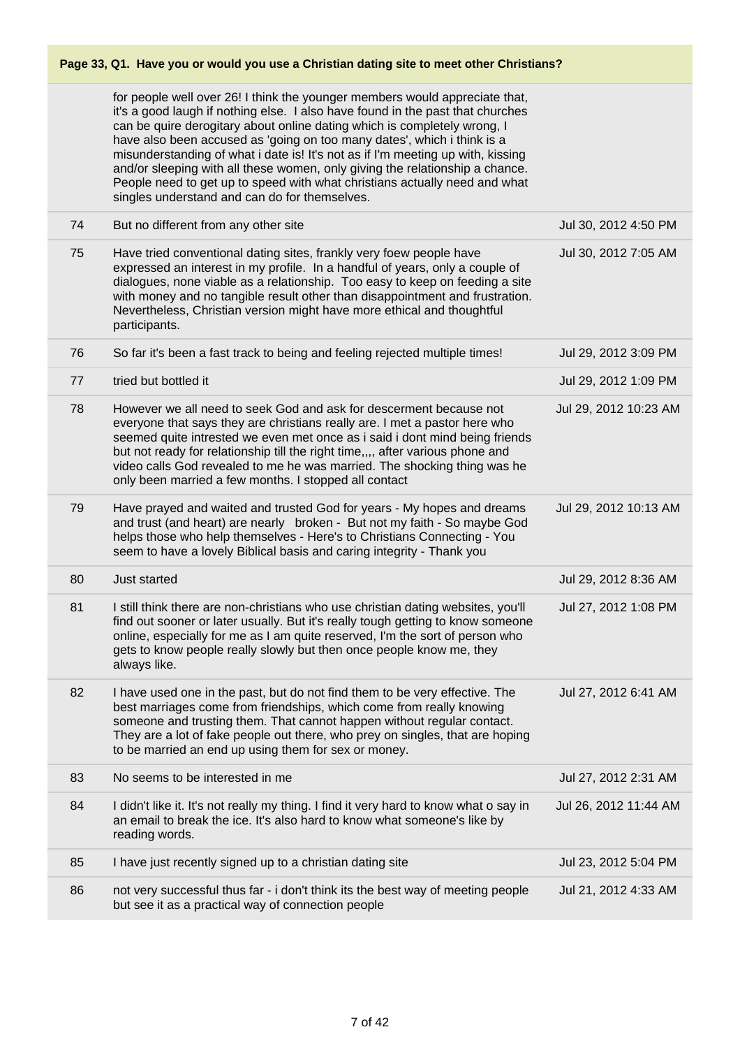**Page 33, Q1. Have you or would you use a Christian dating site to meet other Christians?**

| | | |
|---|---|---|
| | for people well over 26! I think the younger members would appreciate that, it's a good laugh if nothing else. I also have found in the past that churches can be quire derogitary about online dating which is completely wrong, I have also been accused as 'going on too many dates', which i think is a misunderstanding of what i date is! It's not as if I'm meeting up with, kissing and/or sleeping with all these women, only giving the relationship a chance. People need to get up to speed with what christians actually need and what singles understand and can do for themselves. | |
| 74 | But no different from any other site | Jul 30, 2012 4:50 PM |
| 75 | Have tried conventional dating sites, frankly very foew people have expressed an interest in my profile. In a handful of years, only a couple of dialogues, none viable as a relationship. Too easy to keep on feeding a site with money and no tangible result other than disappointment and frustration. Nevertheless, Christian version might have more ethical and thoughtful participants. | Jul 30, 2012 7:05 AM |
| 76 | So far it's been a fast track to being and feeling rejected multiple times! | Jul 29, 2012 3:09 PM |
| 77 | tried but bottled it | Jul 29, 2012 1:09 PM |
| 78 | However we all need to seek God and ask for descerment because not everyone that says they are christians really are. I met a pastor here who seemed quite intrested we even met once as i said i dont mind being friends but not ready for relationship till the right time,,,, after various phone and video calls God revealed to me he was married. The shocking thing was he only been married a few months. I stopped all contact | Jul 29, 2012 10:23 AM |
| 79 | Have prayed and waited and trusted God for years - My hopes and dreams and trust (and heart) are nearly broken - But not my faith - So maybe God helps those who help themselves - Here's to Christians Connecting - You seem to have a lovely Biblical basis and caring integrity - Thank you | Jul 29, 2012 10:13 AM |
| 80 | Just started | Jul 29, 2012 8:36 AM |
| 81 | I still think there are non-christians who use christian dating websites, you'll find out sooner or later usually. But it's really tough getting to know someone online, especially for me as I am quite reserved, I'm the sort of person who gets to know people really slowly but then once people know me, they always like. | Jul 27, 2012 1:08 PM |
| 82 | I have used one in the past, but do not find them to be very effective. The best marriages come from friendships, which come from really knowing someone and trusting them. That cannot happen without regular contact. They are a lot of fake people out there, who prey on singles, that are hoping to be married an end up using them for sex or money. | Jul 27, 2012 6:41 AM |
| 83 | No seems to be interested in me | Jul 27, 2012 2:31 AM |
| 84 | I didn't like it. It's not really my thing. I find it very hard to know what o say in an email to break the ice. It's also hard to know what someone's like by reading words. | Jul 26, 2012 11:44 AM |
| 85 | I have just recently signed up to a christian dating site | Jul 23, 2012 5:04 PM |
| 86 | not very successful thus far - i don't think its the best way of meeting people but see it as a practical way of connection people | Jul 21, 2012 4:33 AM |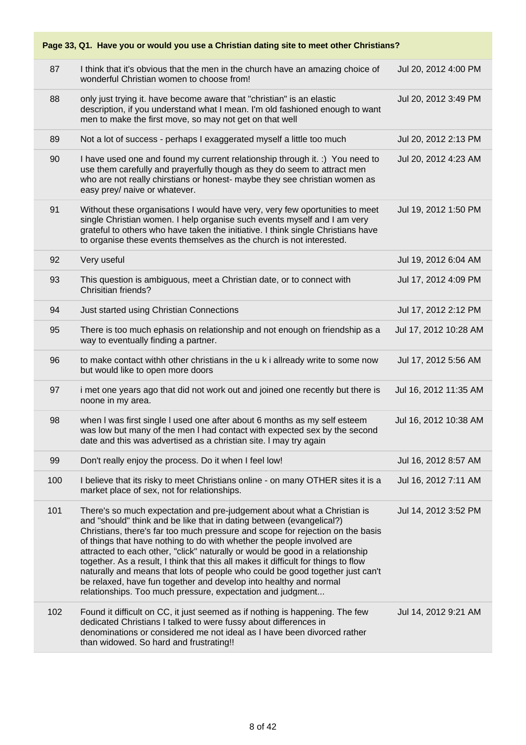**Page 33, Q1. Have you or would you use a Christian dating site to meet other Christians?**

| # | Response | Date |
|---|---|---|
| 87 | I think that it's obvious that the men in the church have an amazing choice of wonderful Christian women to choose from! | Jul 20, 2012 4:00 PM |
| 88 | only just trying it. have become aware that "christian" is an elastic description, if you understand what I mean. I'm old fashioned enough to want men to make the first move, so may not get on that well | Jul 20, 2012 3:49 PM |
| 89 | Not a lot of success - perhaps I exaggerated myself a little too much | Jul 20, 2012 2:13 PM |
| 90 | I have used one and found my current relationship through it. :) You need to use them carefully and prayerfully though as they do seem to attract men who are not really chirstians or honest- maybe they see christian women as easy prey/ naive or whatever. | Jul 20, 2012 4:23 AM |
| 91 | Without these organisations I would have very, very few oportunities to meet single Christian women. I help organise such events myself and I am very grateful to others who have taken the initiative. I think single Christians have to organise these events themselves as the church is not interested. | Jul 19, 2012 1:50 PM |
| 92 | Very useful | Jul 19, 2012 6:04 AM |
| 93 | This question is ambiguous, meet a Christian date, or to connect with Chrisitian friends? | Jul 17, 2012 4:09 PM |
| 94 | Just started using Christian Connections | Jul 17, 2012 2:12 PM |
| 95 | There is too much ephasis on relationship and not enough on friendship as a way to eventually finding a partner. | Jul 17, 2012 10:28 AM |
| 96 | to make contact withh other christians in the u k i allready write to some now but would like to open more doors | Jul 17, 2012 5:56 AM |
| 97 | i met one years ago that did not work out and joined one recently but there is noone in my area. | Jul 16, 2012 11:35 AM |
| 98 | when I was first single I used one after about 6 months as my self esteem was low but many of the men I had contact with expected sex by the second date and this was advertised as a christian site. I may try again | Jul 16, 2012 10:38 AM |
| 99 | Don't really enjoy the process. Do it when I feel low! | Jul 16, 2012 8:57 AM |
| 100 | I believe that its risky to meet Christians online - on many OTHER sites it is a market place of sex, not for relationships. | Jul 16, 2012 7:11 AM |
| 101 | There's so much expectation and pre-judgement about what a Christian is and "should" think and be like that in dating between (evangelical?) Christians, there's far too much pressure and scope for rejection on the basis of things that have nothing to do with whether the people involved are attracted to each other, "click" naturally or would be good in a relationship together. As a result, I think that this all makes it difficult for things to flow naturally and means that lots of people who could be good together just can't be relaxed, have fun together and develop into healthy and normal relationships. Too much pressure, expectation and judgment... | Jul 14, 2012 3:52 PM |
| 102 | Found it difficult on CC, it just seemed as if nothing is happening. The few dedicated Christians I talked to were fussy about differences in denominations or considered me not ideal as I have been divorced rather than widowed. So hard and frustrating!! | Jul 14, 2012 9:21 AM |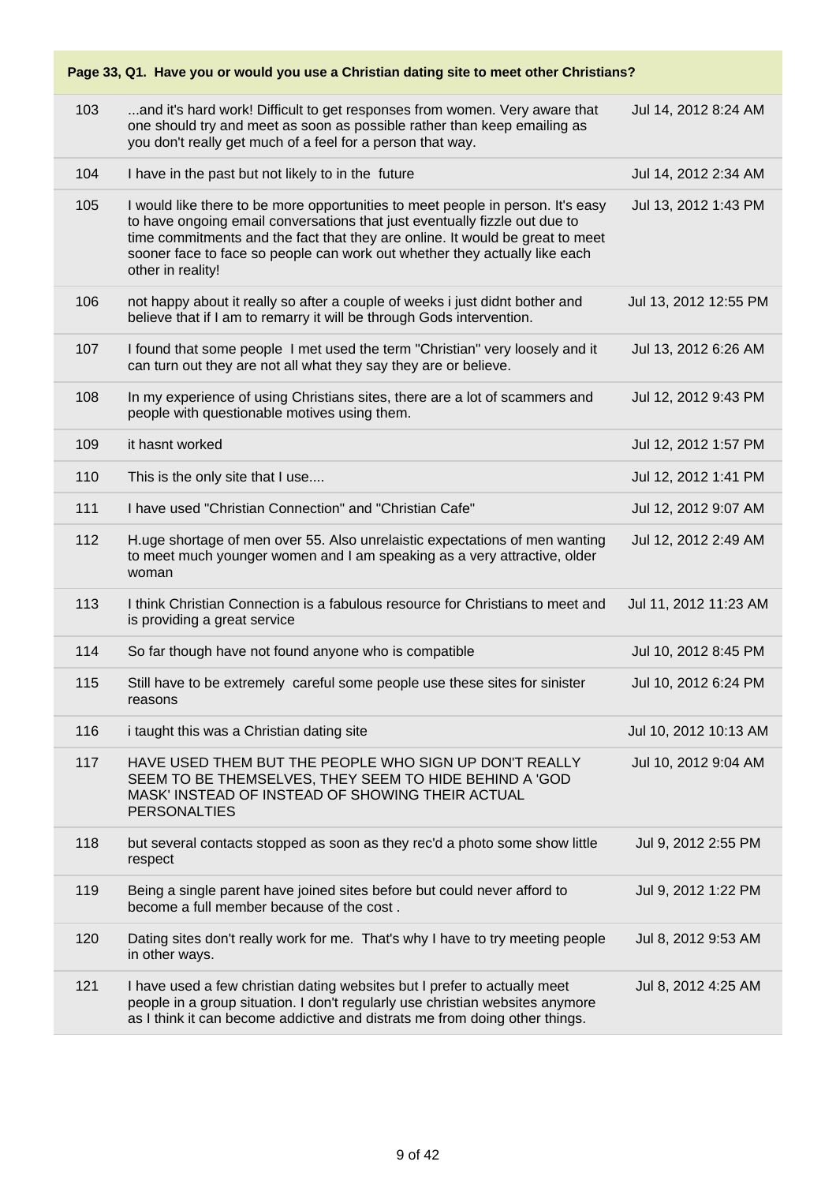**Page 33, Q1. Have you or would you use a Christian dating site to meet other Christians?**

| | | |
|---|---|---|
| 103 | ...and it's hard work! Difficult to get responses from women. Very aware that one should try and meet as soon as possible rather than keep emailing as you don't really get much of a feel for a person that way. | Jul 14, 2012 8:24 AM |
| 104 | I have in the past but not likely to in the future | Jul 14, 2012 2:34 AM |
| 105 | I would like there to be more opportunities to meet people in person. It's easy to have ongoing email conversations that just eventually fizzle out due to time commitments and the fact that they are online. It would be great to meet sooner face to face so people can work out whether they actually like each other in reality! | Jul 13, 2012 1:43 PM |
| 106 | not happy about it really so after a couple of weeks i just didnt bother and believe that if I am to remarry it will be through Gods intervention. | Jul 13, 2012 12:55 PM |
| 107 | I found that some people I met used the term "Christian" very loosely and it can turn out they are not all what they say they are or believe. | Jul 13, 2012 6:26 AM |
| 108 | In my experience of using Christians sites, there are a lot of scammers and people with questionable motives using them. | Jul 12, 2012 9:43 PM |
| 109 | it hasnt worked | Jul 12, 2012 1:57 PM |
| 110 | This is the only site that I use.... | Jul 12, 2012 1:41 PM |
| 111 | I have used "Christian Connection" and "Christian Cafe" | Jul 12, 2012 9:07 AM |
| 112 | H.uge shortage of men over 55. Also unrelaistic expectations of men wanting to meet much younger women and I am speaking as a very attractive, older woman | Jul 12, 2012 2:49 AM |
| 113 | I think Christian Connection is a fabulous resource for Christians to meet and is providing a great service | Jul 11, 2012 11:23 AM |
| 114 | So far though have not found anyone who is compatible | Jul 10, 2012 8:45 PM |
| 115 | Still have to be extremely careful some people use these sites for sinister reasons | Jul 10, 2012 6:24 PM |
| 116 | i taught this was a Christian dating site | Jul 10, 2012 10:13 AM |
| 117 | HAVE USED THEM BUT THE PEOPLE WHO SIGN UP DON'T REALLY SEEM TO BE THEMSELVES, THEY SEEM TO HIDE BEHIND A 'GOD MASK' INSTEAD OF INSTEAD OF SHOWING THEIR ACTUAL PERSONALTIES | Jul 10, 2012 9:04 AM |
| 118 | but several contacts stopped as soon as they rec'd a photo some show little respect | Jul 9, 2012 2:55 PM |
| 119 | Being a single parent have joined sites before but could never afford to become a full member because of the cost . | Jul 9, 2012 1:22 PM |
| 120 | Dating sites don't really work for me. That's why I have to try meeting people in other ways. | Jul 8, 2012 9:53 AM |
| 121 | I have used a few christian dating websites but I prefer to actually meet people in a group situation. I don't regularly use christian websites anymore as I think it can become addictive and distrats me from doing other things. | Jul 8, 2012 4:25 AM |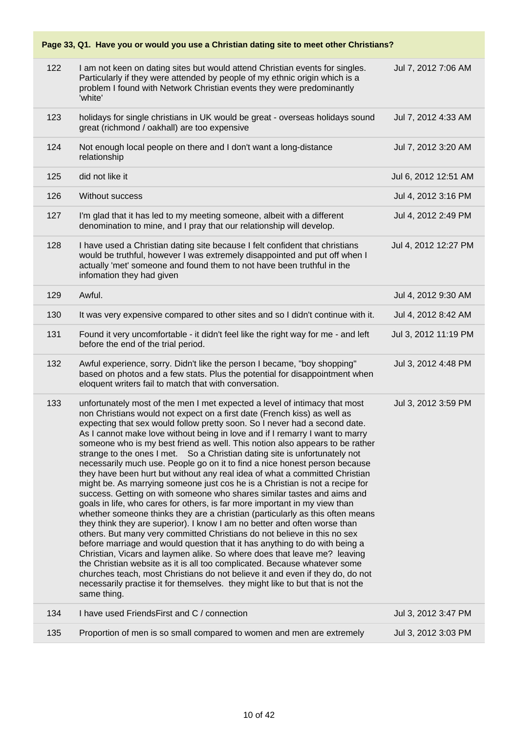**Page 33, Q1. Have you or would you use a Christian dating site to meet other Christians?**

| | | |
|---|---|---|
| 122 | I am not keen on dating sites but would attend Christian events for singles. Particularly if they were attended by people of my ethnic origin which is a problem I found with Network Christian events they were predominantly 'white' | Jul 7, 2012 7:06 AM |
| 123 | holidays for single christians in UK would be great - overseas holidays sound great (richmond / oakhall) are too expensive | Jul 7, 2012 4:33 AM |
| 124 | Not enough local people on there and I don't want a long-distance relationship | Jul 7, 2012 3:20 AM |
| 125 | did not like it | Jul 6, 2012 12:51 AM |
| 126 | Without success | Jul 4, 2012 3:16 PM |
| 127 | I'm glad that it has led to my meeting someone, albeit with a different denomination to mine, and I pray that our relationship will develop. | Jul 4, 2012 2:49 PM |
| 128 | I have used a Christian dating site because I felt confident that christians would be truthful, however I was extremely disappointed and put off when I actually 'met' someone and found them to not have been truthful in the infomation they had given | Jul 4, 2012 12:27 PM |
| 129 | Awful. | Jul 4, 2012 9:30 AM |
| 130 | It was very expensive compared to other sites and so I didn't continue with it. | Jul 4, 2012 8:42 AM |
| 131 | Found it very uncomfortable - it didn't feel like the right way for me - and left before the end of the trial period. | Jul 3, 2012 11:19 PM |
| 132 | Awful experience, sorry. Didn't like the person I became, "boy shopping" based on photos and a few stats. Plus the potential for disappointment when eloquent writers fail to match that with conversation. | Jul 3, 2012 4:48 PM |
| 133 | unfortunately most of the men I met expected a level of intimacy that most non Christians would not expect on a first date (French kiss) as well as expecting that sex would follow pretty soon. So I never had a second date. As I cannot make love without being in love and if I remarry I want to marry someone who is my best friend as well. This notion also appears to be rather strange to the ones I met. So a Christian dating site is unfortunately not necessarily much use. People go on it to find a nice honest person because they have been hurt but without any real idea of what a committed Christian might be. As marrying someone just cos he is a Christian is not a recipe for success. Getting on with someone who shares similar tastes and aims and goals in life, who cares for others, is far more important in my view than whether someone thinks they are a christian (particularly as this often means they think they are superior). I know I am no better and often worse than others. But many very committed Christians do not believe in this no sex before marriage and would question that it has anything to do with being a Christian, Vicars and laymen alike. So where does that leave me? leaving the Christian website as it is all too complicated. Because whatever some churches teach, most Christians do not believe it and even if they do, do not necessarily practise it for themselves. they might like to but that is not the same thing. | Jul 3, 2012 3:59 PM |
| 134 | I have used FriendsFirst and C / connection | Jul 3, 2012 3:47 PM |
| 135 | Proportion of men is so small compared to women and men are extremely | Jul 3, 2012 3:03 PM |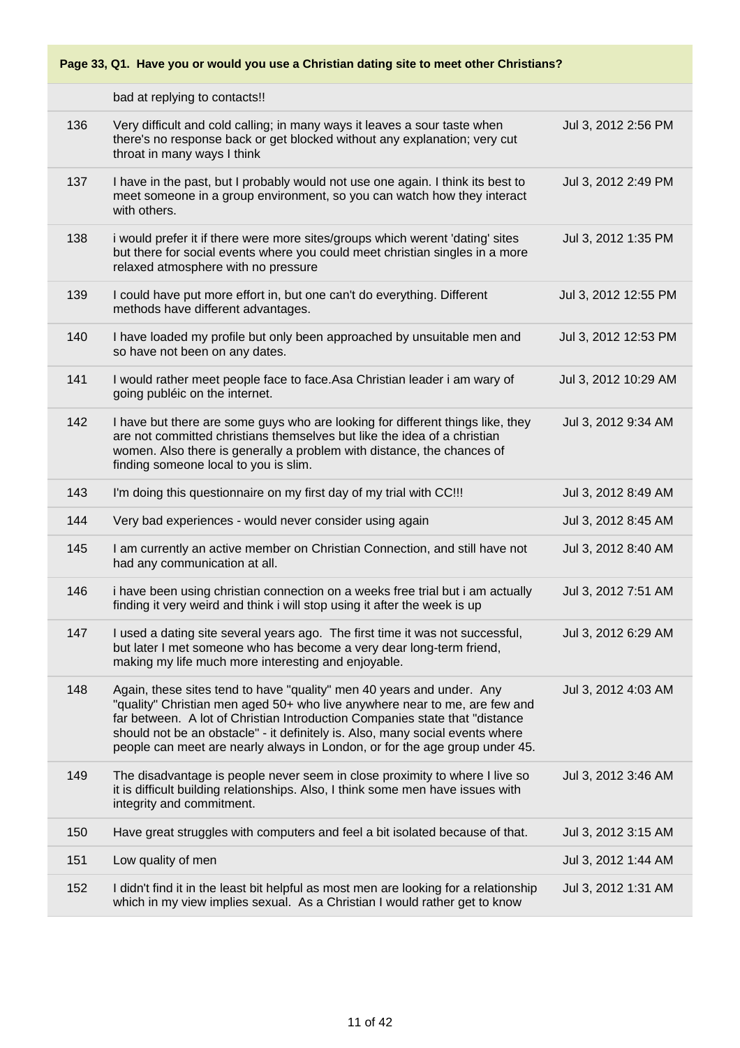**Page 33, Q1. Have you or would you use a Christian dating site to meet other Christians?**

| | | |
|---|---|---|
| | bad at replying to contacts!! | |
| 136 | Very difficult and cold calling; in many ways it leaves a sour taste when there's no response back or get blocked without any explanation; very cut throat in many ways I think | Jul 3, 2012 2:56 PM |
| 137 | I have in the past, but I probably would not use one again. I think its best to meet someone in a group environment, so you can watch how they interact with others. | Jul 3, 2012 2:49 PM |
| 138 | i would prefer it if there were more sites/groups which werent 'dating' sites but there for social events where you could meet christian singles in a more relaxed atmosphere with no pressure | Jul 3, 2012 1:35 PM |
| 139 | I could have put more effort in, but one can't do everything. Different methods have different advantages. | Jul 3, 2012 12:55 PM |
| 140 | I have loaded my profile but only been approached by unsuitable men and so have not been on any dates. | Jul 3, 2012 12:53 PM |
| 141 | I would rather meet people face to face.Asa Christian leader i am wary of going publéic on the internet. | Jul 3, 2012 10:29 AM |
| 142 | I have but there are some guys who are looking for different things like, they are not committed christians themselves but like the idea of a christian women. Also there is generally a problem with distance, the chances of finding someone local to you is slim. | Jul 3, 2012 9:34 AM |
| 143 | I'm doing this questionnaire on my first day of my trial with CC!!! | Jul 3, 2012 8:49 AM |
| 144 | Very bad experiences - would never consider using again | Jul 3, 2012 8:45 AM |
| 145 | I am currently an active member on Christian Connection, and still have not had any communication at all. | Jul 3, 2012 8:40 AM |
| 146 | i have been using christian connection on a weeks free trial but i am actually finding it very weird and think i will stop using it after the week is up | Jul 3, 2012 7:51 AM |
| 147 | I used a dating site several years ago. The first time it was not successful, but later I met someone who has become a very dear long-term friend, making my life much more interesting and enjoyable. | Jul 3, 2012 6:29 AM |
| 148 | Again, these sites tend to have "quality" men 40 years and under. Any "quality" Christian men aged 50+ who live anywhere near to me, are few and far between. A lot of Christian Introduction Companies state that "distance should not be an obstacle" - it definitely is. Also, many social events where people can meet are nearly always in London, or for the age group under 45. | Jul 3, 2012 4:03 AM |
| 149 | The disadvantage is people never seem in close proximity to where I live so it is difficult building relationships. Also, I think some men have issues with integrity and commitment. | Jul 3, 2012 3:46 AM |
| 150 | Have great struggles with computers and feel a bit isolated because of that. | Jul 3, 2012 3:15 AM |
| 151 | Low quality of men | Jul 3, 2012 1:44 AM |
| 152 | I didn't find it in the least bit helpful as most men are looking for a relationship which in my view implies sexual. As a Christian I would rather get to know | Jul 3, 2012 1:31 AM |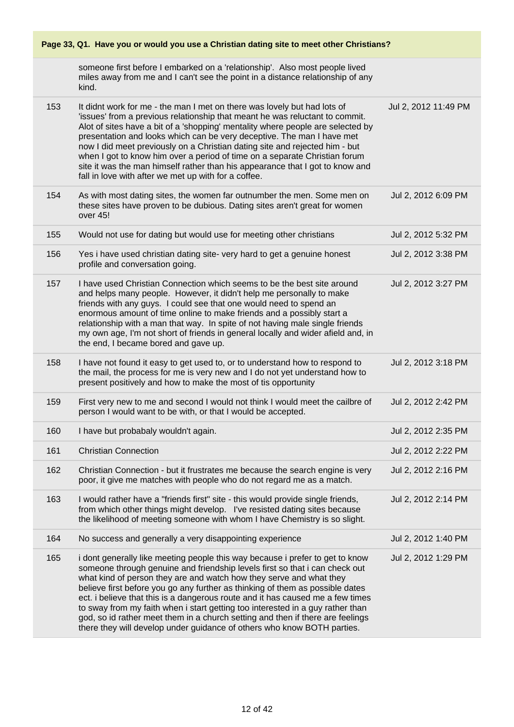**Page 33, Q1. Have you or would you use a Christian dating site to meet other Christians?**

| | | |
|---|---|---|
| | someone first before I embarked on a 'relationship'. Also most people lived miles away from me and I can't see the point in a distance relationship of any kind. | |
| 153 | It didnt work for me - the man I met on there was lovely but had lots of 'issues' from a previous relationship that meant he was reluctant to commit. Alot of sites have a bit of a 'shopping' mentality where people are selected by presentation and looks which can be very deceptive. The man I have met now I did meet previously on a Christian dating site and rejected him - but when I got to know him over a period of time on a separate Christian forum site it was the man himself rather than his appearance that I got to know and fall in love with after we met up with for a coffee. | Jul 2, 2012 11:49 PM |
| 154 | As with most dating sites, the women far outnumber the men. Some men on these sites have proven to be dubious. Dating sites aren't great for women over 45! | Jul 2, 2012 6:09 PM |
| 155 | Would not use for dating but would use for meeting other christians | Jul 2, 2012 5:32 PM |
| 156 | Yes i have used christian dating site- very hard to get a genuine honest profile and conversation going. | Jul 2, 2012 3:38 PM |
| 157 | I have used Christian Connection which seems to be the best site around and helps many people. However, it didn't help me personally to make friends with any guys. I could see that one would need to spend an enormous amount of time online to make friends and a possibly start a relationship with a man that way. In spite of not having male single friends my own age, I'm not short of friends in general locally and wider afield and, in the end, I became bored and gave up. | Jul 2, 2012 3:27 PM |
| 158 | I have not found it easy to get used to, or to understand how to respond to the mail, the process for me is very new and I do not yet understand how to present positively and how to make the most of tis opportunity | Jul 2, 2012 3:18 PM |
| 159 | First very new to me and second I would not think I would meet the cailbre of person I would want to be with, or that I would be accepted. | Jul 2, 2012 2:42 PM |
| 160 | I have but probabaly wouldn't again. | Jul 2, 2012 2:35 PM |
| 161 | Christian Connection | Jul 2, 2012 2:22 PM |
| 162 | Christian Connection - but it frustrates me because the search engine is very poor, it give me matches with people who do not regard me as a match. | Jul 2, 2012 2:16 PM |
| 163 | I would rather have a "friends first" site - this would provide single friends, from which other things might develop. I've resisted dating sites because the likelihood of meeting someone with whom I have Chemistry is so slight. | Jul 2, 2012 2:14 PM |
| 164 | No success and generally a very disappointing experience | Jul 2, 2012 1:40 PM |
| 165 | i dont generally like meeting people this way because i prefer to get to know someone through genuine and friendship levels first so that i can check out what kind of person they are and watch how they serve and what they believe first before you go any further as thinking of them as possible dates ect. i believe that this is a dangerous route and it has caused me a few times to sway from my faith when i start getting too interested in a guy rather than god, so id rather meet them in a church setting and then if there are feelings there they will develop under guidance of others who know BOTH parties. | Jul 2, 2012 1:29 PM |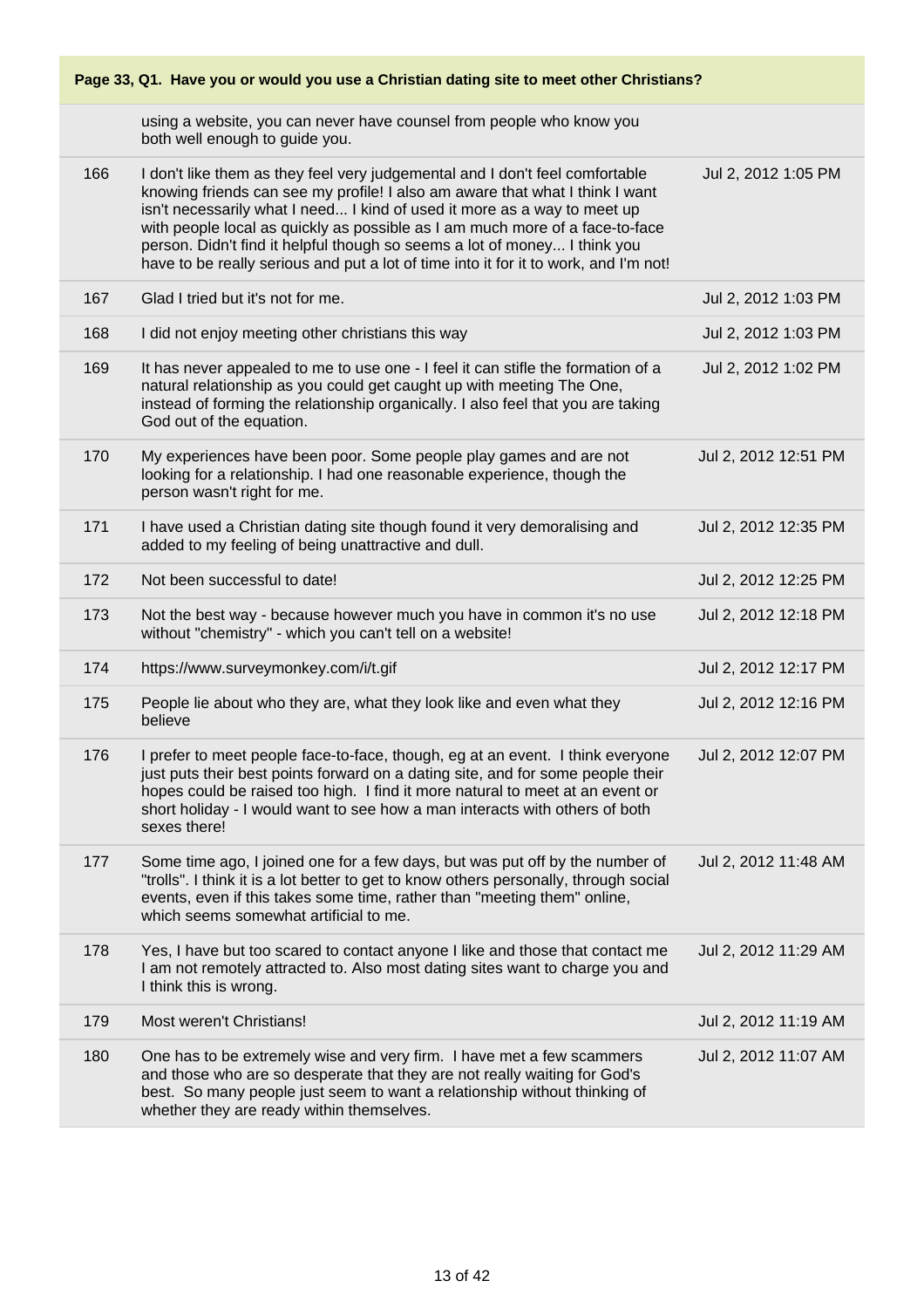## Page 33, Q1. Have you or would you use a Christian dating site to meet other Christians?

| | | |
|---|---|---|
| | using a website, you can never have counsel from people who know you both well enough to guide you. | |
| 166 | I don't like them as they feel very judgemental and I don't feel comfortable knowing friends can see my profile! I also am aware that what I think I want isn't necessarily what I need... I kind of used it more as a way to meet up with people local as quickly as possible as I am much more of a face-to-face person. Didn't find it helpful though so seems a lot of money... I think you have to be really serious and put a lot of time into it for it to work, and I'm not! | Jul 2, 2012 1:05 PM |
| 167 | Glad I tried but it's not for me. | Jul 2, 2012 1:03 PM |
| 168 | I did not enjoy meeting other christians this way | Jul 2, 2012 1:03 PM |
| 169 | It has never appealed to me to use one - I feel it can stifle the formation of a natural relationship as you could get caught up with meeting The One, instead of forming the relationship organically. I also feel that you are taking God out of the equation. | Jul 2, 2012 1:02 PM |
| 170 | My experiences have been poor. Some people play games and are not looking for a relationship. I had one reasonable experience, though the person wasn't right for me. | Jul 2, 2012 12:51 PM |
| 171 | I have used a Christian dating site though found it very demoralising and added to my feeling of being unattractive and dull. | Jul 2, 2012 12:35 PM |
| 172 | Not been successful to date! | Jul 2, 2012 12:25 PM |
| 173 | Not the best way - because however much you have in common it's no use without "chemistry" - which you can't tell on a website! | Jul 2, 2012 12:18 PM |
| 174 | https://www.surveymonkey.com/i/t.gif | Jul 2, 2012 12:17 PM |
| 175 | People lie about who they are, what they look like and even what they believe | Jul 2, 2012 12:16 PM |
| 176 | I prefer to meet people face-to-face, though, eg at an event. I think everyone just puts their best points forward on a dating site, and for some people their hopes could be raised too high. I find it more natural to meet at an event or short holiday - I would want to see how a man interacts with others of both sexes there! | Jul 2, 2012 12:07 PM |
| 177 | Some time ago, I joined one for a few days, but was put off by the number of "trolls". I think it is a lot better to get to know others personally, through social events, even if this takes some time, rather than "meeting them" online, which seems somewhat artificial to me. | Jul 2, 2012 11:48 AM |
| 178 | Yes, I have but too scared to contact anyone I like and those that contact me I am not remotely attracted to. Also most dating sites want to charge you and I think this is wrong. | Jul 2, 2012 11:29 AM |
| 179 | Most weren't Christians! | Jul 2, 2012 11:19 AM |
| 180 | One has to be extremely wise and very firm. I have met a few scammers and those who are so desperate that they are not really waiting for God's best. So many people just seem to want a relationship without thinking of whether they are ready within themselves. | Jul 2, 2012 11:07 AM |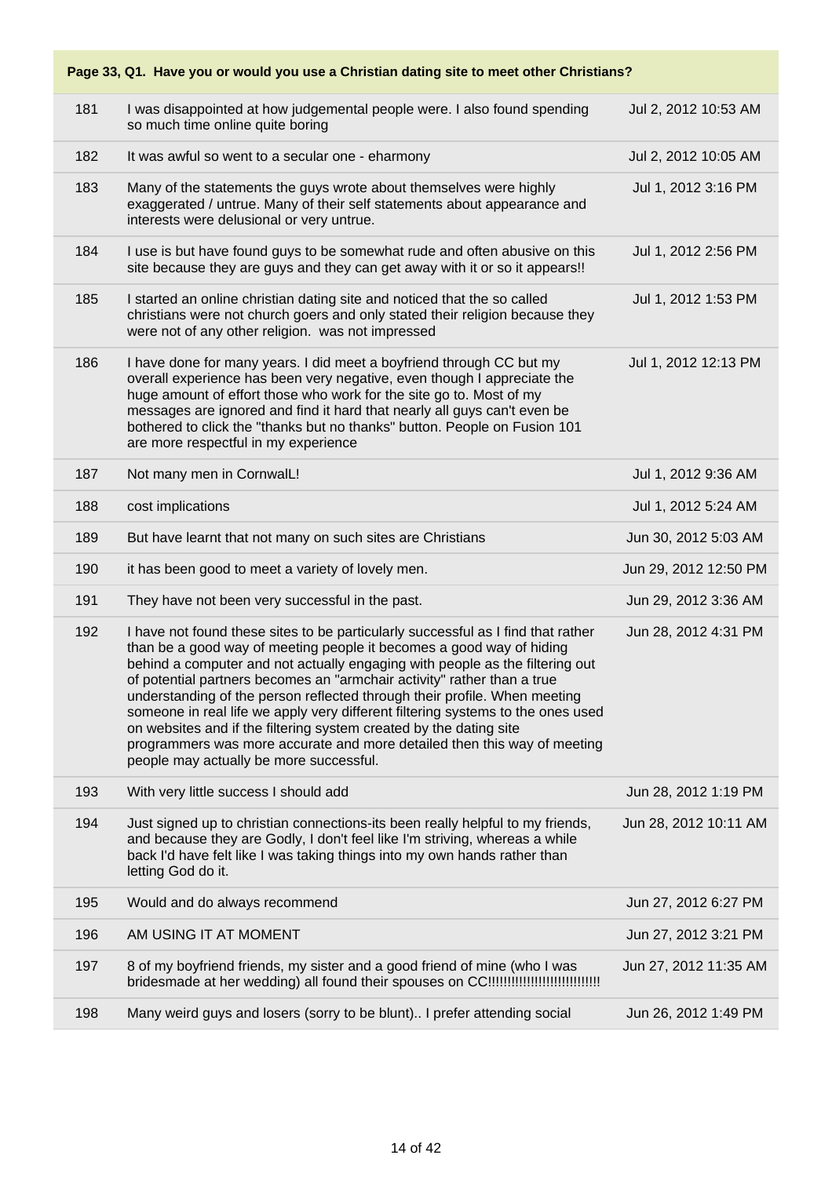**Page 33, Q1. Have you or would you use a Christian dating site to meet other Christians?**

| | | |
|---|---|---|
| 181 | I was disappointed at how judgemental people were. I also found spending so much time online quite boring | Jul 2, 2012 10:53 AM |
| 182 | It was awful so went to a secular one - eharmony | Jul 2, 2012 10:05 AM |
| 183 | Many of the statements the guys wrote about themselves were highly exaggerated / untrue. Many of their self statements about appearance and interests were delusional or very untrue. | Jul 1, 2012 3:16 PM |
| 184 | I use is but have found guys to be somewhat rude and often abusive on this site because they are guys and they can get away with it or so it appears!! | Jul 1, 2012 2:56 PM |
| 185 | I started an online christian dating site and noticed that the so called christians were not church goers and only stated their religion because they were not of any other religion. was not impressed | Jul 1, 2012 1:53 PM |
| 186 | I have done for many years. I did meet a boyfriend through CC but my overall experience has been very negative, even though I appreciate the huge amount of effort those who work for the site go to. Most of my messages are ignored and find it hard that nearly all guys can't even be bothered to click the "thanks but no thanks" button. People on Fusion 101 are more respectful in my experience | Jul 1, 2012 12:13 PM |
| 187 | Not many men in CornwalL! | Jul 1, 2012 9:36 AM |
| 188 | cost implications | Jul 1, 2012 5:24 AM |
| 189 | But have learnt that not many on such sites are Christians | Jun 30, 2012 5:03 AM |
| 190 | it has been good to meet a variety of lovely men. | Jun 29, 2012 12:50 PM |
| 191 | They have not been very successful in the past. | Jun 29, 2012 3:36 AM |
| 192 | I have not found these sites to be particularly successful as I find that rather than be a good way of meeting people it becomes a good way of hiding behind a computer and not actually engaging with people as the filtering out of potential partners becomes an "armchair activity" rather than a true understanding of the person reflected through their profile. When meeting someone in real life we apply very different filtering systems to the ones used on websites and if the filtering system created by the dating site programmers was more accurate and more detailed then this way of meeting people may actually be more successful. | Jun 28, 2012 4:31 PM |
| 193 | With very little success I should add | Jun 28, 2012 1:19 PM |
| 194 | Just signed up to christian connections-its been really helpful to my friends, and because they are Godly, I don't feel like I'm striving, whereas a while back I'd have felt like I was taking things into my own hands rather than letting God do it. | Jun 28, 2012 10:11 AM |
| 195 | Would and do always recommend | Jun 27, 2012 6:27 PM |
| 196 | AM USING IT AT MOMENT | Jun 27, 2012 3:21 PM |
| 197 | 8 of my boyfriend friends, my sister and a good friend of mine (who I was bridesmade at her wedding) all found their spouses on CC!!!!!!!!!!!!!!!!!!!!!!!!!!!!!! | Jun 27, 2012 11:35 AM |
| 198 | Many weird guys and losers (sorry to be blunt).. I prefer attending social | Jun 26, 2012 1:49 PM |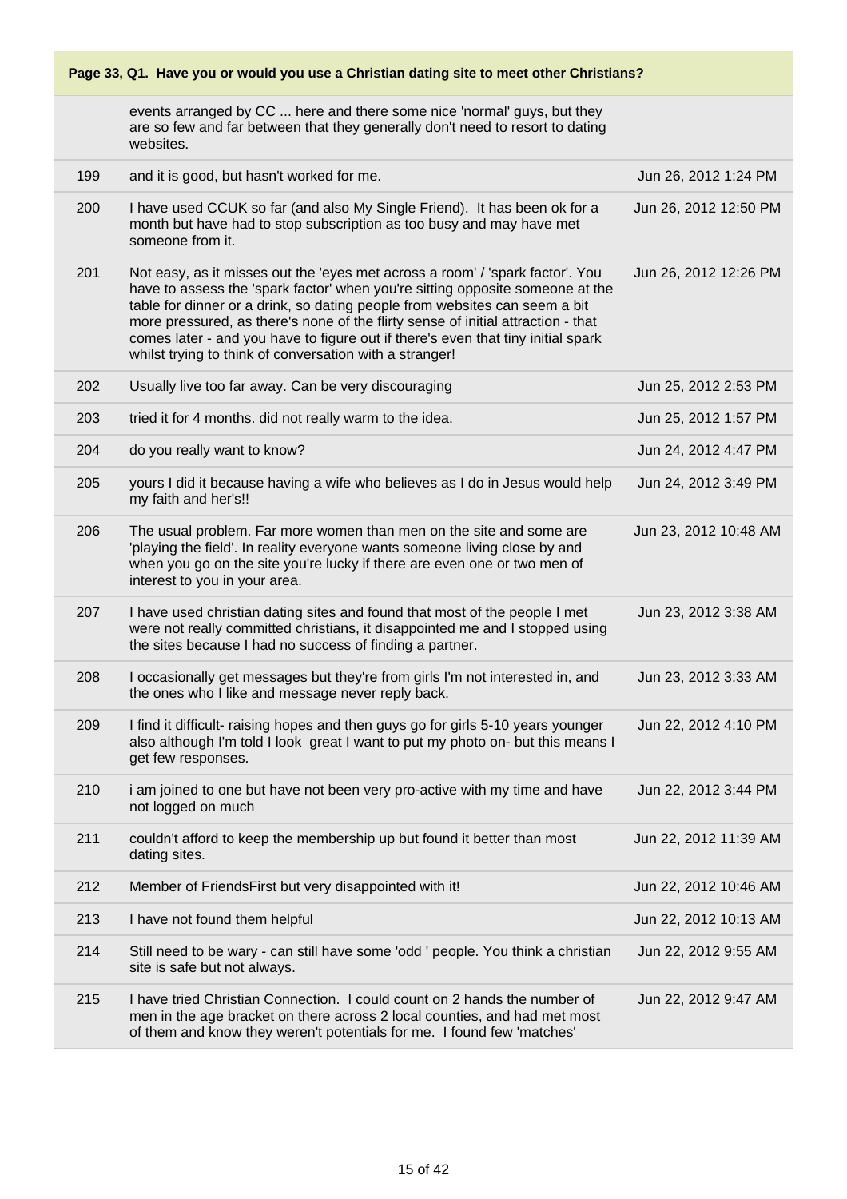**Page 33, Q1. Have you or would you use a Christian dating site to meet other Christians?**

| | | |
|---|---|---|
| | events arranged by CC ... here and there some nice 'normal' guys, but they are so few and far between that they generally don't need to resort to dating websites. | |
| 199 | and it is good, but hasn't worked for me. | Jun 26, 2012 1:24 PM |
| 200 | I have used CCUK so far (and also My Single Friend). It has been ok for a month but have had to stop subscription as too busy and may have met someone from it. | Jun 26, 2012 12:50 PM |
| 201 | Not easy, as it misses out the 'eyes met across a room' / 'spark factor'. You have to assess the 'spark factor' when you're sitting opposite someone at the table for dinner or a drink, so dating people from websites can seem a bit more pressured, as there's none of the flirty sense of initial attraction - that comes later - and you have to figure out if there's even that tiny initial spark whilst trying to think of conversation with a stranger! | Jun 26, 2012 12:26 PM |
| 202 | Usually live too far away. Can be very discouraging | Jun 25, 2012 2:53 PM |
| 203 | tried it for 4 months. did not really warm to the idea. | Jun 25, 2012 1:57 PM |
| 204 | do you really want to know? | Jun 24, 2012 4:47 PM |
| 205 | yours I did it because having a wife who believes as I do in Jesus would help my faith and her's!! | Jun 24, 2012 3:49 PM |
| 206 | The usual problem. Far more women than men on the site and some are 'playing the field'. In reality everyone wants someone living close by and when you go on the site you're lucky if there are even one or two men of interest to you in your area. | Jun 23, 2012 10:48 AM |
| 207 | I have used christian dating sites and found that most of the people I met were not really committed christians, it disappointed me and I stopped using the sites because I had no success of finding a partner. | Jun 23, 2012 3:38 AM |
| 208 | I occasionally get messages but they're from girls I'm not interested in, and the ones who I like and message never reply back. | Jun 23, 2012 3:33 AM |
| 209 | I find it difficult- raising hopes and then guys go for girls 5-10 years younger also although I'm told I look great I want to put my photo on- but this means I get few responses. | Jun 22, 2012 4:10 PM |
| 210 | i am joined to one but have not been very pro-active with my time and have not logged on much | Jun 22, 2012 3:44 PM |
| 211 | couldn't afford to keep the membership up but found it better than most dating sites. | Jun 22, 2012 11:39 AM |
| 212 | Member of FriendsFirst but very disappointed with it! | Jun 22, 2012 10:46 AM |
| 213 | I have not found them helpful | Jun 22, 2012 10:13 AM |
| 214 | Still need to be wary - can still have some 'odd ' people. You think a christian site is safe but not always. | Jun 22, 2012 9:55 AM |
| 215 | I have tried Christian Connection. I could count on 2 hands the number of men in the age bracket on there across 2 local counties, and had met most of them and know they weren't potentials for me. I found few 'matches' | Jun 22, 2012 9:47 AM |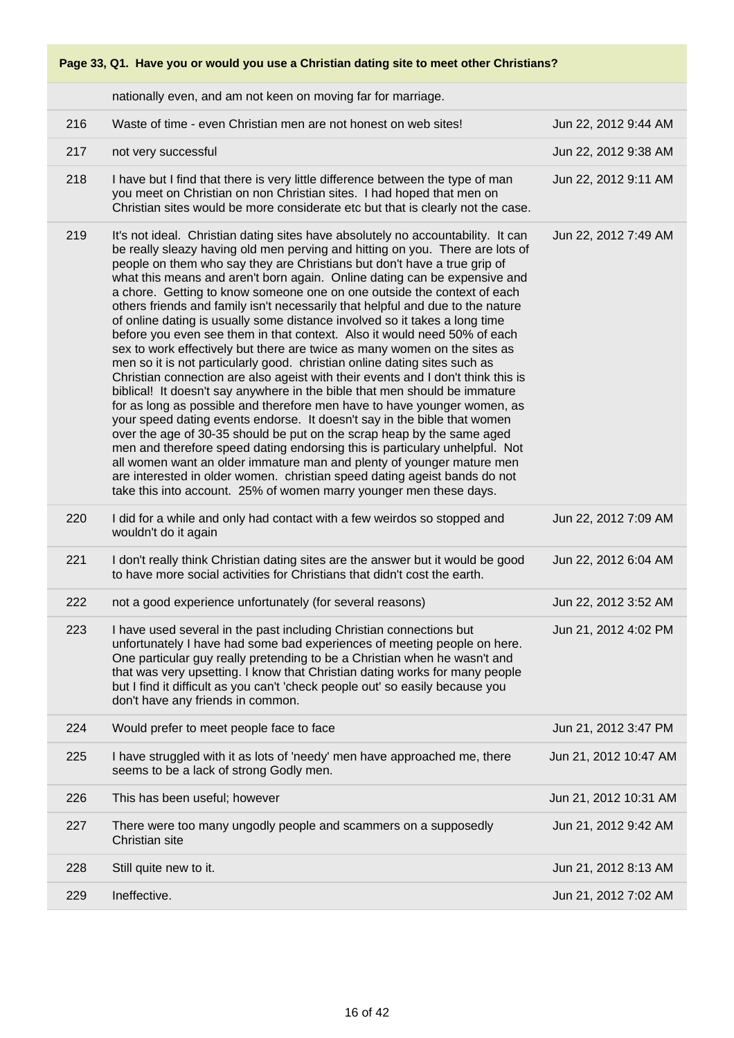**Page 33, Q1. Have you or would you use a Christian dating site to meet other Christians?**

| | | |
|---|---|---|
| | nationally even, and am not keen on moving far for marriage. | |
| 216 | Waste of time - even Christian men are not honest on web sites! | Jun 22, 2012 9:44 AM |
| 217 | not very successful | Jun 22, 2012 9:38 AM |
| 218 | I have but I find that there is very little difference between the type of man you meet on Christian on non Christian sites. I had hoped that men on Christian sites would be more considerate etc but that is clearly not the case. | Jun 22, 2012 9:11 AM |
| 219 | It's not ideal. Christian dating sites have absolutely no accountability. It can be really sleazy having old men perving and hitting on you. There are lots of people on them who say they are Christians but don't have a true grip of what this means and aren't born again. Online dating can be expensive and a chore. Getting to know someone one on one outside the context of each others friends and family isn't necessarily that helpful and due to the nature of online dating is usually some distance involved so it takes a long time before you even see them in that context. Also it would need 50% of each sex to work effectively but there are twice as many women on the sites as men so it is not particularly good. christian online dating sites such as Christian connection are also ageist with their events and I don't think this is biblical! It doesn't say anywhere in the bible that men should be immature for as long as possible and therefore men have to have younger women, as your speed dating events endorse. It doesn't say in the bible that women over the age of 30-35 should be put on the scrap heap by the same aged men and therefore speed dating endorsing this is particulary unhelpful. Not all women want an older immature man and plenty of younger mature men are interested in older women. christian speed dating ageist bands do not take this into account. 25% of women marry younger men these days. | Jun 22, 2012 7:49 AM |
| 220 | I did for a while and only had contact with a few weirdos so stopped and wouldn't do it again | Jun 22, 2012 7:09 AM |
| 221 | I don't really think Christian dating sites are the answer but it would be good to have more social activities for Christians that didn't cost the earth. | Jun 22, 2012 6:04 AM |
| 222 | not a good experience unfortunately (for several reasons) | Jun 22, 2012 3:52 AM |
| 223 | I have used several in the past including Christian connections but unfortunately I have had some bad experiences of meeting people on here. One particular guy really pretending to be a Christian when he wasn't and that was very upsetting. I know that Christian dating works for many people but I find it difficult as you can't 'check people out' so easily because you don't have any friends in common. | Jun 21, 2012 4:02 PM |
| 224 | Would prefer to meet people face to face | Jun 21, 2012 3:47 PM |
| 225 | I have struggled with it as lots of 'needy' men have approached me, there seems to be a lack of strong Godly men. | Jun 21, 2012 10:47 AM |
| 226 | This has been useful; however | Jun 21, 2012 10:31 AM |
| 227 | There were too many ungodly people and scammers on a supposedly Christian site | Jun 21, 2012 9:42 AM |
| 228 | Still quite new to it. | Jun 21, 2012 8:13 AM |
| 229 | Ineffective. | Jun 21, 2012 7:02 AM |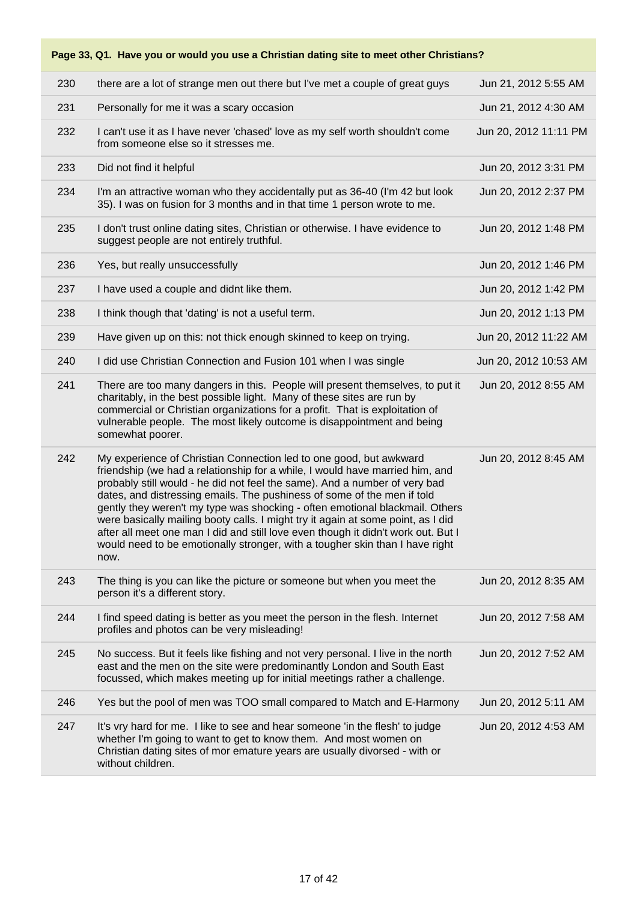**Page 33, Q1. Have you or would you use a Christian dating site to meet other Christians?**

| | | |
|---|---|---|
| 230 | there are a lot of strange men out there but I've met a couple of great guys | Jun 21, 2012 5:55 AM |
| 231 | Personally for me it was a scary occasion | Jun 21, 2012 4:30 AM |
| 232 | I can't use it as I have never 'chased' love as my self worth shouldn't come from someone else so it stresses me. | Jun 20, 2012 11:11 PM |
| 233 | Did not find it helpful | Jun 20, 2012 3:31 PM |
| 234 | I'm an attractive woman who they accidentally put as 36-40 (I'm 42 but look 35). I was on fusion for 3 months and in that time 1 person wrote to me. | Jun 20, 2012 2:37 PM |
| 235 | I don't trust online dating sites, Christian or otherwise. I have evidence to suggest people are not entirely truthful. | Jun 20, 2012 1:48 PM |
| 236 | Yes, but really unsuccessfully | Jun 20, 2012 1:46 PM |
| 237 | I have used a couple and didnt like them. | Jun 20, 2012 1:42 PM |
| 238 | I think though that 'dating' is not a useful term. | Jun 20, 2012 1:13 PM |
| 239 | Have given up on this: not thick enough skinned to keep on trying. | Jun 20, 2012 11:22 AM |
| 240 | I did use Christian Connection and Fusion 101 when I was single | Jun 20, 2012 10:53 AM |
| 241 | There are too many dangers in this. People will present themselves, to put it charitably, in the best possible light. Many of these sites are run by commercial or Christian organizations for a profit. That is exploitation of vulnerable people. The most likely outcome is disappointment and being somewhat poorer. | Jun 20, 2012 8:55 AM |
| 242 | My experience of Christian Connection led to one good, but awkward friendship (we had a relationship for a while, I would have married him, and probably still would - he did not feel the same). And a number of very bad dates, and distressing emails. The pushiness of some of the men if told gently they weren't my type was shocking - often emotional blackmail. Others were basically mailing booty calls. I might try it again at some point, as I did after all meet one man I did and still love even though it didn't work out. But I would need to be emotionally stronger, with a tougher skin than I have right now. | Jun 20, 2012 8:45 AM |
| 243 | The thing is you can like the picture or someone but when you meet the person it's a different story. | Jun 20, 2012 8:35 AM |
| 244 | I find speed dating is better as you meet the person in the flesh. Internet profiles and photos can be very misleading! | Jun 20, 2012 7:58 AM |
| 245 | No success. But it feels like fishing and not very personal. I live in the north east and the men on the site were predominantly London and South East focussed, which makes meeting up for initial meetings rather a challenge. | Jun 20, 2012 7:52 AM |
| 246 | Yes but the pool of men was TOO small compared to Match and E-Harmony | Jun 20, 2012 5:11 AM |
| 247 | It's vry hard for me. I like to see and hear someone 'in the flesh' to judge whether I'm going to want to get to know them. And most women on Christian dating sites of mor emature years are usually divorsed - with or without children. | Jun 20, 2012 4:53 AM |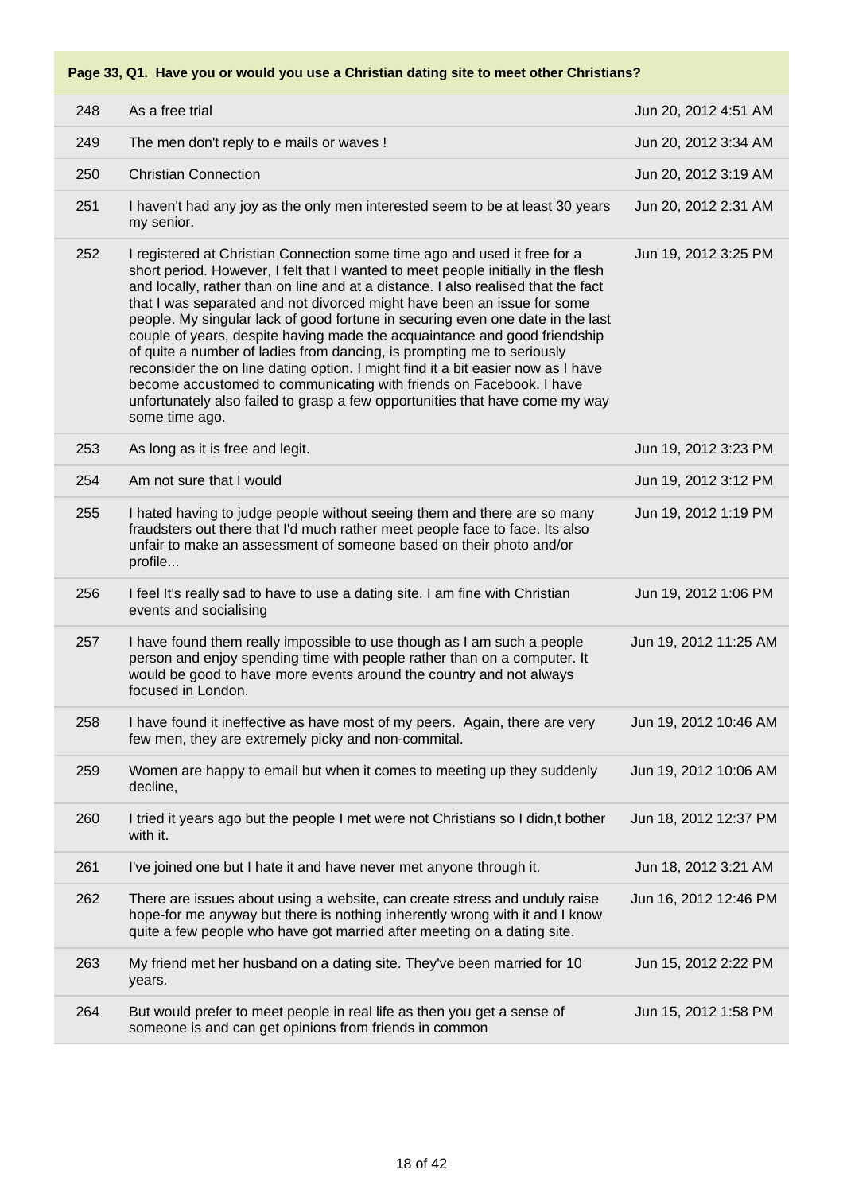| Page 33, Q1. Have you or would you use a Christian dating site to meet other Christians? | | |
|---|---|---|
| 248 | As a free trial | Jun 20, 2012 4:51 AM |
| 249 | The men don't reply to e mails or waves ! | Jun 20, 2012 3:34 AM |
| 250 | Christian Connection | Jun 20, 2012 3:19 AM |
| 251 | I haven't had any joy as the only men interested seem to be at least 30 years my senior. | Jun 20, 2012 2:31 AM |
| 252 | I registered at Christian Connection some time ago and used it free for a short period. However, I felt that I wanted to meet people initially in the flesh and locally, rather than on line and at a distance. I also realised that the fact that I was separated and not divorced might have been an issue for some people. My singular lack of good fortune in securing even one date in the last couple of years, despite having made the acquaintance and good friendship of quite a number of ladies from dancing, is prompting me to seriously reconsider the on line dating option. I might find it a bit easier now as I have become accustomed to communicating with friends on Facebook. I have unfortunately also failed to grasp a few opportunities that have come my way some time ago. | Jun 19, 2012 3:25 PM |
| 253 | As long as it is free and legit. | Jun 19, 2012 3:23 PM |
| 254 | Am not sure that I would | Jun 19, 2012 3:12 PM |
| 255 | I hated having to judge people without seeing them and there are so many fraudsters out there that I'd much rather meet people face to face. Its also unfair to make an assessment of someone based on their photo and/or profile... | Jun 19, 2012 1:19 PM |
| 256 | I feel It's really sad to have to use a dating site. I am fine with Christian events and socialising | Jun 19, 2012 1:06 PM |
| 257 | I have found them really impossible to use though as I am such a people person and enjoy spending time with people rather than on a computer. It would be good to have more events around the country and not always focused in London. | Jun 19, 2012 11:25 AM |
| 258 | I have found it ineffective as have most of my peers. Again, there are very few men, they are extremely picky and non-commital. | Jun 19, 2012 10:46 AM |
| 259 | Women are happy to email but when it comes to meeting up they suddenly decline, | Jun 19, 2012 10:06 AM |
| 260 | I tried it years ago but the people I met were not Christians so I didn,t bother with it. | Jun 18, 2012 12:37 PM |
| 261 | I've joined one but I hate it and have never met anyone through it. | Jun 18, 2012 3:21 AM |
| 262 | There are issues about using a website, can create stress and unduly raise hope-for me anyway but there is nothing inherently wrong with it and I know quite a few people who have got married after meeting on a dating site. | Jun 16, 2012 12:46 PM |
| 263 | My friend met her husband on a dating site. They've been married for 10 years. | Jun 15, 2012 2:22 PM |
| 264 | But would prefer to meet people in real life as then you get a sense of someone is and can get opinions from friends in common | Jun 15, 2012 1:58 PM |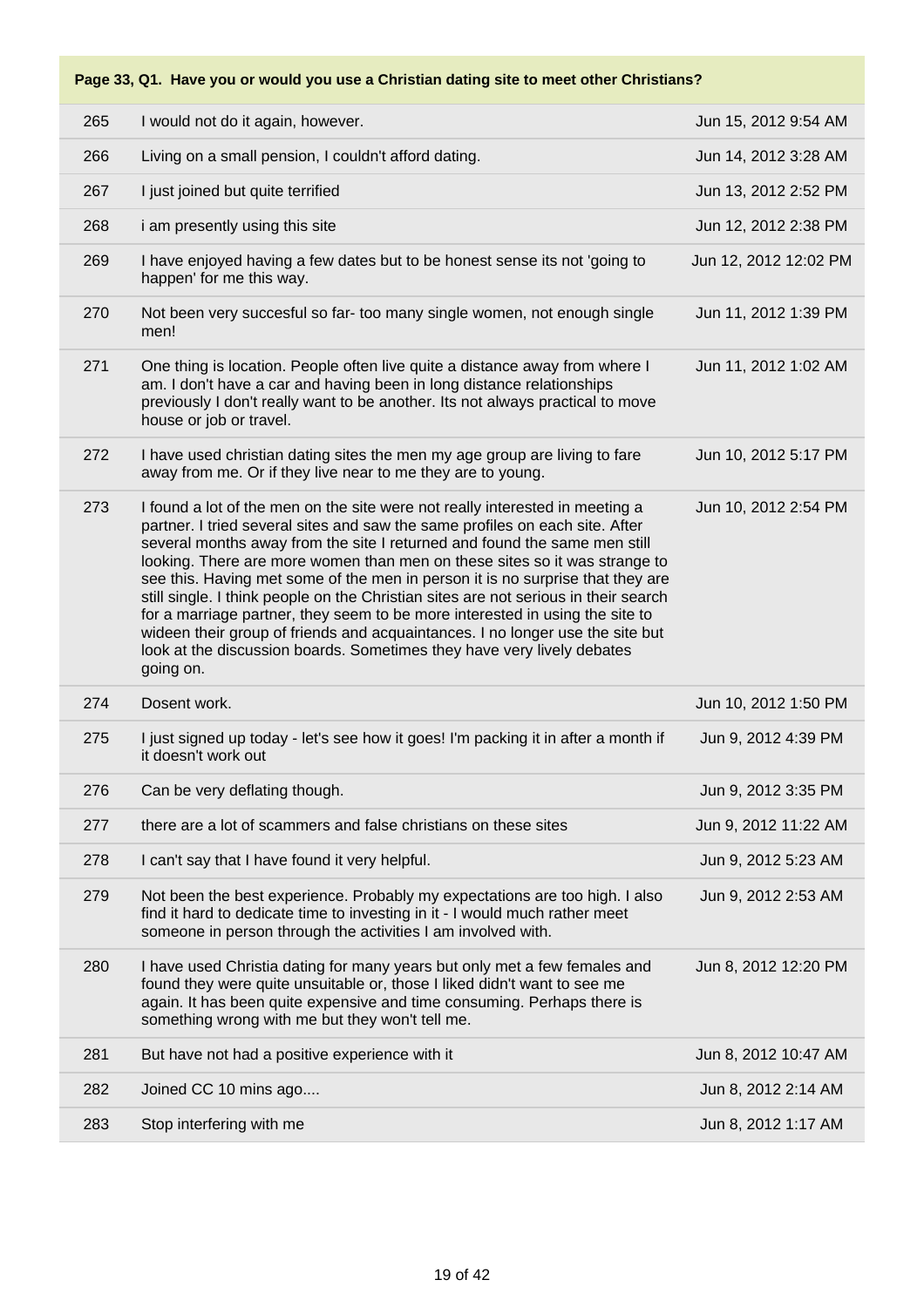**Page 33, Q1. Have you or would you use a Christian dating site to meet other Christians?**

| | | |
|---|---|---|
| 265 | I would not do it again, however. | Jun 15, 2012 9:54 AM |
| 266 | Living on a small pension, I couldn't afford dating. | Jun 14, 2012 3:28 AM |
| 267 | I just joined but quite terrified | Jun 13, 2012 2:52 PM |
| 268 | i am presently using this site | Jun 12, 2012 2:38 PM |
| 269 | I have enjoyed having a few dates but to be honest sense its not 'going to happen' for me this way. | Jun 12, 2012 12:02 PM |
| 270 | Not been very succesful so far- too many single women, not enough single men! | Jun 11, 2012 1:39 PM |
| 271 | One thing is location. People often live quite a distance away from where I am. I don't have a car and having been in long distance relationships previously I don't really want to be another. Its not always practical to move house or job or travel. | Jun 11, 2012 1:02 AM |
| 272 | I have used christian dating sites the men my age group are living to fare away from me. Or if they live near to me they are to young. | Jun 10, 2012 5:17 PM |
| 273 | I found a lot of the men on the site were not really interested in meeting a partner. I tried several sites and saw the same profiles on each site. After several months away from the site I returned and found the same men still looking. There are more women than men on these sites so it was strange to see this. Having met some of the men in person it is no surprise that they are still single. I think people on the Christian sites are not serious in their search for a marriage partner, they seem to be more interested in using the site to wideen their group of friends and acquaintances. I no longer use the site but look at the discussion boards. Sometimes they have very lively debates going on. | Jun 10, 2012 2:54 PM |
| 274 | Dosent work. | Jun 10, 2012 1:50 PM |
| 275 | I just signed up today - let's see how it goes! I'm packing it in after a month if it doesn't work out | Jun 9, 2012 4:39 PM |
| 276 | Can be very deflating though. | Jun 9, 2012 3:35 PM |
| 277 | there are a lot of scammers and false christians on these sites | Jun 9, 2012 11:22 AM |
| 278 | I can't say that I have found it very helpful. | Jun 9, 2012 5:23 AM |
| 279 | Not been the best experience. Probably my expectations are too high. I also find it hard to dedicate time to investing in it - I would much rather meet someone in person through the activities I am involved with. | Jun 9, 2012 2:53 AM |
| 280 | I have used Christia dating for many years but only met a few females and found they were quite unsuitable or, those I liked didn't want to see me again. It has been quite expensive and time consuming. Perhaps there is something wrong with me but they won't tell me. | Jun 8, 2012 12:20 PM |
| 281 | But have not had a positive experience with it | Jun 8, 2012 10:47 AM |
| 282 | Joined CC 10 mins ago.... | Jun 8, 2012 2:14 AM |
| 283 | Stop interfering with me | Jun 8, 2012 1:17 AM |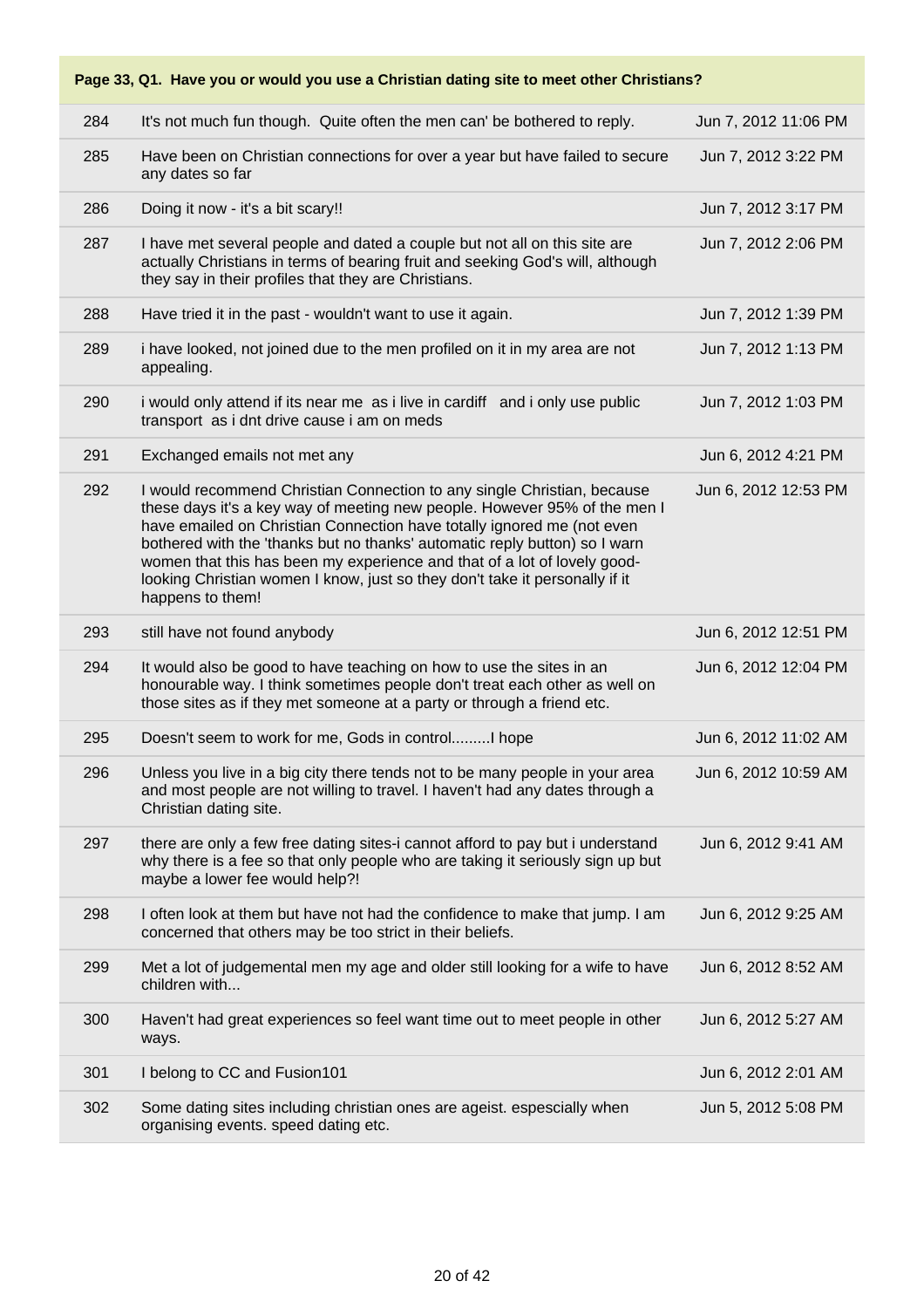**Page 33, Q1. Have you or would you use a Christian dating site to meet other Christians?**

| | | |
|---|---|---|
| 284 | It's not much fun though. Quite often the men can' be bothered to reply. | Jun 7, 2012 11:06 PM |
| 285 | Have been on Christian connections for over a year but have failed to secure any dates so far | Jun 7, 2012 3:22 PM |
| 286 | Doing it now - it's a bit scary!! | Jun 7, 2012 3:17 PM |
| 287 | I have met several people and dated a couple but not all on this site are actually Christians in terms of bearing fruit and seeking God's will, although they say in their profiles that they are Christians. | Jun 7, 2012 2:06 PM |
| 288 | Have tried it in the past - wouldn't want to use it again. | Jun 7, 2012 1:39 PM |
| 289 | i have looked, not joined due to the men profiled on it in my area are not appealing. | Jun 7, 2012 1:13 PM |
| 290 | i would only attend if its near me as i live in cardiff and i only use public transport as i dnt drive cause i am on meds | Jun 7, 2012 1:03 PM |
| 291 | Exchanged emails not met any | Jun 6, 2012 4:21 PM |
| 292 | I would recommend Christian Connection to any single Christian, because these days it's a key way of meeting new people. However 95% of the men I have emailed on Christian Connection have totally ignored me (not even bothered with the 'thanks but no thanks' automatic reply button) so I warn women that this has been my experience and that of a lot of lovely good-looking Christian women I know, just so they don't take it personally if it happens to them! | Jun 6, 2012 12:53 PM |
| 293 | still have not found anybody | Jun 6, 2012 12:51 PM |
| 294 | It would also be good to have teaching on how to use the sites in an honourable way. I think sometimes people don't treat each other as well on those sites as if they met someone at a party or through a friend etc. | Jun 6, 2012 12:04 PM |
| 295 | Doesn't seem to work for me, Gods in control.........I hope | Jun 6, 2012 11:02 AM |
| 296 | Unless you live in a big city there tends not to be many people in your area and most people are not willing to travel. I haven't had any dates through a Christian dating site. | Jun 6, 2012 10:59 AM |
| 297 | there are only a few free dating sites-i cannot afford to pay but i understand why there is a fee so that only people who are taking it seriously sign up but maybe a lower fee would help?! | Jun 6, 2012 9:41 AM |
| 298 | I often look at them but have not had the confidence to make that jump. I am concerned that others may be too strict in their beliefs. | Jun 6, 2012 9:25 AM |
| 299 | Met a lot of judgemental men my age and older still looking for a wife to have children with... | Jun 6, 2012 8:52 AM |
| 300 | Haven't had great experiences so feel want time out to meet people in other ways. | Jun 6, 2012 5:27 AM |
| 301 | I belong to CC and Fusion101 | Jun 6, 2012 2:01 AM |
| 302 | Some dating sites including christian ones are ageist. espescially when organising events. speed dating etc. | Jun 5, 2012 5:08 PM |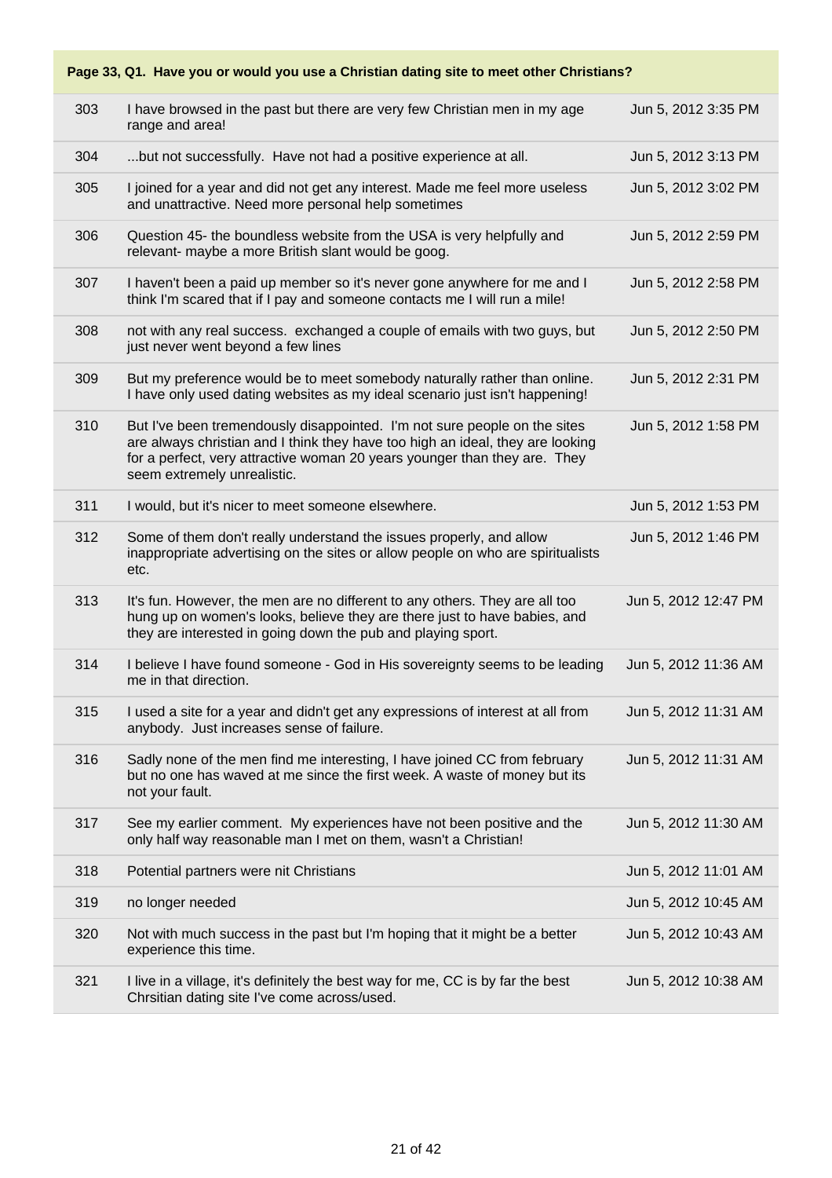**Page 33, Q1. Have you or would you use a Christian dating site to meet other Christians?**

| | | |
|---|---|---|
| 303 | I have browsed in the past but there are very few Christian men in my age range and area! | Jun 5, 2012 3:35 PM |
| 304 | ...but not successfully. Have not had a positive experience at all. | Jun 5, 2012 3:13 PM |
| 305 | I joined for a year and did not get any interest. Made me feel more useless and unattractive. Need more personal help sometimes | Jun 5, 2012 3:02 PM |
| 306 | Question 45- the boundless website from the USA is very helpfully and relevant- maybe a more British slant would be goog. | Jun 5, 2012 2:59 PM |
| 307 | I haven't been a paid up member so it's never gone anywhere for me and I think I'm scared that if I pay and someone contacts me I will run a mile! | Jun 5, 2012 2:58 PM |
| 308 | not with any real success. exchanged a couple of emails with two guys, but just never went beyond a few lines | Jun 5, 2012 2:50 PM |
| 309 | But my preference would be to meet somebody naturally rather than online. I have only used dating websites as my ideal scenario just isn't happening! | Jun 5, 2012 2:31 PM |
| 310 | But I've been tremendously disappointed. I'm not sure people on the sites are always christian and I think they have too high an ideal, they are looking for a perfect, very attractive woman 20 years younger than they are. They seem extremely unrealistic. | Jun 5, 2012 1:58 PM |
| 311 | I would, but it's nicer to meet someone elsewhere. | Jun 5, 2012 1:53 PM |
| 312 | Some of them don't really understand the issues properly, and allow inappropriate advertising on the sites or allow people on who are spiritualists etc. | Jun 5, 2012 1:46 PM |
| 313 | It's fun. However, the men are no different to any others. They are all too hung up on women's looks, believe they are there just to have babies, and they are interested in going down the pub and playing sport. | Jun 5, 2012 12:47 PM |
| 314 | I believe I have found someone - God in His sovereignty seems to be leading me in that direction. | Jun 5, 2012 11:36 AM |
| 315 | I used a site for a year and didn't get any expressions of interest at all from anybody. Just increases sense of failure. | Jun 5, 2012 11:31 AM |
| 316 | Sadly none of the men find me interesting, I have joined CC from february but no one has waved at me since the first week. A waste of money but its not your fault. | Jun 5, 2012 11:31 AM |
| 317 | See my earlier comment. My experiences have not been positive and the only half way reasonable man I met on them, wasn't a Christian! | Jun 5, 2012 11:30 AM |
| 318 | Potential partners were nit Christians | Jun 5, 2012 11:01 AM |
| 319 | no longer needed | Jun 5, 2012 10:45 AM |
| 320 | Not with much success in the past but I'm hoping that it might be a better experience this time. | Jun 5, 2012 10:43 AM |
| 321 | I live in a village, it's definitely the best way for me, CC is by far the best Chrsitian dating site I've come across/used. | Jun 5, 2012 10:38 AM |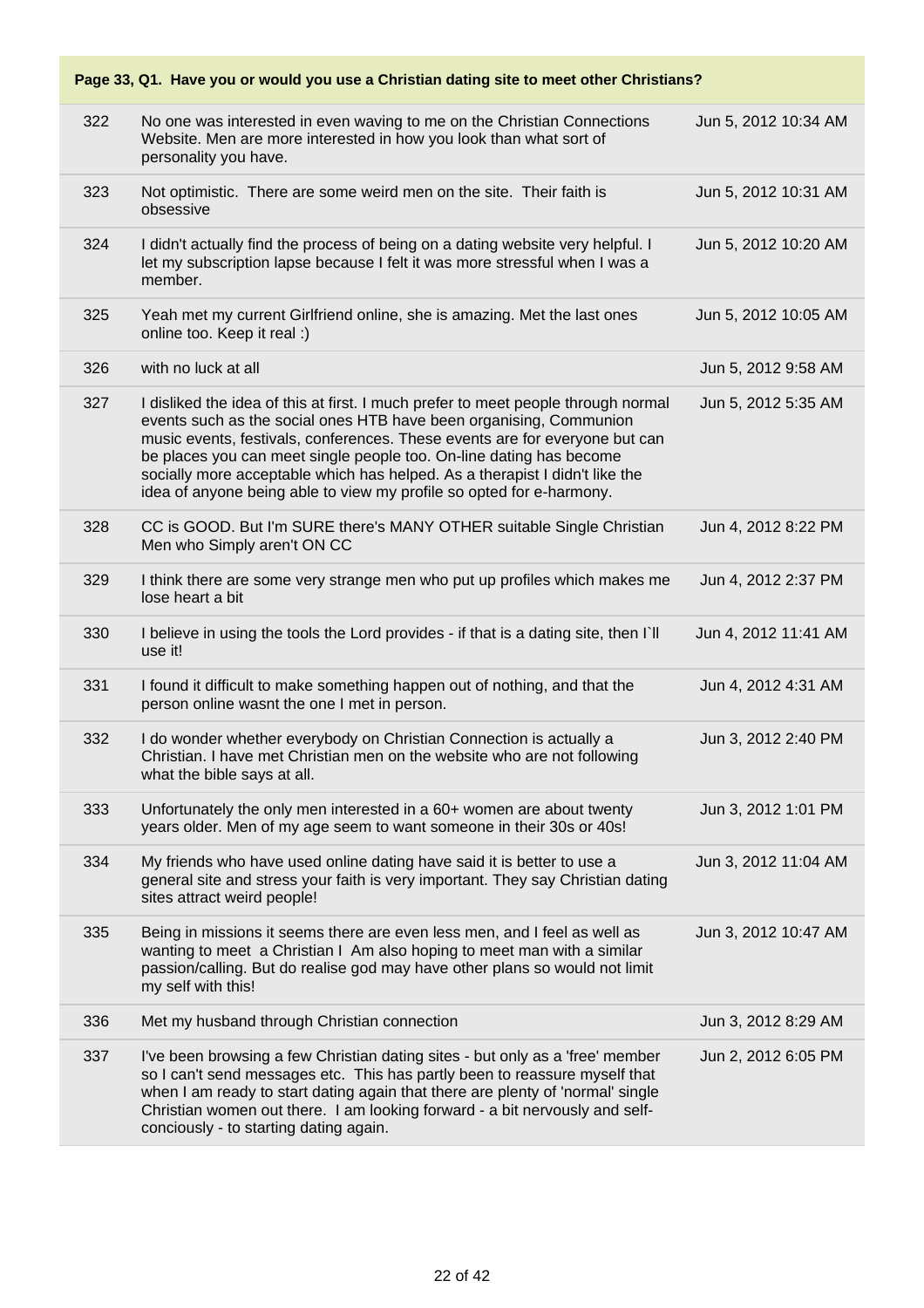**Page 33, Q1. Have you or would you use a Christian dating site to meet other Christians?**

| | | |
|---|---|---|
| 322 | No one was interested in even waving to me on the Christian Connections Website. Men are more interested in how you look than what sort of personality you have. | Jun 5, 2012 10:34 AM |
| 323 | Not optimistic. There are some weird men on the site. Their faith is obsessive | Jun 5, 2012 10:31 AM |
| 324 | I didn't actually find the process of being on a dating website very helpful. I let my subscription lapse because I felt it was more stressful when I was a member. | Jun 5, 2012 10:20 AM |
| 325 | Yeah met my current Girlfriend online, she is amazing. Met the last ones online too. Keep it real :) | Jun 5, 2012 10:05 AM |
| 326 | with no luck at all | Jun 5, 2012 9:58 AM |
| 327 | I disliked the idea of this at first. I much prefer to meet people through normal events such as the social ones HTB have been organising, Communion music events, festivals, conferences. These events are for everyone but can be places you can meet single people too. On-line dating has become socially more acceptable which has helped. As a therapist I didn't like the idea of anyone being able to view my profile so opted for e-harmony. | Jun 5, 2012 5:35 AM |
| 328 | CC is GOOD. But I'm SURE there's MANY OTHER suitable Single Christian Men who Simply aren't ON CC | Jun 4, 2012 8:22 PM |
| 329 | I think there are some very strange men who put up profiles which makes me lose heart a bit | Jun 4, 2012 2:37 PM |
| 330 | I believe in using the tools the Lord provides - if that is a dating site, then I`ll use it! | Jun 4, 2012 11:41 AM |
| 331 | I found it difficult to make something happen out of nothing, and that the person online wasnt the one I met in person. | Jun 4, 2012 4:31 AM |
| 332 | I do wonder whether everybody on Christian Connection is actually a Christian. I have met Christian men on the website who are not following what the bible says at all. | Jun 3, 2012 2:40 PM |
| 333 | Unfortunately the only men interested in a 60+ women are about twenty years older. Men of my age seem to want someone in their 30s or 40s! | Jun 3, 2012 1:01 PM |
| 334 | My friends who have used online dating have said it is better to use a general site and stress your faith is very important. They say Christian dating sites attract weird people! | Jun 3, 2012 11:04 AM |
| 335 | Being in missions it seems there are even less men, and I feel as well as wanting to meet a Christian I Am also hoping to meet man with a similar passion/calling. But do realise god may have other plans so would not limit my self with this! | Jun 3, 2012 10:47 AM |
| 336 | Met my husband through Christian connection | Jun 3, 2012 8:29 AM |
| 337 | I've been browsing a few Christian dating sites - but only as a 'free' member so I can't send messages etc. This has partly been to reassure myself that when I am ready to start dating again that there are plenty of 'normal' single Christian women out there. I am looking forward - a bit nervously and self-conciously - to starting dating again. | Jun 2, 2012 6:05 PM |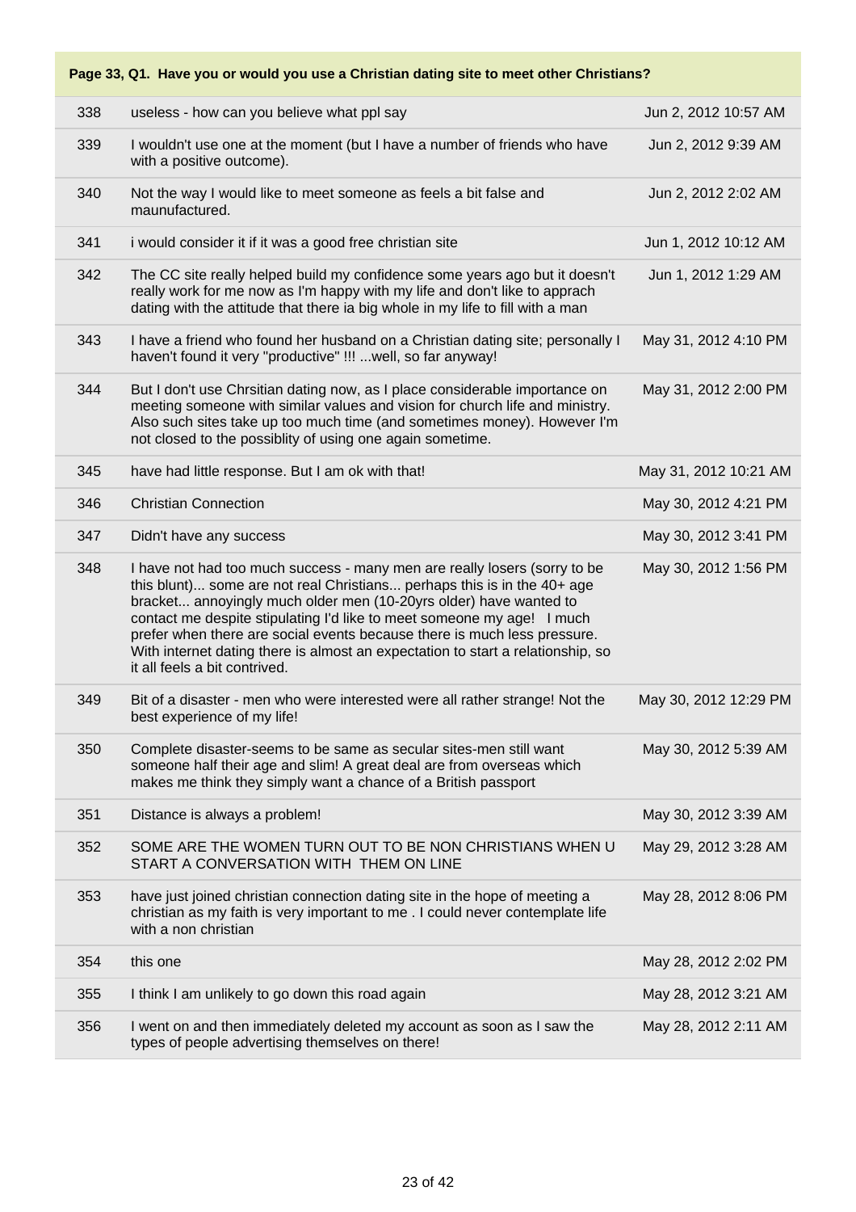**Page 33, Q1. Have you or would you use a Christian dating site to meet other Christians?**

| | | |
|---|---|---|
| 338 | useless - how can you believe what ppl say | Jun 2, 2012 10:57 AM |
| 339 | I wouldn't use one at the moment (but I have a number of friends who have with a positive outcome). | Jun 2, 2012 9:39 AM |
| 340 | Not the way I would like to meet someone as feels a bit false and maunufactured. | Jun 2, 2012 2:02 AM |
| 341 | i would consider it if it was a good free christian site | Jun 1, 2012 10:12 AM |
| 342 | The CC site really helped build my confidence some years ago but it doesn't really work for me now as I'm happy with my life and don't like to apprach dating with the attitude that there ia big whole in my life to fill with a man | Jun 1, 2012 1:29 AM |
| 343 | I have a friend who found her husband on a Christian dating site; personally I haven't found it very "productive" !!! ...well, so far anyway! | May 31, 2012 4:10 PM |
| 344 | But I don't use Chrsitian dating now, as I place considerable importance on meeting someone with similar values and vision for church life and ministry. Also such sites take up too much time (and sometimes money). However I'm not closed to the possiblity of using one again sometime. | May 31, 2012 2:00 PM |
| 345 | have had little response. But I am ok with that! | May 31, 2012 10:21 AM |
| 346 | Christian Connection | May 30, 2012 4:21 PM |
| 347 | Didn't have any success | May 30, 2012 3:41 PM |
| 348 | I have not had too much success - many men are really losers (sorry to be this blunt)... some are not real Christians... perhaps this is in the 40+ age bracket... annoyingly much older men (10-20yrs older) have wanted to contact me despite stipulating I'd like to meet someone my age! I much prefer when there are social events because there is much less pressure. With internet dating there is almost an expectation to start a relationship, so it all feels a bit contrived. | May 30, 2012 1:56 PM |
| 349 | Bit of a disaster - men who were interested were all rather strange! Not the best experience of my life! | May 30, 2012 12:29 PM |
| 350 | Complete disaster-seems to be same as secular sites-men still want someone half their age and slim! A great deal are from overseas which makes me think they simply want a chance of a British passport | May 30, 2012 5:39 AM |
| 351 | Distance is always a problem! | May 30, 2012 3:39 AM |
| 352 | SOME ARE THE WOMEN TURN OUT TO BE NON CHRISTIANS WHEN U START A CONVERSATION WITH THEM ON LINE | May 29, 2012 3:28 AM |
| 353 | have just joined christian connection dating site in the hope of meeting a christian as my faith is very important to me . I could never contemplate life with a non christian | May 28, 2012 8:06 PM |
| 354 | this one | May 28, 2012 2:02 PM |
| 355 | I think I am unlikely to go down this road again | May 28, 2012 3:21 AM |
| 356 | I went on and then immediately deleted my account as soon as I saw the types of people advertising themselves on there! | May 28, 2012 2:11 AM |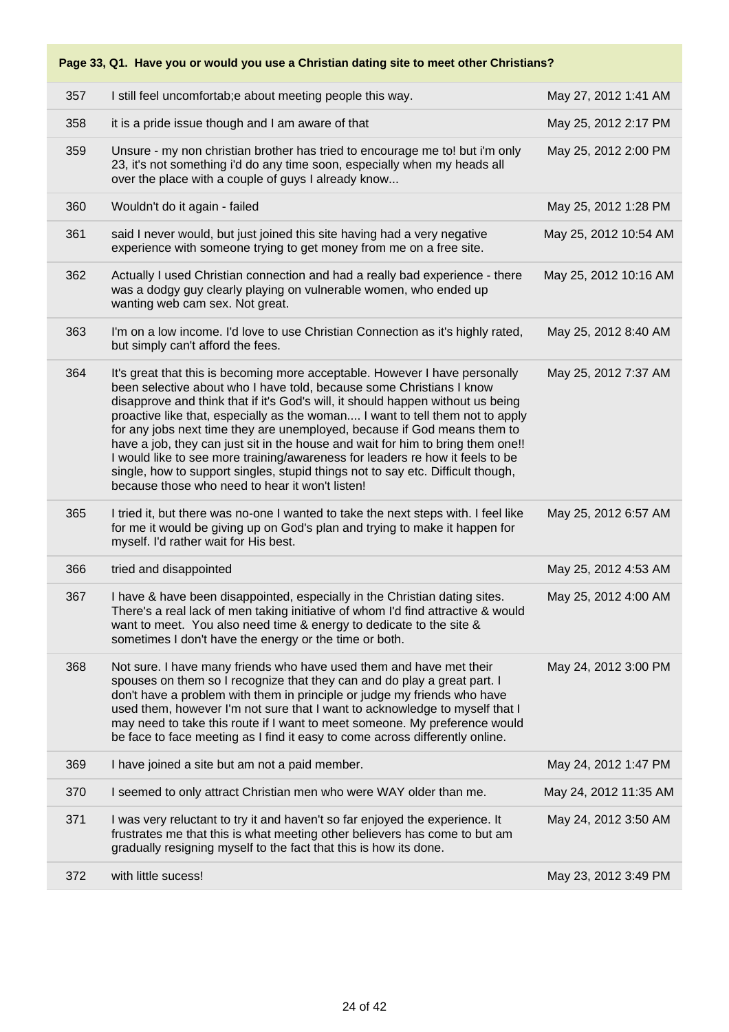**Page 33, Q1. Have you or would you use a Christian dating site to meet other Christians?**

| # | Response | Date |
|---|---|---|
| 357 | I still feel uncomfortab;e about meeting people this way. | May 27, 2012 1:41 AM |
| 358 | it is a pride issue though and I am aware of that | May 25, 2012 2:17 PM |
| 359 | Unsure - my non christian brother has tried to encourage me to! but i'm only 23, it's not something i'd do any time soon, especially when my heads all over the place with a couple of guys I already know... | May 25, 2012 2:00 PM |
| 360 | Wouldn't do it again - failed | May 25, 2012 1:28 PM |
| 361 | said I never would, but just joined this site having had a very negative experience with someone trying to get money from me on a free site. | May 25, 2012 10:54 AM |
| 362 | Actually I used Christian connection and had a really bad experience - there was a dodgy guy clearly playing on vulnerable women, who ended up wanting web cam sex. Not great. | May 25, 2012 10:16 AM |
| 363 | I'm on a low income. I'd love to use Christian Connection as it's highly rated, but simply can't afford the fees. | May 25, 2012 8:40 AM |
| 364 | It's great that this is becoming more acceptable. However I have personally been selective about who I have told, because some Christians I know disapprove and think that if it's God's will, it should happen without us being proactive like that, especially as the woman.... I want to tell them not to apply for any jobs next time they are unemployed, because if God means them to have a job, they can just sit in the house and wait for him to bring them one!! I would like to see more training/awareness for leaders re how it feels to be single, how to support singles, stupid things not to say etc. Difficult though, because those who need to hear it won't listen! | May 25, 2012 7:37 AM |
| 365 | I tried it, but there was no-one I wanted to take the next steps with. I feel like for me it would be giving up on God's plan and trying to make it happen for myself. I'd rather wait for His best. | May 25, 2012 6:57 AM |
| 366 | tried and disappointed | May 25, 2012 4:53 AM |
| 367 | I have & have been disappointed, especially in the Christian dating sites. There's a real lack of men taking initiative of whom I'd find attractive & would want to meet. You also need time & energy to dedicate to the site & sometimes I don't have the energy or the time or both. | May 25, 2012 4:00 AM |
| 368 | Not sure. I have many friends who have used them and have met their spouses on them so I recognize that they can and do play a great part. I don't have a problem with them in principle or judge my friends who have used them, however I'm not sure that I want to acknowledge to myself that I may need to take this route if I want to meet someone. My preference would be face to face meeting as I find it easy to come across differently online. | May 24, 2012 3:00 PM |
| 369 | I have joined a site but am not a paid member. | May 24, 2012 1:47 PM |
| 370 | I seemed to only attract Christian men who were WAY older than me. | May 24, 2012 11:35 AM |
| 371 | I was very reluctant to try it and haven't so far enjoyed the experience. It frustrates me that this is what meeting other believers has come to but am gradually resigning myself to the fact that this is how its done. | May 24, 2012 3:50 AM |
| 372 | with little sucess! | May 23, 2012 3:49 PM |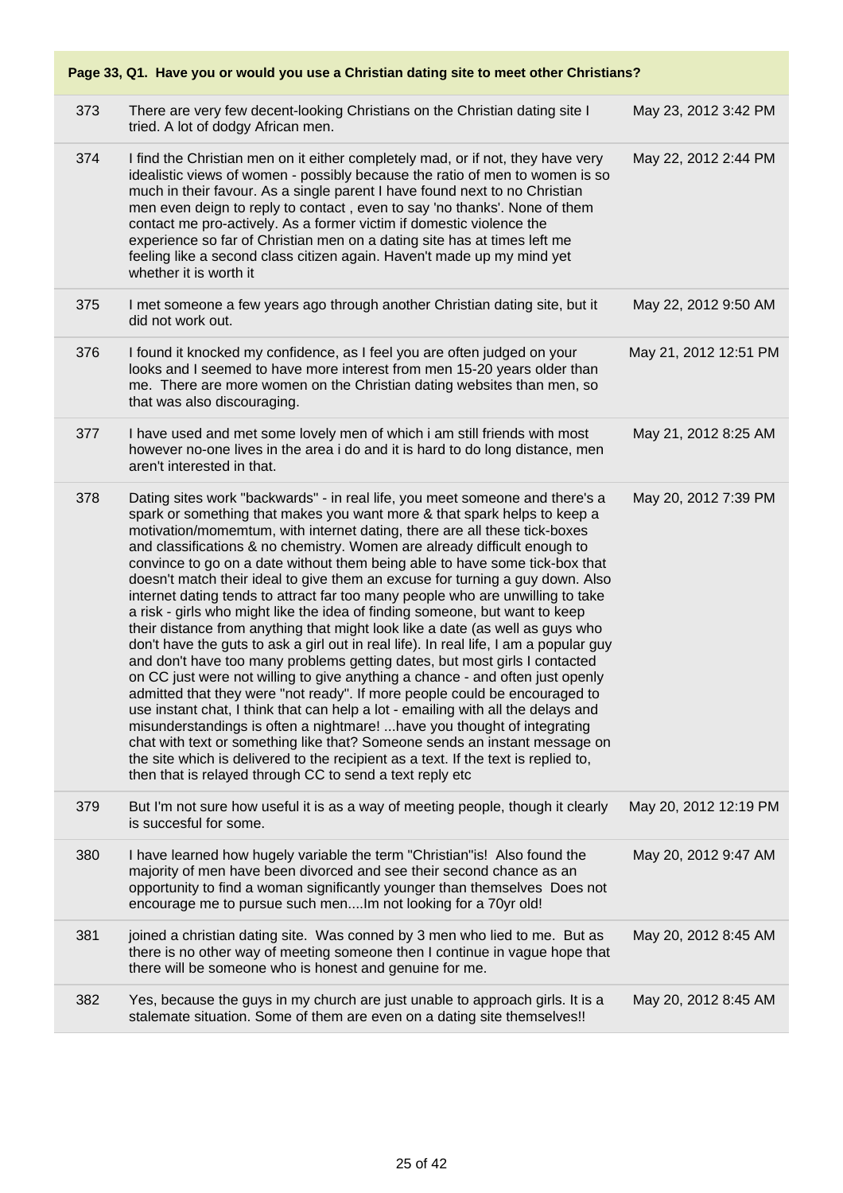**Page 33, Q1. Have you or would you use a Christian dating site to meet other Christians?**

| # | Response | Date |
|---|---|---|
| 373 | There are very few decent-looking Christians on the Christian dating site I tried. A lot of dodgy African men. | May 23, 2012 3:42 PM |
| 374 | I find the Christian men on it either completely mad, or if not, they have very idealistic views of women - possibly because the ratio of men to women is so much in their favour. As a single parent I have found next to no Christian men even deign to reply to contact , even to say 'no thanks'. None of them contact me pro-actively. As a former victim if domestic violence the experience so far of Christian men on a dating site has at times left me feeling like a second class citizen again. Haven't made up my mind yet whether it is worth it | May 22, 2012 2:44 PM |
| 375 | I met someone a few years ago through another Christian dating site, but it did not work out. | May 22, 2012 9:50 AM |
| 376 | I found it knocked my confidence, as I feel you are often judged on your looks and I seemed to have more interest from men 15-20 years older than me. There are more women on the Christian dating websites than men, so that was also discouraging. | May 21, 2012 12:51 PM |
| 377 | I have used and met some lovely men of which i am still friends with most however no-one lives in the area i do and it is hard to do long distance, men aren't interested in that. | May 21, 2012 8:25 AM |
| 378 | Dating sites work "backwards" - in real life, you meet someone and there's a spark or something that makes you want more & that spark helps to keep a motivation/momemtum, with internet dating, there are all these tick-boxes and classifications & no chemistry. Women are already difficult enough to convince to go on a date without them being able to have some tick-box that doesn't match their ideal to give them an excuse for turning a guy down. Also internet dating tends to attract far too many people who are unwilling to take a risk - girls who might like the idea of finding someone, but want to keep their distance from anything that might look like a date (as well as guys who don't have the guts to ask a girl out in real life). In real life, I am a popular guy and don't have too many problems getting dates, but most girls I contacted on CC just were not willing to give anything a chance - and often just openly admitted that they were "not ready". If more people could be encouraged to use instant chat, I think that can help a lot - emailing with all the delays and misunderstandings is often a nightmare! ...have you thought of integrating chat with text or something like that? Someone sends an instant message on the site which is delivered to the recipient as a text. If the text is replied to, then that is relayed through CC to send a text reply etc | May 20, 2012 7:39 PM |
| 379 | But I'm not sure how useful it is as a way of meeting people, though it clearly is succesful for some. | May 20, 2012 12:19 PM |
| 380 | I have learned how hugely variable the term "Christian"is! Also found the majority of men have been divorced and see their second chance as an opportunity to find a woman significantly younger than themselves Does not encourage me to pursue such men....Im not looking for a 70yr old! | May 20, 2012 9:47 AM |
| 381 | joined a christian dating site. Was conned by 3 men who lied to me. But as there is no other way of meeting someone then I continue in vague hope that there will be someone who is honest and genuine for me. | May 20, 2012 8:45 AM |
| 382 | Yes, because the guys in my church are just unable to approach girls. It is a stalemate situation. Some of them are even on a dating site themselves!! | May 20, 2012 8:45 AM |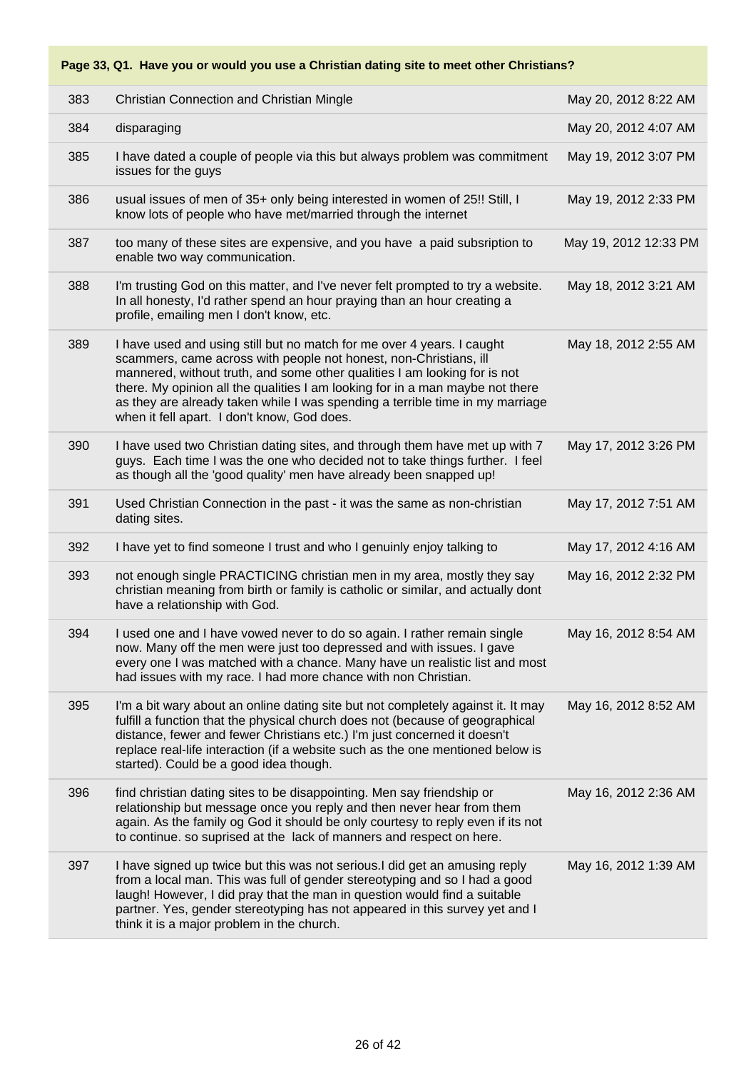**Page 33, Q1. Have you or would you use a Christian dating site to meet other Christians?**

| # | Response | Date |
|---|---|---|
| 383 | Christian Connection and Christian Mingle | May 20, 2012 8:22 AM |
| 384 | disparaging | May 20, 2012 4:07 AM |
| 385 | I have dated a couple of people via this but always problem was commitment issues for the guys | May 19, 2012 3:07 PM |
| 386 | usual issues of men of 35+ only being interested in women of 25!! Still, I know lots of people who have met/married through the internet | May 19, 2012 2:33 PM |
| 387 | too many of these sites are expensive, and you have a paid subsription to enable two way communication. | May 19, 2012 12:33 PM |
| 388 | I'm trusting God on this matter, and I've never felt prompted to try a website. In all honesty, I'd rather spend an hour praying than an hour creating a profile, emailing men I don't know, etc. | May 18, 2012 3:21 AM |
| 389 | I have used and using still but no match for me over 4 years. I caught scammers, came across with people not honest, non-Christians, ill mannered, without truth, and some other qualities I am looking for is not there. My opinion all the qualities I am looking for in a man maybe not there as they are already taken while I was spending a terrible time in my marriage when it fell apart. I don't know, God does. | May 18, 2012 2:55 AM |
| 390 | I have used two Christian dating sites, and through them have met up with 7 guys. Each time I was the one who decided not to take things further. I feel as though all the 'good quality' men have already been snapped up! | May 17, 2012 3:26 PM |
| 391 | Used Christian Connection in the past - it was the same as non-christian dating sites. | May 17, 2012 7:51 AM |
| 392 | I have yet to find someone I trust and who I genuinly enjoy talking to | May 17, 2012 4:16 AM |
| 393 | not enough single PRACTICING christian men in my area, mostly they say christian meaning from birth or family is catholic or similar, and actually dont have a relationship with God. | May 16, 2012 2:32 PM |
| 394 | I used one and I have vowed never to do so again. I rather remain single now. Many off the men were just too depressed and with issues. I gave every one I was matched with a chance. Many have un realistic list and most had issues with my race. I had more chance with non Christian. | May 16, 2012 8:54 AM |
| 395 | I'm a bit wary about an online dating site but not completely against it. It may fulfill a function that the physical church does not (because of geographical distance, fewer and fewer Christians etc.) I'm just concerned it doesn't replace real-life interaction (if a website such as the one mentioned below is started). Could be a good idea though. | May 16, 2012 8:52 AM |
| 396 | find christian dating sites to be disappointing. Men say friendship or relationship but message once you reply and then never hear from them again. As the family og God it should be only courtesy to reply even if its not to continue. so suprised at the lack of manners and respect on here. | May 16, 2012 2:36 AM |
| 397 | I have signed up twice but this was not serious.I did get an amusing reply from a local man. This was full of gender stereotyping and so I had a good laugh! However, I did pray that the man in question would find a suitable partner. Yes, gender stereotyping has not appeared in this survey yet and I think it is a major problem in the church. | May 16, 2012 1:39 AM |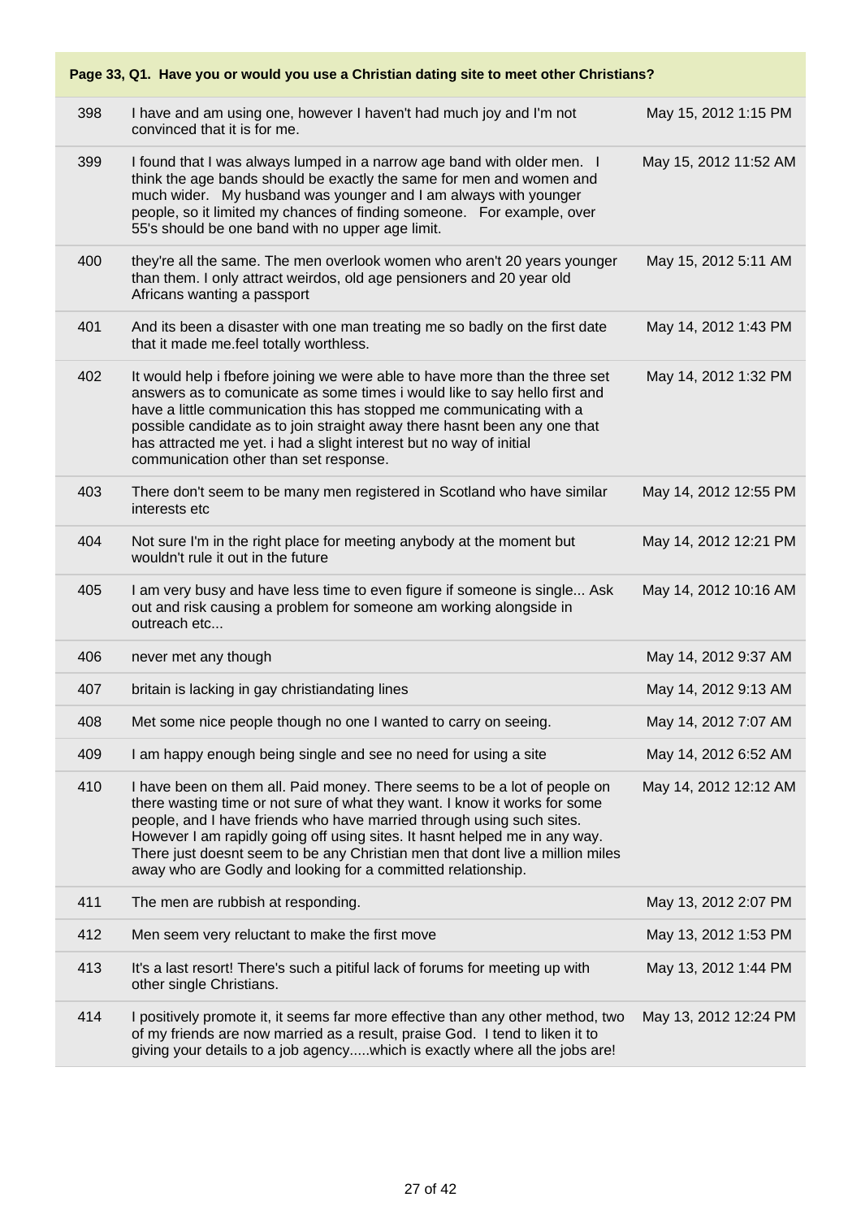**Page 33, Q1. Have you or would you use a Christian dating site to meet other Christians?**

| | | |
|---|---|---|
| 398 | I have and am using one, however I haven't had much joy and I'm not convinced that it is for me. | May 15, 2012 1:15 PM |
| 399 | I found that I was always lumped in a narrow age band with older men. I think the age bands should be exactly the same for men and women and much wider. My husband was younger and I am always with younger people, so it limited my chances of finding someone. For example, over 55's should be one band with no upper age limit. | May 15, 2012 11:52 AM |
| 400 | they're all the same. The men overlook women who aren't 20 years younger than them. I only attract weirdos, old age pensioners and 20 year old Africans wanting a passport | May 15, 2012 5:11 AM |
| 401 | And its been a disaster with one man treating me so badly on the first date that it made me.feel totally worthless. | May 14, 2012 1:43 PM |
| 402 | It would help i fbefore joining we were able to have more than the three set answers as to comunicate as some times i would like to say hello first and have a little communication this has stopped me communicating with a possible candidate as to join straight away there hasnt been any one that has attracted me yet. i had a slight interest but no way of initial communication other than set response. | May 14, 2012 1:32 PM |
| 403 | There don't seem to be many men registered in Scotland who have similar interests etc | May 14, 2012 12:55 PM |
| 404 | Not sure I'm in the right place for meeting anybody at the moment but wouldn't rule it out in the future | May 14, 2012 12:21 PM |
| 405 | I am very busy and have less time to even figure if someone is single... Ask out and risk causing a problem for someone am working alongside in outreach etc... | May 14, 2012 10:16 AM |
| 406 | never met any though | May 14, 2012 9:37 AM |
| 407 | britain is lacking in gay christiandating lines | May 14, 2012 9:13 AM |
| 408 | Met some nice people though no one I wanted to carry on seeing. | May 14, 2012 7:07 AM |
| 409 | I am happy enough being single and see no need for using a site | May 14, 2012 6:52 AM |
| 410 | I have been on them all. Paid money. There seems to be a lot of people on there wasting time or not sure of what they want. I know it works for some people, and I have friends who have married through using such sites. However I am rapidly going off using sites. It hasnt helped me in any way. There just doesnt seem to be any Christian men that dont live a million miles away who are Godly and looking for a committed relationship. | May 14, 2012 12:12 AM |
| 411 | The men are rubbish at responding. | May 13, 2012 2:07 PM |
| 412 | Men seem very reluctant to make the first move | May 13, 2012 1:53 PM |
| 413 | It's a last resort! There's such a pitiful lack of forums for meeting up with other single Christians. | May 13, 2012 1:44 PM |
| 414 | I positively promote it, it seems far more effective than any other method, two of my friends are now married as a result, praise God. I tend to liken it to giving your details to a job agency.....which is exactly where all the jobs are! | May 13, 2012 12:24 PM |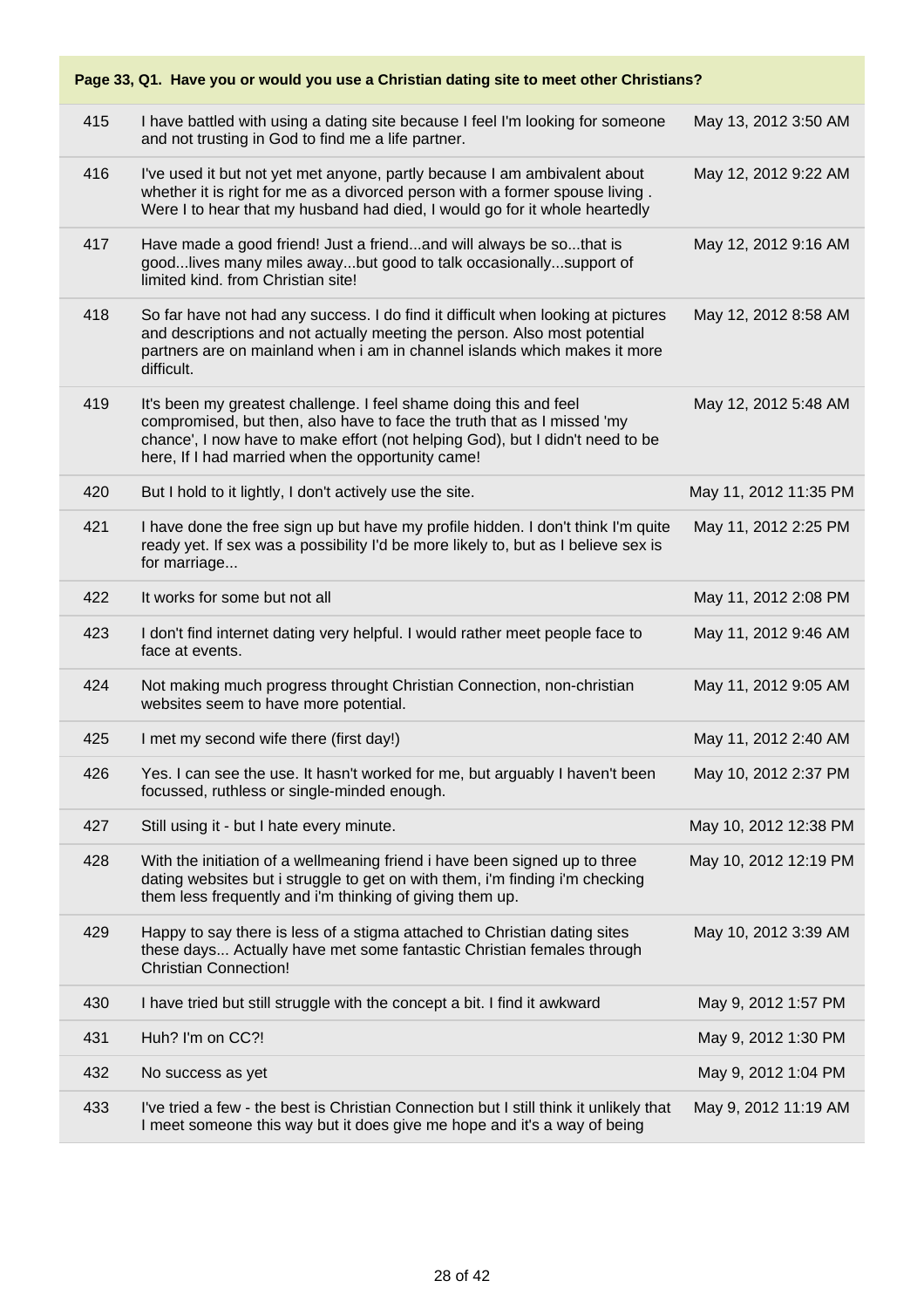**Page 33, Q1. Have you or would you use a Christian dating site to meet other Christians?**

| | | |
|---|---|---|
| 415 | I have battled with using a dating site because I feel I'm looking for someone and not trusting in God to find me a life partner. | May 13, 2012 3:50 AM |
| 416 | I've used it but not yet met anyone, partly because I am ambivalent about whether it is right for me as a divorced person with a former spouse living . Were I to hear that my husband had died, I would go for it whole heartedly | May 12, 2012 9:22 AM |
| 417 | Have made a good friend! Just a friend...and will always be so...that is good...lives many miles away...but good to talk occasionally...support of limited kind. from Christian site! | May 12, 2012 9:16 AM |
| 418 | So far have not had any success. I do find it difficult when looking at pictures and descriptions and not actually meeting the person. Also most potential partners are on mainland when i am in channel islands which makes it more difficult. | May 12, 2012 8:58 AM |
| 419 | It's been my greatest challenge. I feel shame doing this and feel compromised, but then, also have to face the truth that as I missed 'my chance', I now have to make effort (not helping God), but I didn't need to be here, If I had married when the opportunity came! | May 12, 2012 5:48 AM |
| 420 | But I hold to it lightly, I don't actively use the site. | May 11, 2012 11:35 PM |
| 421 | I have done the free sign up but have my profile hidden. I don't think I'm quite ready yet. If sex was a possibility I'd be more likely to, but as I believe sex is for marriage... | May 11, 2012 2:25 PM |
| 422 | It works for some but not all | May 11, 2012 2:08 PM |
| 423 | I don't find internet dating very helpful. I would rather meet people face to face at events. | May 11, 2012 9:46 AM |
| 424 | Not making much progress throught Christian Connection, non-christian websites seem to have more potential. | May 11, 2012 9:05 AM |
| 425 | I met my second wife there (first day!) | May 11, 2012 2:40 AM |
| 426 | Yes. I can see the use. It hasn't worked for me, but arguably I haven't been focussed, ruthless or single-minded enough. | May 10, 2012 2:37 PM |
| 427 | Still using it - but I hate every minute. | May 10, 2012 12:38 PM |
| 428 | With the initiation of a wellmeaning friend i have been signed up to three dating websites but i struggle to get on with them, i'm finding i'm checking them less frequently and i'm thinking of giving them up. | May 10, 2012 12:19 PM |
| 429 | Happy to say there is less of a stigma attached to Christian dating sites these days... Actually have met some fantastic Christian females through Christian Connection! | May 10, 2012 3:39 AM |
| 430 | I have tried but still struggle with the concept a bit. I find it awkward | May 9, 2012 1:57 PM |
| 431 | Huh? I'm on CC?! | May 9, 2012 1:30 PM |
| 432 | No success as yet | May 9, 2012 1:04 PM |
| 433 | I've tried a few - the best is Christian Connection but I still think it unlikely that I meet someone this way but it does give me hope and it's a way of being | May 9, 2012 11:19 AM |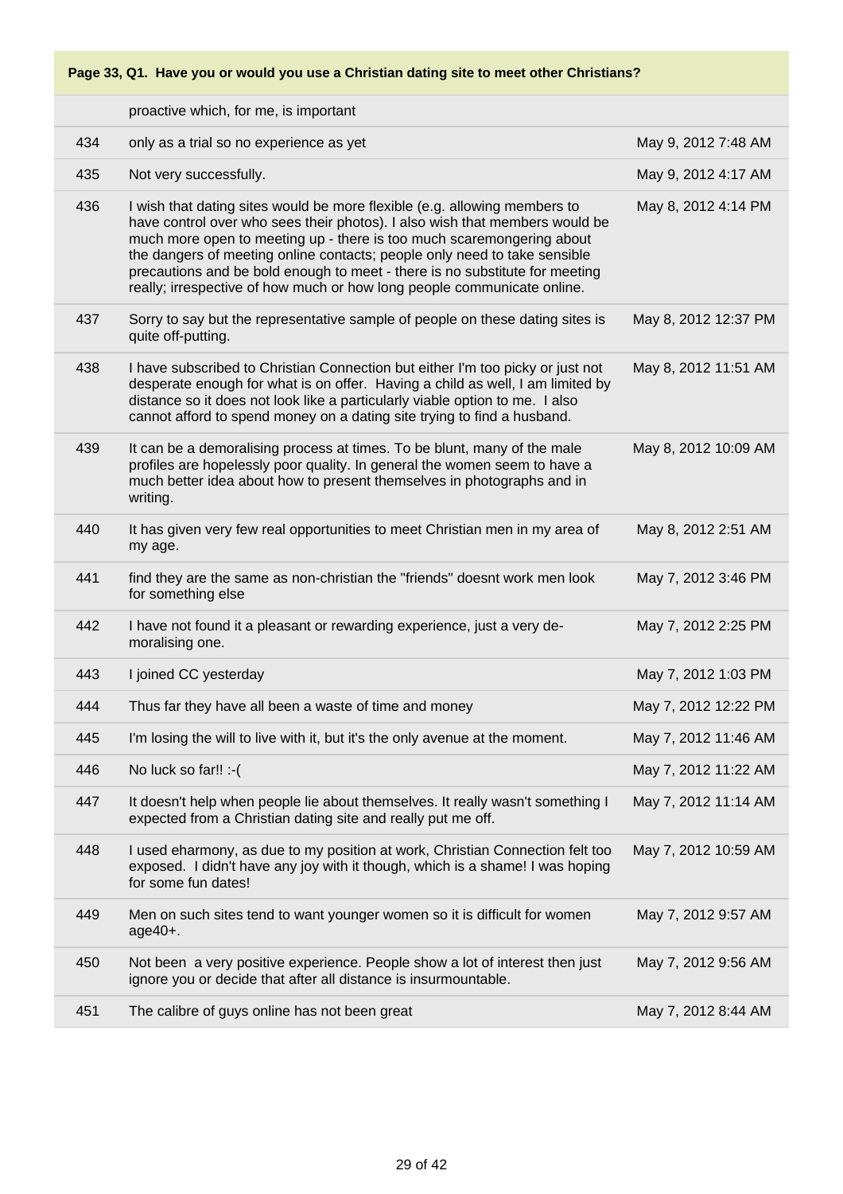**Page 33, Q1. Have you or would you use a Christian dating site to meet other Christians?**

| | | |
|---|---|---|
| | proactive which, for me, is important | |
| 434 | only as a trial so no experience as yet | May 9, 2012 7:48 AM |
| 435 | Not very successfully. | May 9, 2012 4:17 AM |
| 436 | I wish that dating sites would be more flexible (e.g. allowing members to have control over who sees their photos). I also wish that members would be much more open to meeting up - there is too much scaremongering about the dangers of meeting online contacts; people only need to take sensible precautions and be bold enough to meet - there is no substitute for meeting really; irrespective of how much or how long people communicate online. | May 8, 2012 4:14 PM |
| 437 | Sorry to say but the representative sample of people on these dating sites is quite off-putting. | May 8, 2012 12:37 PM |
| 438 | I have subscribed to Christian Connection but either I'm too picky or just not desperate enough for what is on offer. Having a child as well, I am limited by distance so it does not look like a particularly viable option to me. I also cannot afford to spend money on a dating site trying to find a husband. | May 8, 2012 11:51 AM |
| 439 | It can be a demoralising process at times. To be blunt, many of the male profiles are hopelessly poor quality. In general the women seem to have a much better idea about how to present themselves in photographs and in writing. | May 8, 2012 10:09 AM |
| 440 | It has given very few real opportunities to meet Christian men in my area of my age. | May 8, 2012 2:51 AM |
| 441 | find they are the same as non-christian the "friends" doesnt work men look for something else | May 7, 2012 3:46 PM |
| 442 | I have not found it a pleasant or rewarding experience, just a very de-moralising one. | May 7, 2012 2:25 PM |
| 443 | I joined CC yesterday | May 7, 2012 1:03 PM |
| 444 | Thus far they have all been a waste of time and money | May 7, 2012 12:22 PM |
| 445 | I'm losing the will to live with it, but it's the only avenue at the moment. | May 7, 2012 11:46 AM |
| 446 | No luck so far!! :-( | May 7, 2012 11:22 AM |
| 447 | It doesn't help when people lie about themselves. It really wasn't something I expected from a Christian dating site and really put me off. | May 7, 2012 11:14 AM |
| 448 | I used eharmony, as due to my position at work, Christian Connection felt too exposed. I didn't have any joy with it though, which is a shame! I was hoping for some fun dates! | May 7, 2012 10:59 AM |
| 449 | Men on such sites tend to want younger women so it is difficult for women age40+. | May 7, 2012 9:57 AM |
| 450 | Not been a very positive experience. People show a lot of interest then just ignore you or decide that after all distance is insurmountable. | May 7, 2012 9:56 AM |
| 451 | The calibre of guys online has not been great | May 7, 2012 8:44 AM |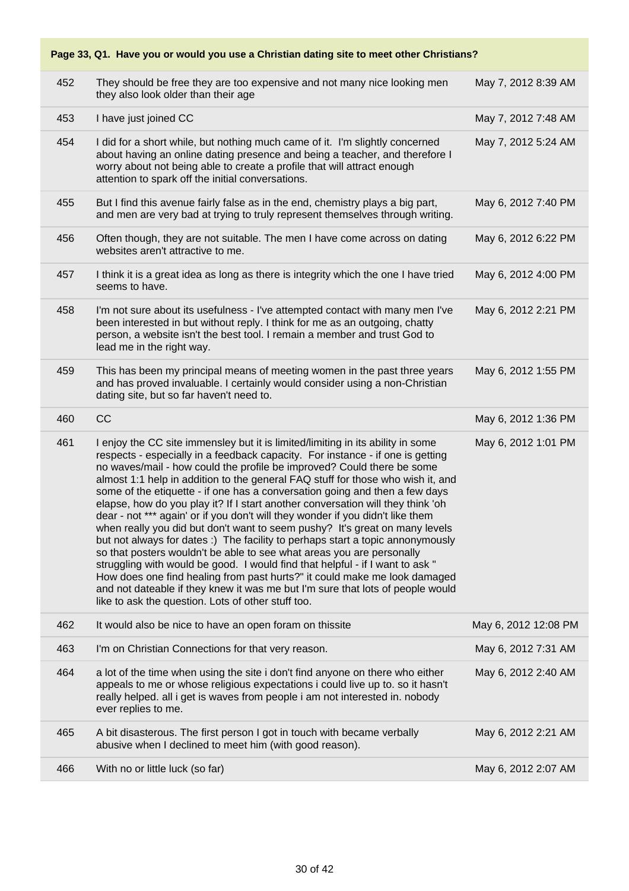**Page 33, Q1. Have you or would you use a Christian dating site to meet other Christians?**

| | | |
|---|---|---|
| 452 | They should be free they are too expensive and not many nice looking men they also look older than their age | May 7, 2012 8:39 AM |
| 453 | I have just joined CC | May 7, 2012 7:48 AM |
| 454 | I did for a short while, but nothing much came of it. I'm slightly concerned about having an online dating presence and being a teacher, and therefore I worry about not being able to create a profile that will attract enough attention to spark off the initial conversations. | May 7, 2012 5:24 AM |
| 455 | But I find this avenue fairly false as in the end, chemistry plays a big part, and men are very bad at trying to truly represent themselves through writing. | May 6, 2012 7:40 PM |
| 456 | Often though, they are not suitable. The men I have come across on dating websites aren't attractive to me. | May 6, 2012 6:22 PM |
| 457 | I think it is a great idea as long as there is integrity which the one I have tried seems to have. | May 6, 2012 4:00 PM |
| 458 | I'm not sure about its usefulness - I've attempted contact with many men I've been interested in but without reply. I think for me as an outgoing, chatty person, a website isn't the best tool. I remain a member and trust God to lead me in the right way. | May 6, 2012 2:21 PM |
| 459 | This has been my principal means of meeting women in the past three years and has proved invaluable. I certainly would consider using a non-Christian dating site, but so far haven't need to. | May 6, 2012 1:55 PM |
| 460 | CC | May 6, 2012 1:36 PM |
| 461 | I enjoy the CC site immensley but it is limited/limiting in its ability in some respects - especially in a feedback capacity. For instance - if one is getting no waves/mail - how could the profile be improved? Could there be some almost 1:1 help in addition to the general FAQ stuff for those who wish it, and some of the etiquette - if one has a conversation going and then a few days elapse, how do you play it? If I start another conversation will they think 'oh dear - not *** again' or if you don't will they wonder if you didn't like them when really you did but don't want to seem pushy? It's great on many levels but not always for dates :) The facility to perhaps start a topic annonymously so that posters wouldn't be able to see what areas you are personally struggling with would be good. I would find that helpful - if I want to ask " How does one find healing from past hurts?" it could make me look damaged and not dateable if they knew it was me but I'm sure that lots of people would like to ask the question. Lots of other stuff too. | May 6, 2012 1:01 PM |
| 462 | It would also be nice to have an open foram on thissite | May 6, 2012 12:08 PM |
| 463 | I'm on Christian Connections for that very reason. | May 6, 2012 7:31 AM |
| 464 | a lot of the time when using the site i don't find anyone on there who either appeals to me or whose religious expectations i could live up to. so it hasn't really helped. all i get is waves from people i am not interested in. nobody ever replies to me. | May 6, 2012 2:40 AM |
| 465 | A bit disasterous. The first person I got in touch with became verbally abusive when I declined to meet him (with good reason). | May 6, 2012 2:21 AM |
| 466 | With no or little luck (so far) | May 6, 2012 2:07 AM |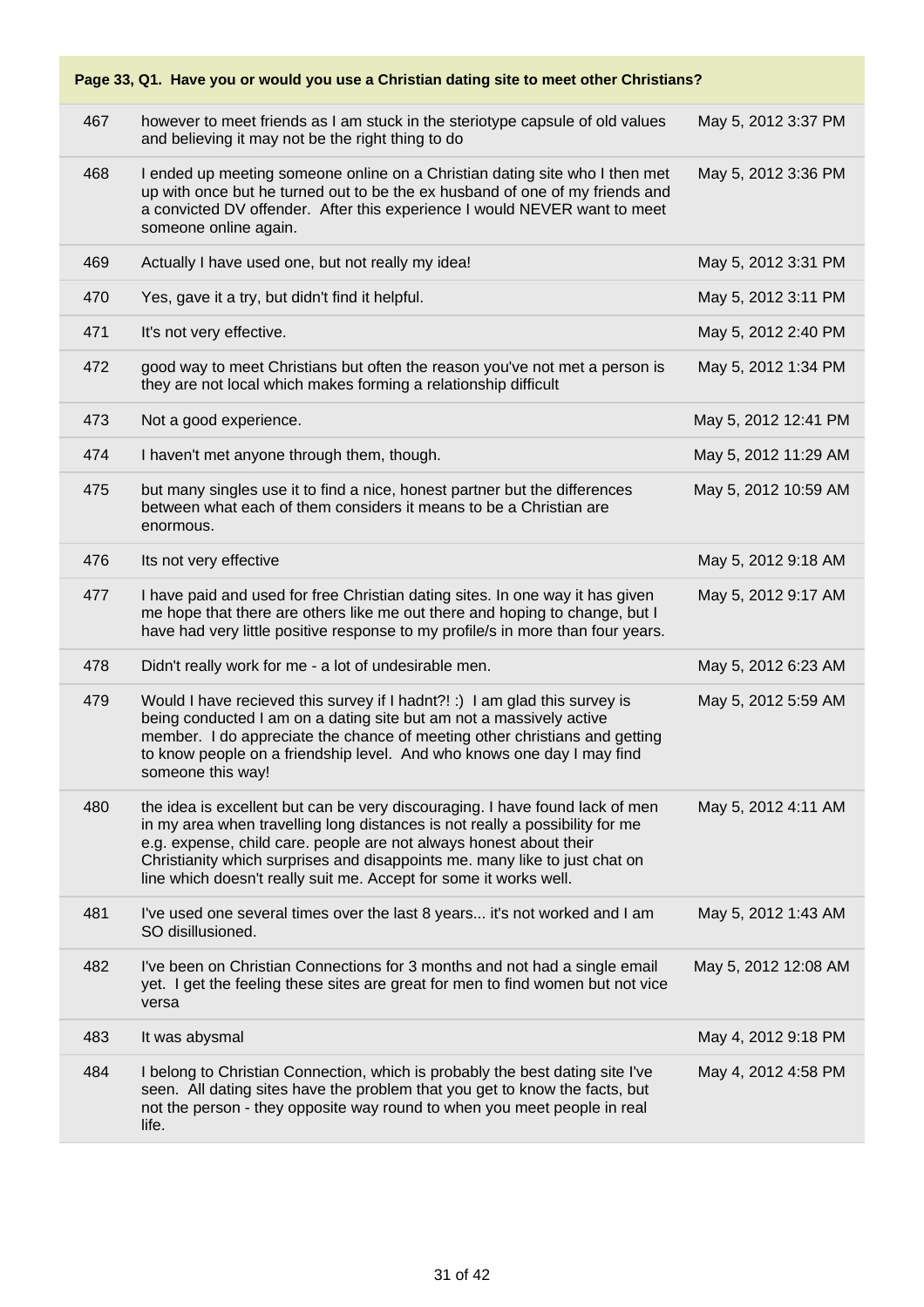**Page 33, Q1. Have you or would you use a Christian dating site to meet other Christians?**

| | | |
|---|---|---|
| 467 | however to meet friends as I am stuck in the steriotype capsule of old values and believing it may not be the right thing to do | May 5, 2012 3:37 PM |
| 468 | I ended up meeting someone online on a Christian dating site who I then met up with once but he turned out to be the ex husband of one of my friends and a convicted DV offender. After this experience I would NEVER want to meet someone online again. | May 5, 2012 3:36 PM |
| 469 | Actually I have used one, but not really my idea! | May 5, 2012 3:31 PM |
| 470 | Yes, gave it a try, but didn't find it helpful. | May 5, 2012 3:11 PM |
| 471 | It's not very effective. | May 5, 2012 2:40 PM |
| 472 | good way to meet Christians but often the reason you've not met a person is they are not local which makes forming a relationship difficult | May 5, 2012 1:34 PM |
| 473 | Not a good experience. | May 5, 2012 12:41 PM |
| 474 | I haven't met anyone through them, though. | May 5, 2012 11:29 AM |
| 475 | but many singles use it to find a nice, honest partner but the differences between what each of them considers it means to be a Christian are enormous. | May 5, 2012 10:59 AM |
| 476 | Its not very effective | May 5, 2012 9:18 AM |
| 477 | I have paid and used for free Christian dating sites. In one way it has given me hope that there are others like me out there and hoping to change, but I have had very little positive response to my profile/s in more than four years. | May 5, 2012 9:17 AM |
| 478 | Didn't really work for me - a lot of undesirable men. | May 5, 2012 6:23 AM |
| 479 | Would I have recieved this survey if I hadnt?! :) I am glad this survey is being conducted I am on a dating site but am not a massively active member. I do appreciate the chance of meeting other christians and getting to know people on a friendship level. And who knows one day I may find someone this way! | May 5, 2012 5:59 AM |
| 480 | the idea is excellent but can be very discouraging. I have found lack of men in my area when travelling long distances is not really a possibility for me e.g. expense, child care. people are not always honest about their Christianity which surprises and disappoints me. many like to just chat on line which doesn't really suit me. Accept for some it works well. | May 5, 2012 4:11 AM |
| 481 | I've used one several times over the last 8 years... it's not worked and I am SO disillusioned. | May 5, 2012 1:43 AM |
| 482 | I've been on Christian Connections for 3 months and not had a single email yet. I get the feeling these sites are great for men to find women but not vice versa | May 5, 2012 12:08 AM |
| 483 | It was abysmal | May 4, 2012 9:18 PM |
| 484 | I belong to Christian Connection, which is probably the best dating site I've seen. All dating sites have the problem that you get to know the facts, but not the person - they opposite way round to when you meet people in real life. | May 4, 2012 4:58 PM |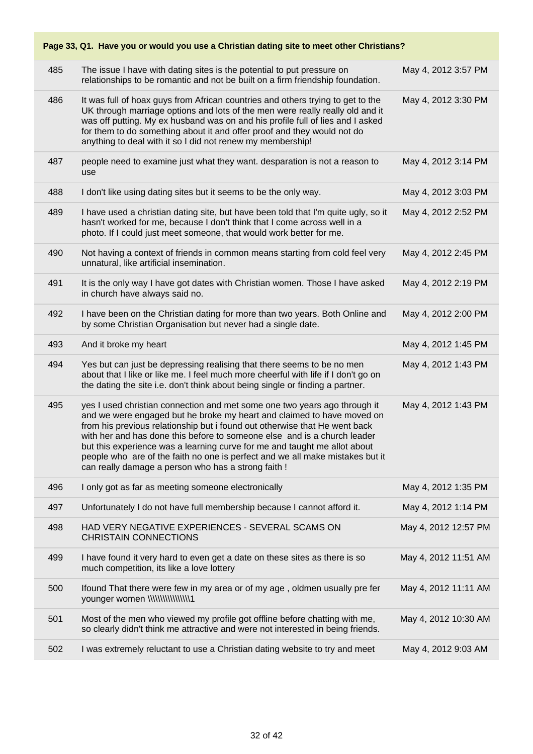### Page 33, Q1. Have you or would you use a Christian dating site to meet other Christians?

| | | |
|---|---|---|
| 485 | The issue I have with dating sites is the potential to put pressure on relationships to be romantic and not be built on a firm friendship foundation. | May 4, 2012 3:57 PM |
| 486 | It was full of hoax guys from African countries and others trying to get to the UK through marriage options and lots of the men were really really old and it was off putting. My ex husband was on and his profile full of lies and I asked for them to do something about it and offer proof and they would not do anything to deal with it so I did not renew my membership! | May 4, 2012 3:30 PM |
| 487 | people need to examine just what they want. desparation is not a reason to use | May 4, 2012 3:14 PM |
| 488 | I don't like using dating sites but it seems to be the only way. | May 4, 2012 3:03 PM |
| 489 | I have used a christian dating site, but have been told that I'm quite ugly, so it hasn't worked for me, because I don't think that I come across well in a photo. If I could just meet someone, that would work better for me. | May 4, 2012 2:52 PM |
| 490 | Not having a context of friends in common means starting from cold feel very unnatural, like artificial insemination. | May 4, 2012 2:45 PM |
| 491 | It is the only way I have got dates with Christian women. Those I have asked in church have always said no. | May 4, 2012 2:19 PM |
| 492 | I have been on the Christian dating for more than two years. Both Online and by some Christian Organisation but never had a single date. | May 4, 2012 2:00 PM |
| 493 | And it broke my heart | May 4, 2012 1:45 PM |
| 494 | Yes but can just be depressing realising that there seems to be no men about that I like or like me. I feel much more cheerful with life if I don't go on the dating site i.e. don't think about being single or finding a partner. | May 4, 2012 1:43 PM |
| 495 | yes I used christian connection and met some one two years ago through it and we were engaged but he broke my heart and claimed to have moved on from his previous relationship but i found out otherwise that He went back with her and has done this before to someone else and is a church leader but this experience was a learning curve for me and taught me allot about people who are of the faith no one is perfect and we all make mistakes but it can really damage a person who has a strong faith ! | May 4, 2012 1:43 PM |
| 496 | I only got as far as meeting someone electronically | May 4, 2012 1:35 PM |
| 497 | Unfortunately I do not have full membership because I cannot afford it. | May 4, 2012 1:14 PM |
| 498 | HAD VERY NEGATIVE EXPERIENCES - SEVERAL SCAMS ON CHRISTAIN CONNECTIONS | May 4, 2012 12:57 PM |
| 499 | I have found it very hard to even get a date on these sites as there is so much competition, its like a love lottery | May 4, 2012 11:51 AM |
| 500 | Ifound That there were few in my area or of my age , oldmen usually pre fer younger women \\\\\\\\\\\\\\\\\1 | May 4, 2012 11:11 AM |
| 501 | Most of the men who viewed my profile got offline before chatting with me, so clearly didn't think me attractive and were not interested in being friends. | May 4, 2012 10:30 AM |
| 502 | I was extremely reluctant to use a Christian dating website to try and meet | May 4, 2012 9:03 AM |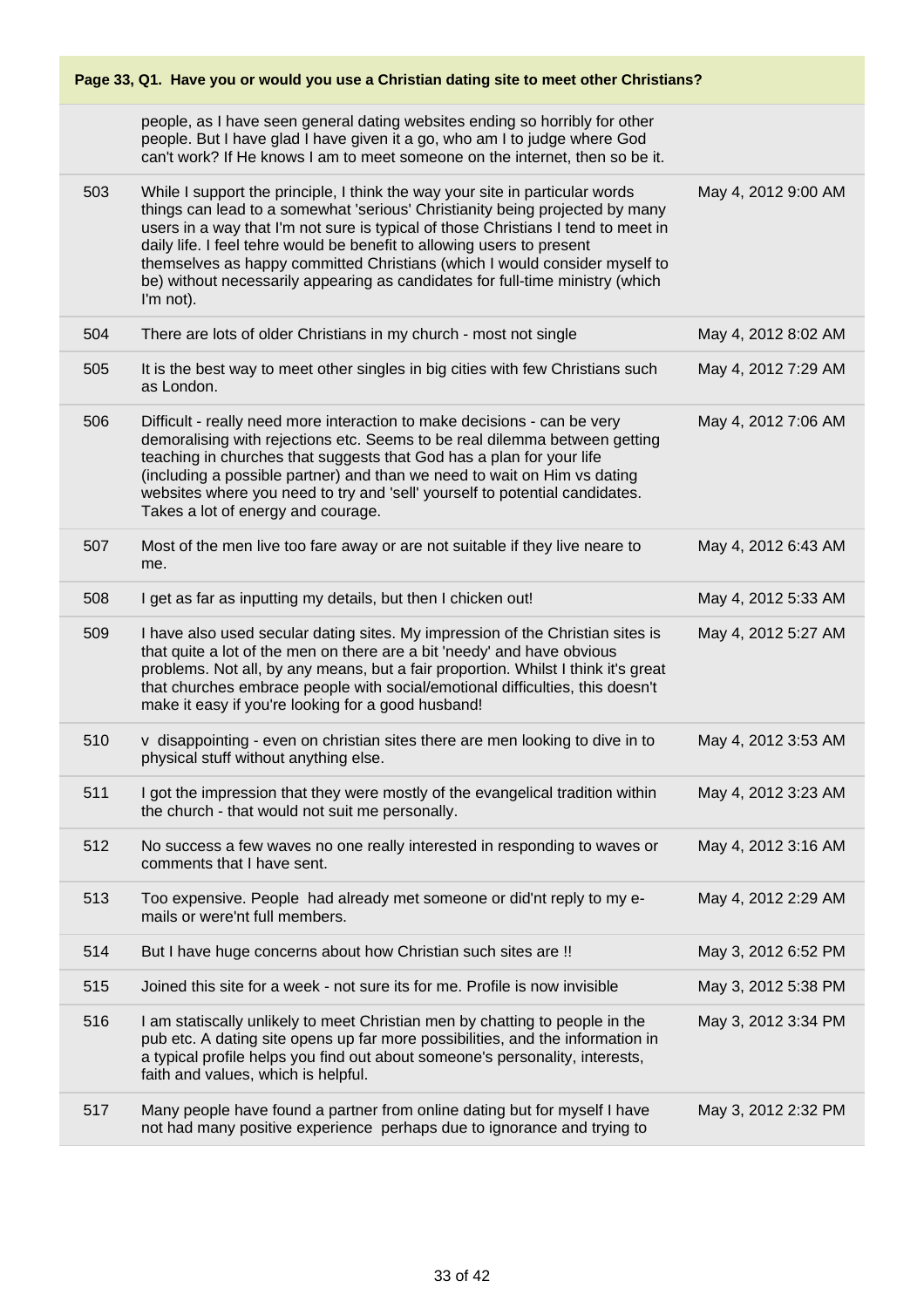**Page 33, Q1. Have you or would you use a Christian dating site to meet other Christians?**

| | | |
|---|---|---|
| | people, as I have seen general dating websites ending so horribly for other people. But I have glad I have given it a go, who am I to judge where God can't work? If He knows I am to meet someone on the internet, then so be it. | |
| 503 | While I support the principle, I think the way your site in particular words things can lead to a somewhat 'serious' Christianity being projected by many users in a way that I'm not sure is typical of those Christians I tend to meet in daily life. I feel tehre would be benefit to allowing users to present themselves as happy committed Christians (which I would consider myself to be) without necessarily appearing as candidates for full-time ministry (which I'm not). | May 4, 2012 9:00 AM |
| 504 | There are lots of older Christians in my church - most not single | May 4, 2012 8:02 AM |
| 505 | It is the best way to meet other singles in big cities with few Christians such as London. | May 4, 2012 7:29 AM |
| 506 | Difficult - really need more interaction to make decisions - can be very demoralising with rejections etc. Seems to be real dilemma between getting teaching in churches that suggests that God has a plan for your life (including a possible partner) and than we need to wait on Him vs dating websites where you need to try and 'sell' yourself to potential candidates. Takes a lot of energy and courage. | May 4, 2012 7:06 AM |
| 507 | Most of the men live too fare away or are not suitable if they live neare to me. | May 4, 2012 6:43 AM |
| 508 | I get as far as inputting my details, but then I chicken out! | May 4, 2012 5:33 AM |
| 509 | I have also used secular dating sites. My impression of the Christian sites is that quite a lot of the men on there are a bit 'needy' and have obvious problems. Not all, by any means, but a fair proportion. Whilst I think it's great that churches embrace people with social/emotional difficulties, this doesn't make it easy if you're looking for a good husband! | May 4, 2012 5:27 AM |
| 510 | v disappointing - even on christian sites there are men looking to dive in to physical stuff without anything else. | May 4, 2012 3:53 AM |
| 511 | I got the impression that they were mostly of the evangelical tradition within the church - that would not suit me personally. | May 4, 2012 3:23 AM |
| 512 | No success a few waves no one really interested in responding to waves or comments that I have sent. | May 4, 2012 3:16 AM |
| 513 | Too expensive. People had already met someone or did'nt reply to my e-mails or were'nt full members. | May 4, 2012 2:29 AM |
| 514 | But I have huge concerns about how Christian such sites are !! | May 3, 2012 6:52 PM |
| 515 | Joined this site for a week - not sure its for me. Profile is now invisible | May 3, 2012 5:38 PM |
| 516 | I am statiscally unlikely to meet Christian men by chatting to people in the pub etc. A dating site opens up far more possibilities, and the information in a typical profile helps you find out about someone's personality, interests, faith and values, which is helpful. | May 3, 2012 3:34 PM |
| 517 | Many people have found a partner from online dating but for myself I have not had many positive experience perhaps due to ignorance and trying to | May 3, 2012 2:32 PM |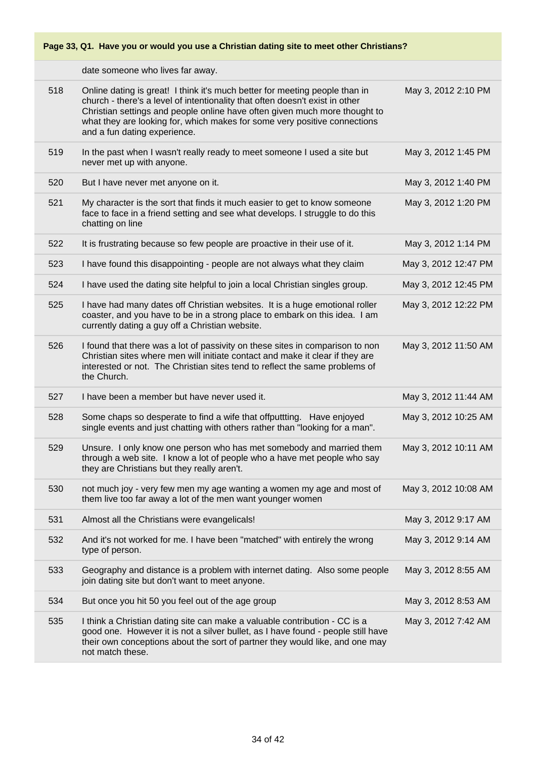**Page 33, Q1. Have you or would you use a Christian dating site to meet other Christians?**

| | | |
|---|---|---|
| | date someone who lives far away. | |
| 518 | Online dating is great! I think it's much better for meeting people than in church - there's a level of intentionality that often doesn't exist in other Christian settings and people online have often given much more thought to what they are looking for, which makes for some very positive connections and a fun dating experience. | May 3, 2012 2:10 PM |
| 519 | In the past when I wasn't really ready to meet someone I used a site but never met up with anyone. | May 3, 2012 1:45 PM |
| 520 | But I have never met anyone on it. | May 3, 2012 1:40 PM |
| 521 | My character is the sort that finds it much easier to get to know someone face to face in a friend setting and see what develops. I struggle to do this chatting on line | May 3, 2012 1:20 PM |
| 522 | It is frustrating because so few people are proactive in their use of it. | May 3, 2012 1:14 PM |
| 523 | I have found this disappointing - people are not always what they claim | May 3, 2012 12:47 PM |
| 524 | I have used the dating site helpful to join a local Christian singles group. | May 3, 2012 12:45 PM |
| 525 | I have had many dates off Christian websites. It is a huge emotional roller coaster, and you have to be in a strong place to embark on this idea. I am currently dating a guy off a Christian website. | May 3, 2012 12:22 PM |
| 526 | I found that there was a lot of passivity on these sites in comparison to non Christian sites where men will initiate contact and make it clear if they are interested or not. The Christian sites tend to reflect the same problems of the Church. | May 3, 2012 11:50 AM |
| 527 | I have been a member but have never used it. | May 3, 2012 11:44 AM |
| 528 | Some chaps so desperate to find a wife that offputtting. Have enjoyed single events and just chatting with others rather than "looking for a man". | May 3, 2012 10:25 AM |
| 529 | Unsure. I only know one person who has met somebody and married them through a web site. I know a lot of people who a have met people who say they are Christians but they really aren't. | May 3, 2012 10:11 AM |
| 530 | not much joy - very few men my age wanting a women my age and most of them live too far away a lot of the men want younger women | May 3, 2012 10:08 AM |
| 531 | Almost all the Christians were evangelicals! | May 3, 2012 9:17 AM |
| 532 | And it's not worked for me. I have been "matched" with entirely the wrong type of person. | May 3, 2012 9:14 AM |
| 533 | Geography and distance is a problem with internet dating. Also some people join dating site but don't want to meet anyone. | May 3, 2012 8:55 AM |
| 534 | But once you hit 50 you feel out of the age group | May 3, 2012 8:53 AM |
| 535 | I think a Christian dating site can make a valuable contribution - CC is a good one. However it is not a silver bullet, as I have found - people still have their own conceptions about the sort of partner they would like, and one may not match these. | May 3, 2012 7:42 AM |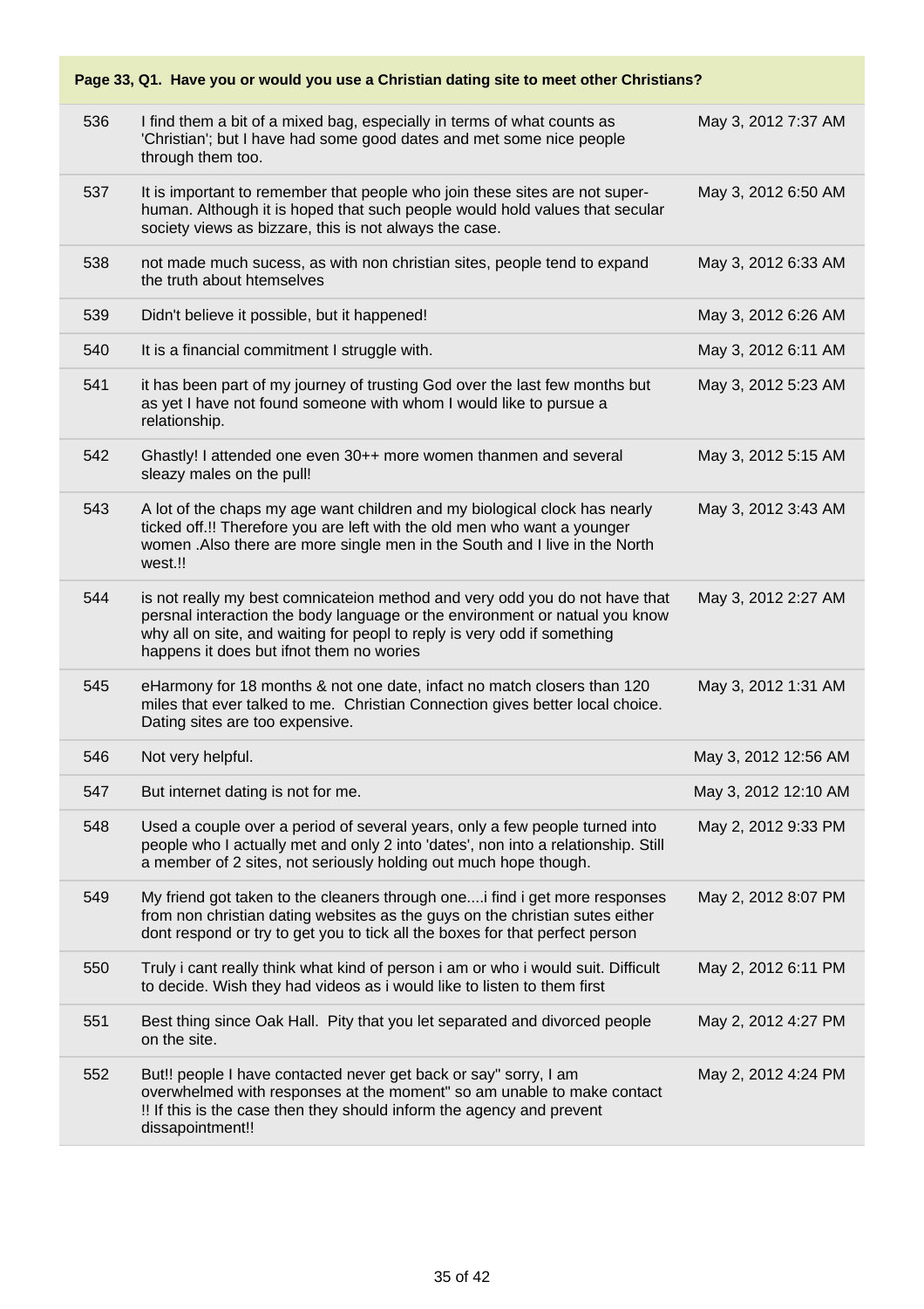**Page 33, Q1. Have you or would you use a Christian dating site to meet other Christians?**

| # | Response | Date |
|---|---|---|
| 536 | I find them a bit of a mixed bag, especially in terms of what counts as 'Christian'; but I have had some good dates and met some nice people through them too. | May 3, 2012 7:37 AM |
| 537 | It is important to remember that people who join these sites are not super-human. Although it is hoped that such people would hold values that secular society views as bizzare, this is not always the case. | May 3, 2012 6:50 AM |
| 538 | not made much sucess, as with non christian sites, people tend to expand the truth about htemselves | May 3, 2012 6:33 AM |
| 539 | Didn't believe it possible, but it happened! | May 3, 2012 6:26 AM |
| 540 | It is a financial commitment I struggle with. | May 3, 2012 6:11 AM |
| 541 | it has been part of my journey of trusting God over the last few months but as yet I have not found someone with whom I would like to pursue a relationship. | May 3, 2012 5:23 AM |
| 542 | Ghastly! I attended one even 30++ more women thanmen and several sleazy males on the pull! | May 3, 2012 5:15 AM |
| 543 | A lot of the chaps my age want children and my biological clock has nearly ticked off.!! Therefore you are left with the old men who want a younger women .Also there are more single men in the South and I live in the North west.!! | May 3, 2012 3:43 AM |
| 544 | is not really my best comnicateion method and very odd you do not have that persnal interaction the body language or the environment or natual you know why all on site, and waiting for peopl to reply is very odd if something happens it does but ifnot them no wories | May 3, 2012 2:27 AM |
| 545 | eHarmony for 18 months & not one date, infact no match closers than 120 miles that ever talked to me. Christian Connection gives better local choice. Dating sites are too expensive. | May 3, 2012 1:31 AM |
| 546 | Not very helpful. | May 3, 2012 12:56 AM |
| 547 | But internet dating is not for me. | May 3, 2012 12:10 AM |
| 548 | Used a couple over a period of several years, only a few people turned into people who I actually met and only 2 into 'dates', non into a relationship. Still a member of 2 sites, not seriously holding out much hope though. | May 2, 2012 9:33 PM |
| 549 | My friend got taken to the cleaners through one....i find i get more responses from non christian dating websites as the guys on the christian sutes either dont respond or try to get you to tick all the boxes for that perfect person | May 2, 2012 8:07 PM |
| 550 | Truly i cant really think what kind of person i am or who i would suit. Difficult to decide. Wish they had videos as i would like to listen to them first | May 2, 2012 6:11 PM |
| 551 | Best thing since Oak Hall. Pity that you let separated and divorced people on the site. | May 2, 2012 4:27 PM |
| 552 | But!! people I have contacted never get back or say" sorry, I am overwhelmed with responses at the moment" so am unable to make contact !! If this is the case then they should inform the agency and prevent dissapointment!! | May 2, 2012 4:24 PM |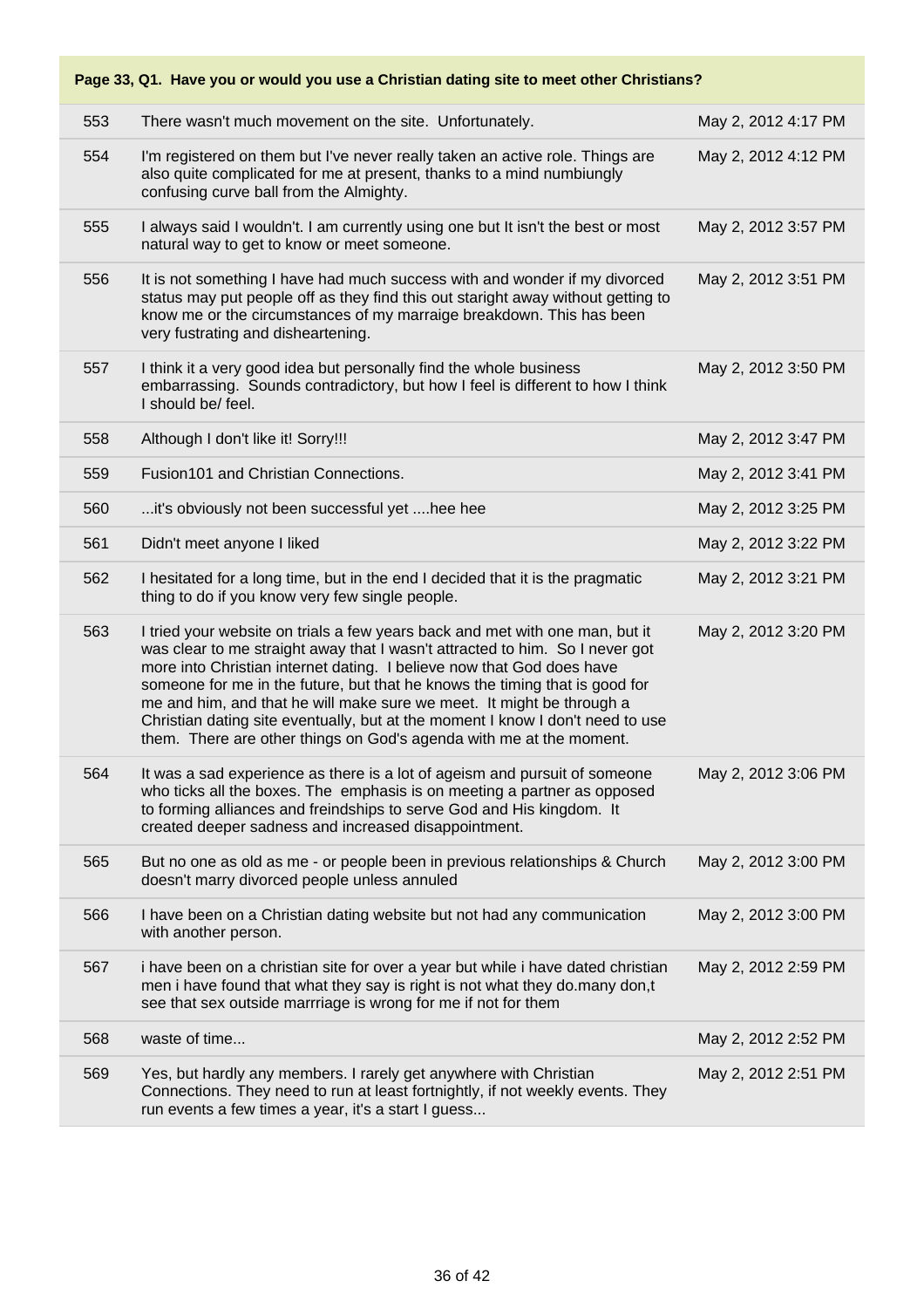**Page 33, Q1. Have you or would you use a Christian dating site to meet other Christians?**

| | | |
|---|---|---|
| 553 | There wasn't much movement on the site. Unfortunately. | May 2, 2012 4:17 PM |
| 554 | I'm registered on them but I've never really taken an active role. Things are also quite complicated for me at present, thanks to a mind numbiungly confusing curve ball from the Almighty. | May 2, 2012 4:12 PM |
| 555 | I always said I wouldn't. I am currently using one but It isn't the best or most natural way to get to know or meet someone. | May 2, 2012 3:57 PM |
| 556 | It is not something I have had much success with and wonder if my divorced status may put people off as they find this out staright away without getting to know me or the circumstances of my marraige breakdown. This has been very fustrating and disheartening. | May 2, 2012 3:51 PM |
| 557 | I think it a very good idea but personally find the whole business embarrassing. Sounds contradictory, but how I feel is different to how I think I should be/ feel. | May 2, 2012 3:50 PM |
| 558 | Although I don't like it! Sorry!!! | May 2, 2012 3:47 PM |
| 559 | Fusion101 and Christian Connections. | May 2, 2012 3:41 PM |
| 560 | ...it's obviously not been successful yet ....hee hee | May 2, 2012 3:25 PM |
| 561 | Didn't meet anyone I liked | May 2, 2012 3:22 PM |
| 562 | I hesitated for a long time, but in the end I decided that it is the pragmatic thing to do if you know very few single people. | May 2, 2012 3:21 PM |
| 563 | I tried your website on trials a few years back and met with one man, but it was clear to me straight away that I wasn't attracted to him. So I never got more into Christian internet dating. I believe now that God does have someone for me in the future, but that he knows the timing that is good for me and him, and that he will make sure we meet. It might be through a Christian dating site eventually, but at the moment I know I don't need to use them. There are other things on God's agenda with me at the moment. | May 2, 2012 3:20 PM |
| 564 | It was a sad experience as there is a lot of ageism and pursuit of someone who ticks all the boxes. The emphasis is on meeting a partner as opposed to forming alliances and freindships to serve God and His kingdom. It created deeper sadness and increased disappointment. | May 2, 2012 3:06 PM |
| 565 | But no one as old as me - or people been in previous relationships & Church doesn't marry divorced people unless annuled | May 2, 2012 3:00 PM |
| 566 | I have been on a Christian dating website but not had any communication with another person. | May 2, 2012 3:00 PM |
| 567 | i have been on a christian site for over a year but while i have dated christian men i have found that what they say is right is not what they do.many don,t see that sex outside marrriage is wrong for me if not for them | May 2, 2012 2:59 PM |
| 568 | waste of time... | May 2, 2012 2:52 PM |
| 569 | Yes, but hardly any members. I rarely get anywhere with Christian Connections. They need to run at least fortnightly, if not weekly events. They run events a few times a year, it's a start I guess... | May 2, 2012 2:51 PM |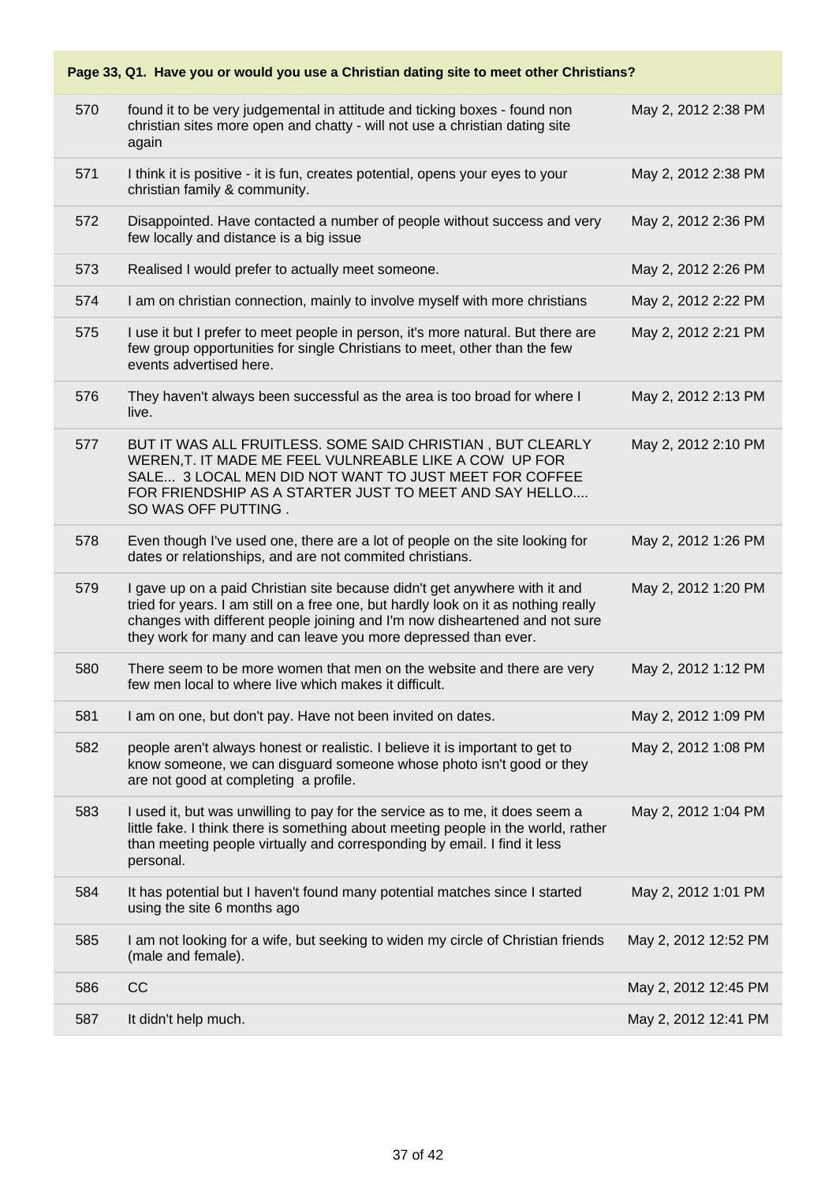**Page 33, Q1. Have you or would you use a Christian dating site to meet other Christians?**

| | | |
|---|---|---|
| 570 | found it to be very judgemental in attitude and ticking boxes - found non christian sites more open and chatty - will not use a christian dating site again | May 2, 2012 2:38 PM |
| 571 | I think it is positive - it is fun, creates potential, opens your eyes to your christian family & community. | May 2, 2012 2:38 PM |
| 572 | Disappointed. Have contacted a number of people without success and very few locally and distance is a big issue | May 2, 2012 2:36 PM |
| 573 | Realised I would prefer to actually meet someone. | May 2, 2012 2:26 PM |
| 574 | I am on christian connection, mainly to involve myself with more christians | May 2, 2012 2:22 PM |
| 575 | I use it but I prefer to meet people in person, it's more natural. But there are few group opportunities for single Christians to meet, other than the few events advertised here. | May 2, 2012 2:21 PM |
| 576 | They haven't always been successful as the area is too broad for where I live. | May 2, 2012 2:13 PM |
| 577 | BUT IT WAS ALL FRUITLESS. SOME SAID CHRISTIAN , BUT CLEARLY WEREN,T. IT MADE ME FEEL VULNREABLE LIKE A COW UP FOR SALE... 3 LOCAL MEN DID NOT WANT TO JUST MEET FOR COFFEE FOR FRIENDSHIP AS A STARTER JUST TO MEET AND SAY HELLO.... SO WAS OFF PUTTING . | May 2, 2012 2:10 PM |
| 578 | Even though I've used one, there are a lot of people on the site looking for dates or relationships, and are not commited christians. | May 2, 2012 1:26 PM |
| 579 | I gave up on a paid Christian site because didn't get anywhere with it and tried for years. I am still on a free one, but hardly look on it as nothing really changes with different people joining and I'm now disheartened and not sure they work for many and can leave you more depressed than ever. | May 2, 2012 1:20 PM |
| 580 | There seem to be more women that men on the website and there are very few men local to where Iive which makes it difficult. | May 2, 2012 1:12 PM |
| 581 | I am on one, but don't pay. Have not been invited on dates. | May 2, 2012 1:09 PM |
| 582 | people aren't always honest or realistic. I believe it is important to get to know someone, we can disguard someone whose photo isn't good or they are not good at completing a profile. | May 2, 2012 1:08 PM |
| 583 | I used it, but was unwilling to pay for the service as to me, it does seem a little fake. I think there is something about meeting people in the world, rather than meeting people virtually and corresponding by email. I find it less personal. | May 2, 2012 1:04 PM |
| 584 | It has potential but I haven't found many potential matches since I started using the site 6 months ago | May 2, 2012 1:01 PM |
| 585 | I am not looking for a wife, but seeking to widen my circle of Christian friends (male and female). | May 2, 2012 12:52 PM |
| 586 | CC | May 2, 2012 12:45 PM |
| 587 | It didn't help much. | May 2, 2012 12:41 PM |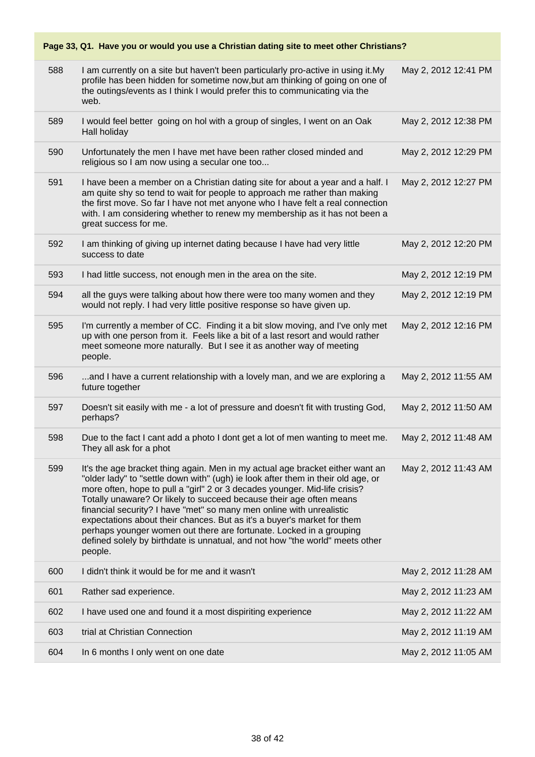**Page 33, Q1. Have you or would you use a Christian dating site to meet other Christians?**

| | | |
|---|---|---|
| 588 | I am currently on a site but haven't been particularly pro-active in using it.My profile has been hidden for sometime now,but am thinking of going on one of the outings/events as I think I would prefer this to communicating via the web. | May 2, 2012 12:41 PM |
| 589 | I would feel better going on hol with a group of singles, I went on an Oak Hall holiday | May 2, 2012 12:38 PM |
| 590 | Unfortunately the men I have met have been rather closed minded and religious so I am now using a secular one too... | May 2, 2012 12:29 PM |
| 591 | I have been a member on a Christian dating site for about a year and a half. I am quite shy so tend to wait for people to approach me rather than making the first move. So far I have not met anyone who I have felt a real connection with. I am considering whether to renew my membership as it has not been a great success for me. | May 2, 2012 12:27 PM |
| 592 | I am thinking of giving up internet dating because I have had very little success to date | May 2, 2012 12:20 PM |
| 593 | I had little success, not enough men in the area on the site. | May 2, 2012 12:19 PM |
| 594 | all the guys were talking about how there were too many women and they would not reply. I had very little positive response so have given up. | May 2, 2012 12:19 PM |
| 595 | I'm currently a member of CC. Finding it a bit slow moving, and I've only met up with one person from it. Feels like a bit of a last resort and would rather meet someone more naturally. But I see it as another way of meeting people. | May 2, 2012 12:16 PM |
| 596 | ...and I have a current relationship with a lovely man, and we are exploring a future together | May 2, 2012 11:55 AM |
| 597 | Doesn't sit easily with me - a lot of pressure and doesn't fit with trusting God, perhaps? | May 2, 2012 11:50 AM |
| 598 | Due to the fact I cant add a photo I dont get a lot of men wanting to meet me. They all ask for a phot | May 2, 2012 11:48 AM |
| 599 | It's the age bracket thing again. Men in my actual age bracket either want an "older lady" to "settle down with" (ugh) ie look after them in their old age, or more often, hope to pull a "girl" 2 or 3 decades younger. Mid-life crisis? Totally unaware? Or likely to succeed because their age often means financial security? I have "met" so many men online with unrealistic expectations about their chances. But as it's a buyer's market for them perhaps younger women out there are fortunate. Locked in a grouping defined solely by birthdate is unnatural, and not how "the world" meets other people. | May 2, 2012 11:43 AM |
| 600 | I didn't think it would be for me and it wasn't | May 2, 2012 11:28 AM |
| 601 | Rather sad experience. | May 2, 2012 11:23 AM |
| 602 | I have used one and found it a most dispiriting experience | May 2, 2012 11:22 AM |
| 603 | trial at Christian Connection | May 2, 2012 11:19 AM |
| 604 | In 6 months I only went on one date | May 2, 2012 11:05 AM |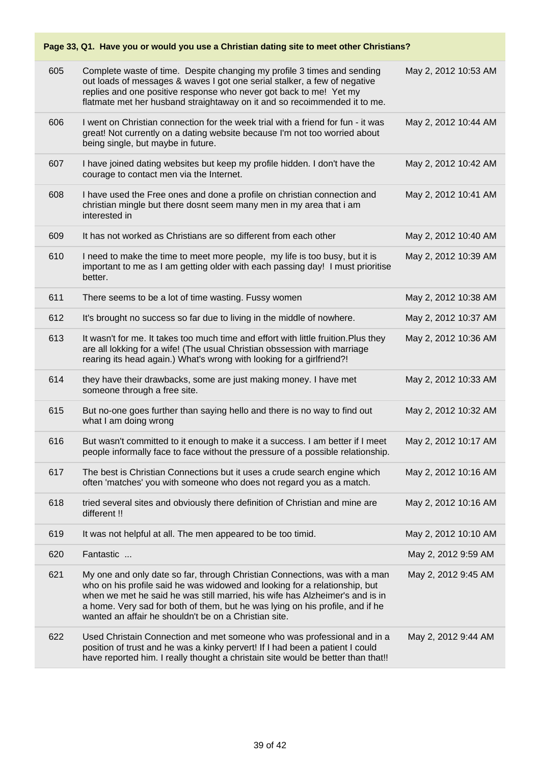**Page 33, Q1. Have you or would you use a Christian dating site to meet other Christians?**

| | | |
|---|---|---|
| 605 | Complete waste of time. Despite changing my profile 3 times and sending out loads of messages & waves I got one serial stalker, a few of negative replies and one positive response who never got back to me! Yet my flatmate met her husband straightaway on it and so recoimmended it to me. | May 2, 2012 10:53 AM |
| 606 | I went on Christian connection for the week trial with a friend for fun - it was great! Not currently on a dating website because I'm not too worried about being single, but maybe in future. | May 2, 2012 10:44 AM |
| 607 | I have joined dating websites but keep my profile hidden. I don't have the courage to contact men via the Internet. | May 2, 2012 10:42 AM |
| 608 | I have used the Free ones and done a profile on christian connection and christian mingle but there dosnt seem many men in my area that i am interested in | May 2, 2012 10:41 AM |
| 609 | It has not worked as Christians are so different from each other | May 2, 2012 10:40 AM |
| 610 | I need to make the time to meet more people, my life is too busy, but it is important to me as I am getting older with each passing day! I must prioritise better. | May 2, 2012 10:39 AM |
| 611 | There seems to be a lot of time wasting. Fussy women | May 2, 2012 10:38 AM |
| 612 | It's brought no success so far due to living in the middle of nowhere. | May 2, 2012 10:37 AM |
| 613 | It wasn't for me. It takes too much time and effort with little fruition.Plus they are all lokking for a wife! (The usual Christian obssession with marriage rearing its head again.) What's wrong with looking for a girlfriend?! | May 2, 2012 10:36 AM |
| 614 | they have their drawbacks, some are just making money. I have met someone through a free site. | May 2, 2012 10:33 AM |
| 615 | But no-one goes further than saying hello and there is no way to find out what I am doing wrong | May 2, 2012 10:32 AM |
| 616 | But wasn't committed to it enough to make it a success. I am better if I meet people informally face to face without the pressure of a possible relationship. | May 2, 2012 10:17 AM |
| 617 | The best is Christian Connections but it uses a crude search engine which often 'matches' you with someone who does not regard you as a match. | May 2, 2012 10:16 AM |
| 618 | tried several sites and obviously there definition of Christian and mine are different !! | May 2, 2012 10:16 AM |
| 619 | It was not helpful at all. The men appeared to be too timid. | May 2, 2012 10:10 AM |
| 620 | Fantastic ... | May 2, 2012 9:59 AM |
| 621 | My one and only date so far, through Christian Connections, was with a man who on his profile said he was widowed and looking for a relationship, but when we met he said he was still married, his wife has Alzheimer's and is in a home. Very sad for both of them, but he was lying on his profile, and if he wanted an affair he shouldn't be on a Christian site. | May 2, 2012 9:45 AM |
| 622 | Used Christain Connection and met someone who was professional and in a position of trust and he was a kinky pervert! If I had been a patient I could have reported him. I really thought a christain site would be better than that!! | May 2, 2012 9:44 AM |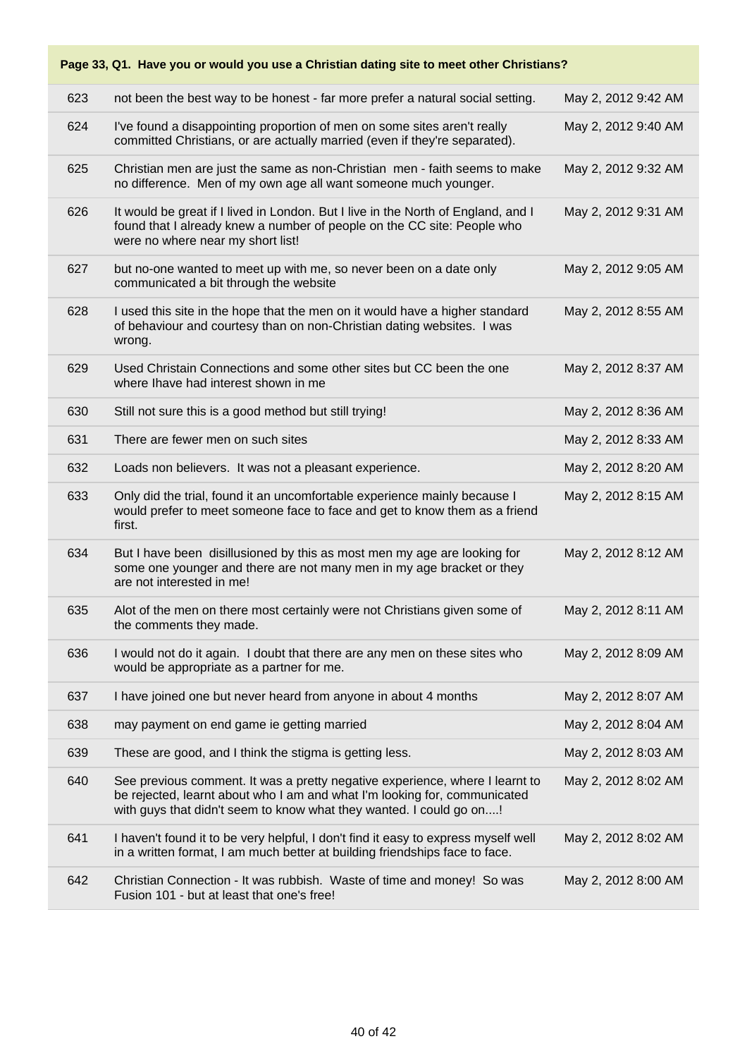**Page 33, Q1. Have you or would you use a Christian dating site to meet other Christians?**

| | | |
|---|---|---|
| 623 | not been the best way to be honest - far more prefer a natural social setting. | May 2, 2012 9:42 AM |
| 624 | I've found a disappointing proportion of men on some sites aren't really committed Christians, or are actually married (even if they're separated). | May 2, 2012 9:40 AM |
| 625 | Christian men are just the same as non-Christian men - faith seems to make no difference. Men of my own age all want someone much younger. | May 2, 2012 9:32 AM |
| 626 | It would be great if I lived in London. But I live in the North of England, and I found that I already knew a number of people on the CC site: People who were no where near my short list! | May 2, 2012 9:31 AM |
| 627 | but no-one wanted to meet up with me, so never been on a date only communicated a bit through the website | May 2, 2012 9:05 AM |
| 628 | I used this site in the hope that the men on it would have a higher standard of behaviour and courtesy than on non-Christian dating websites. I was wrong. | May 2, 2012 8:55 AM |
| 629 | Used Christain Connections and some other sites but CC been the one where Ihave had interest shown in me | May 2, 2012 8:37 AM |
| 630 | Still not sure this is a good method but still trying! | May 2, 2012 8:36 AM |
| 631 | There are fewer men on such sites | May 2, 2012 8:33 AM |
| 632 | Loads non believers. It was not a pleasant experience. | May 2, 2012 8:20 AM |
| 633 | Only did the trial, found it an uncomfortable experience mainly because I would prefer to meet someone face to face and get to know them as a friend first. | May 2, 2012 8:15 AM |
| 634 | But I have been disillusioned by this as most men my age are looking for some one younger and there are not many men in my age bracket or they are not interested in me! | May 2, 2012 8:12 AM |
| 635 | Alot of the men on there most certainly were not Christians given some of the comments they made. | May 2, 2012 8:11 AM |
| 636 | I would not do it again. I doubt that there are any men on these sites who would be appropriate as a partner for me. | May 2, 2012 8:09 AM |
| 637 | I have joined one but never heard from anyone in about 4 months | May 2, 2012 8:07 AM |
| 638 | may payment on end game ie getting married | May 2, 2012 8:04 AM |
| 639 | These are good, and I think the stigma is getting less. | May 2, 2012 8:03 AM |
| 640 | See previous comment. It was a pretty negative experience, where I learnt to be rejected, learnt about who I am and what I'm looking for, communicated with guys that didn't seem to know what they wanted. I could go on....! | May 2, 2012 8:02 AM |
| 641 | I haven't found it to be very helpful, I don't find it easy to express myself well in a written format, I am much better at building friendships face to face. | May 2, 2012 8:02 AM |
| 642 | Christian Connection - It was rubbish. Waste of time and money! So was Fusion 101 - but at least that one's free! | May 2, 2012 8:00 AM |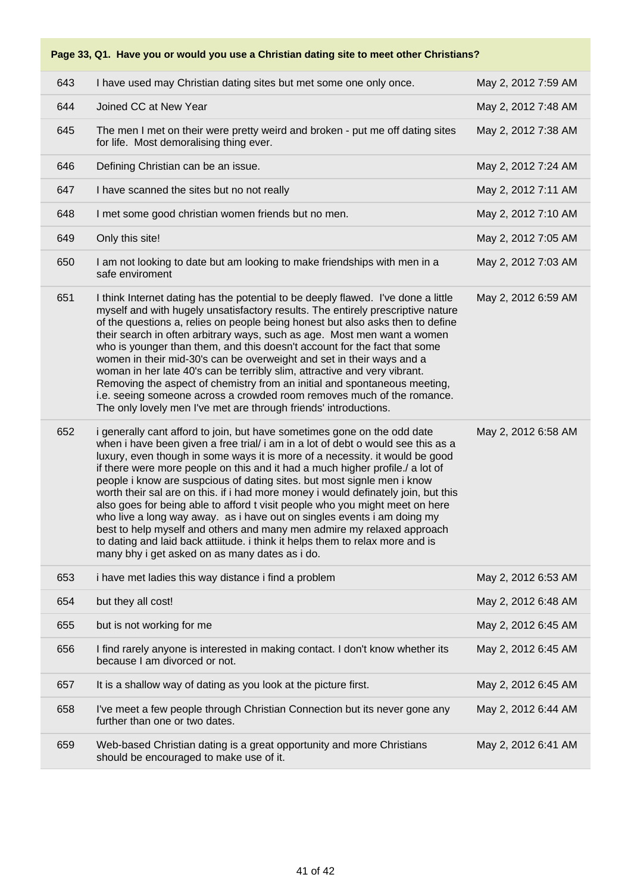**Page 33, Q1. Have you or would you use a Christian dating site to meet other Christians?**

| | | |
|---|---|---|
| 643 | I have used may Christian dating sites but met some one only once. | May 2, 2012 7:59 AM |
| 644 | Joined CC at New Year | May 2, 2012 7:48 AM |
| 645 | The men I met on their were pretty weird and broken - put me off dating sites for life. Most demoralising thing ever. | May 2, 2012 7:38 AM |
| 646 | Defining Christian can be an issue. | May 2, 2012 7:24 AM |
| 647 | I have scanned the sites but no not really | May 2, 2012 7:11 AM |
| 648 | I met some good christian women friends but no men. | May 2, 2012 7:10 AM |
| 649 | Only this site! | May 2, 2012 7:05 AM |
| 650 | I am not looking to date but am looking to make friendships with men in a safe enviroment | May 2, 2012 7:03 AM |
| 651 | I think Internet dating has the potential to be deeply flawed. I've done a little myself and with hugely unsatisfactory results. The entirely prescriptive nature of the questions a, relies on people being honest but also asks then to define their search in often arbitrary ways, such as age. Most men want a women who is younger than them, and this doesn't account for the fact that some women in their mid-30's can be overweight and set in their ways and a woman in her late 40's can be terribly slim, attractive and very vibrant. Removing the aspect of chemistry from an initial and spontaneous meeting, i.e. seeing someone across a crowded room removes much of the romance. The only lovely men I've met are through friends' introductions. | May 2, 2012 6:59 AM |
| 652 | i generally cant afford to join, but have sometimes gone on the odd date when i have been given a free trial/ i am in a lot of debt o would see this as a luxury, even though in some ways it is more of a necessity. it would be good if there were more people on this and it had a much higher profile./ a lot of people i know are suspcious of dating sites. but most signle men i know worth their sal are on this. if i had more money i would definately join, but this also goes for being able to afford t visit people who you might meet on here who live a long way away. as i have out on singles events i am doing my best to help myself and others and many men admire my relaxed approach to dating and laid back attiitude. i think it helps them to relax more and is many bhy i get asked on as many dates as i do. | May 2, 2012 6:58 AM |
| 653 | i have met ladies this way distance i find a problem | May 2, 2012 6:53 AM |
| 654 | but they all cost! | May 2, 2012 6:48 AM |
| 655 | but is not working for me | May 2, 2012 6:45 AM |
| 656 | I find rarely anyone is interested in making contact. I don't know whether its because I am divorced or not. | May 2, 2012 6:45 AM |
| 657 | It is a shallow way of dating as you look at the picture first. | May 2, 2012 6:45 AM |
| 658 | I've meet a few people through Christian Connection but its never gone any further than one or two dates. | May 2, 2012 6:44 AM |
| 659 | Web-based Christian dating is a great opportunity and more Christians should be encouraged to make use of it. | May 2, 2012 6:41 AM |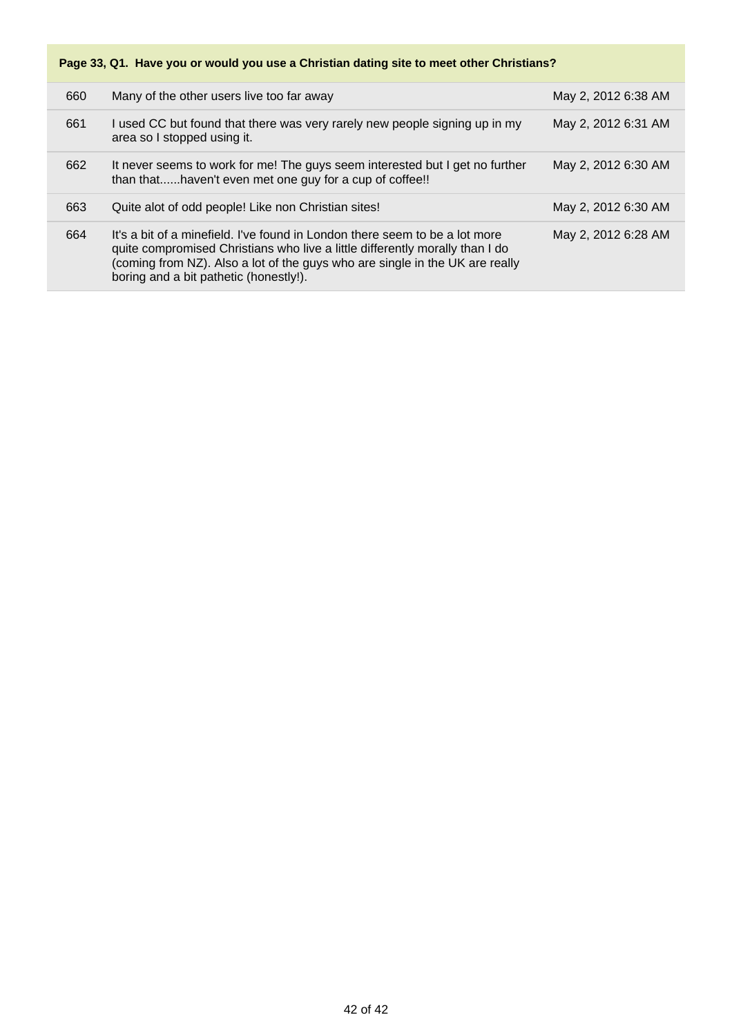| Page 33, Q1. Have you or would you use a Christian dating site to meet other Christians? | | |
|---|---|---|
| 660 | Many of the other users live too far away | May 2, 2012 6:38 AM |
| 661 | I used CC but found that there was very rarely new people signing up in my area so I stopped using it. | May 2, 2012 6:31 AM |
| 662 | It never seems to work for me! The guys seem interested but I get no further than that......haven't even met one guy for a cup of coffee!! | May 2, 2012 6:30 AM |
| 663 | Quite alot of odd people! Like non Christian sites! | May 2, 2012 6:30 AM |
| 664 | It's a bit of a minefield. I've found in London there seem to be a lot more quite compromised Christians who live a little differently morally than I do (coming from NZ). Also a lot of the guys who are single in the UK are really boring and a bit pathetic (honestly!). | May 2, 2012 6:28 AM |